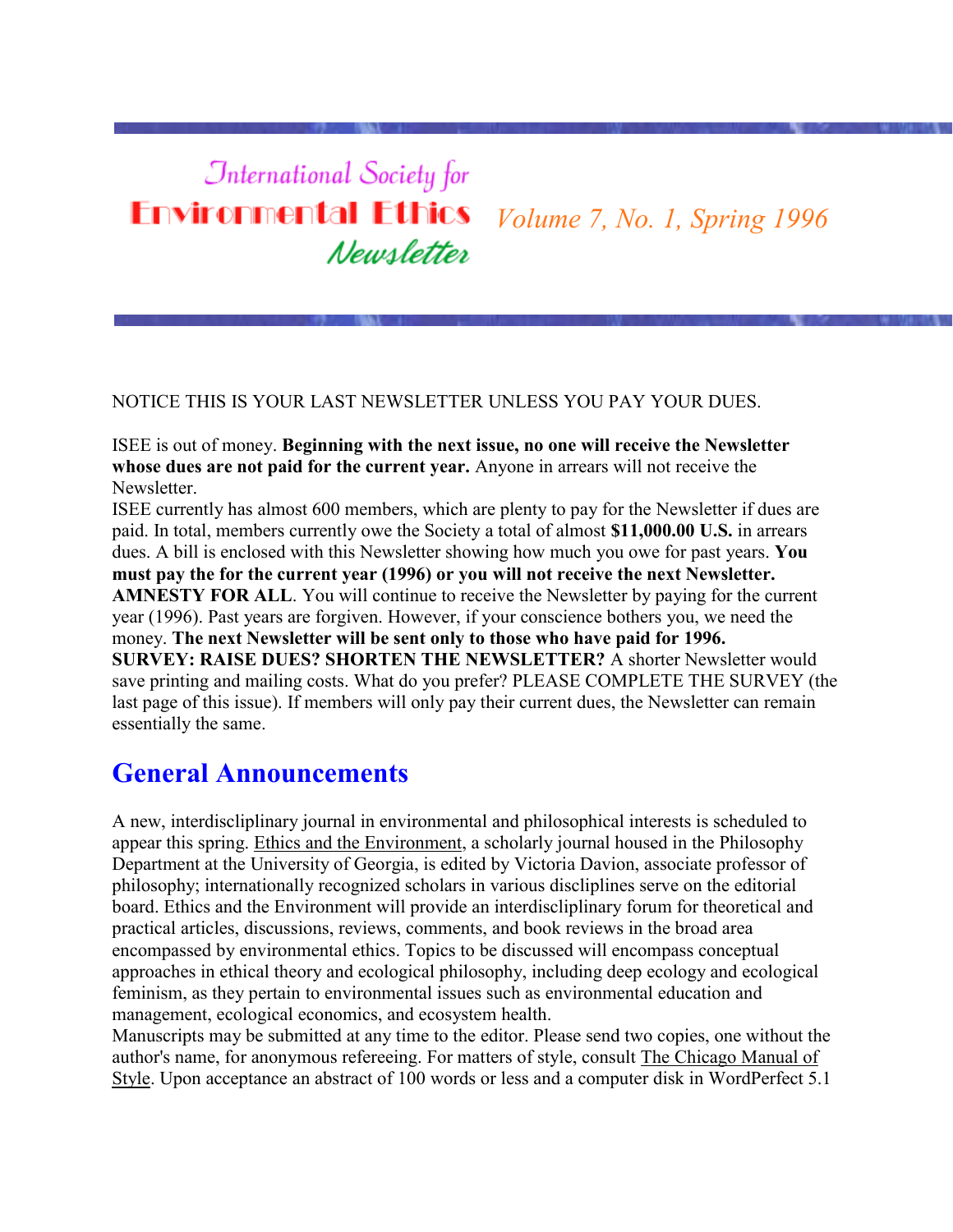# International Society for Environmental Ethics Newsletter

*Volume 7, No. 1, Spring 1996*

NOTICE THIS IS YOUR LAST NEWSLETTER UNLESS YOU PAY YOUR DUES.

ISEE is out of money. **Beginning with the next issue, no one will receive the Newsletter whose dues are not paid for the current year.** Anyone in arrears will not receive the Newsletter.

ISEE currently has almost 600 members, which are plenty to pay for the Newsletter if dues are paid. In total, members currently owe the Society a total of almost **$11,000.00 U.S.** in arrears dues. A bill is enclosed with this Newsletter showing how much you owe for past years. **You must pay the for the current year (1996) or you will not receive the next Newsletter.**

**AMNESTY FOR ALL**. You will continue to receive the Newsletter by paying for the current year (1996). Past years are forgiven. However, if your conscience bothers you, we need the money. **The next Newsletter will be sent only to those who have paid for 1996.**

**SURVEY: RAISE DUES? SHORTEN THE NEWSLETTER?** A shorter Newsletter would save printing and mailing costs. What do you prefer? PLEASE COMPLETE THE SURVEY (the last page of this issue). If members will only pay their current dues, the Newsletter can remain essentially the same.

## General Announcements

A new, interdiscliplinary journal in environmental and philosophical interests is scheduled to appear this spring. Ethics and the Environment, a scholarly journal housed in the Philosophy Department at the University of Georgia, is edited by Victoria Davion, associate professor of philosophy; internationally recognized scholars in various disciplines serve on the editorial board. Ethics and the Environment will provide an interdiscliplinary forum for theoretical and practical articles, discussions, reviews, comments, and book reviews in the broad area encompassed by environmental ethics. Topics to be discussed will encompass conceptual approaches in ethical theory and ecological philosophy, including deep ecology and ecological feminism, as they pertain to environmental issues such as environmental education and management, ecological economics, and ecosystem health.

Manuscripts may be submitted at any time to the editor. Please send two copies, one without the author's name, for anonymous refereeing. For matters of style, consult The Chicago Manual of Style. Upon acceptance an abstract of 100 words or less and a computer disk in WordPerfect 5.1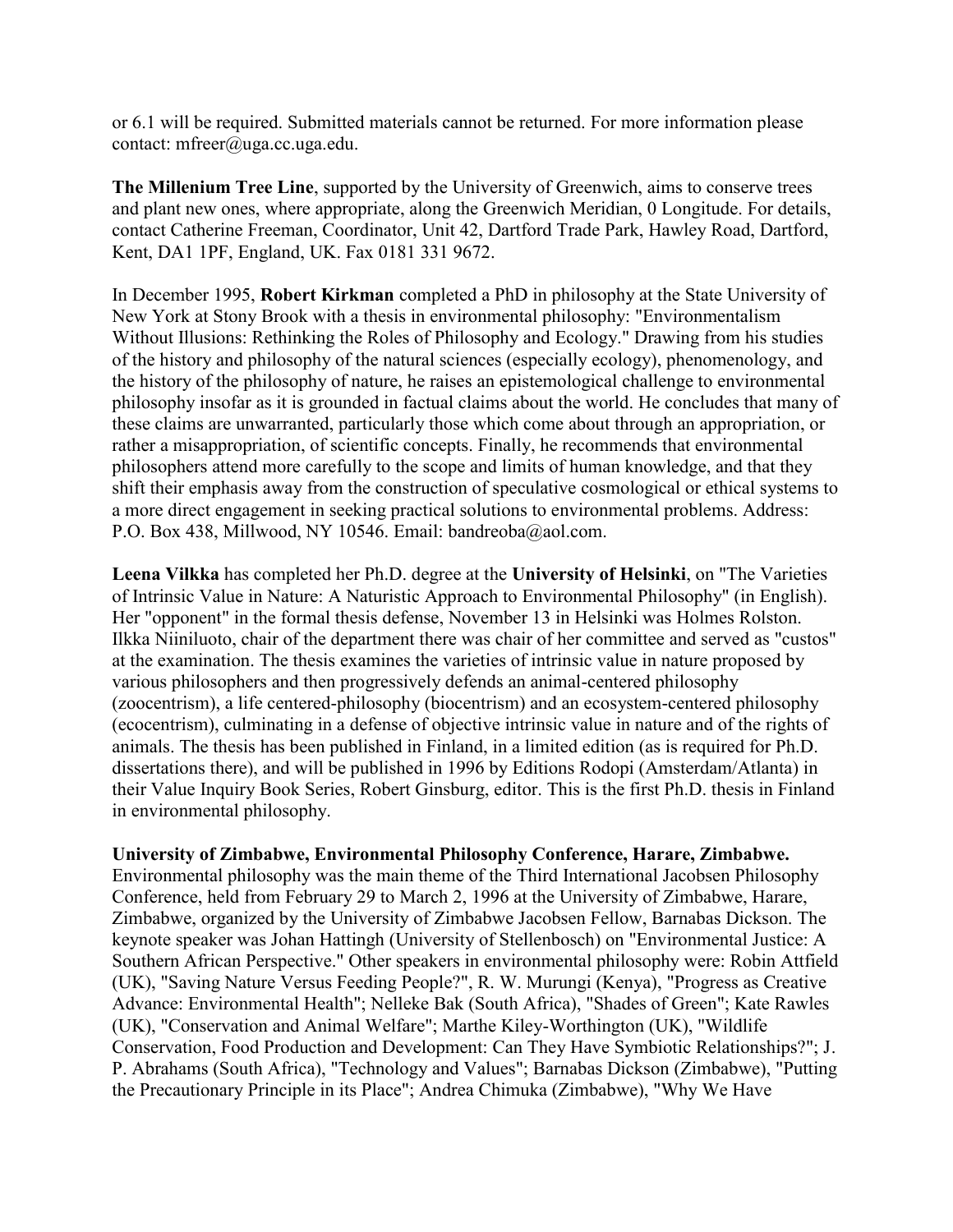or 6.1 will be required. Submitted materials cannot be returned. For more information please contact: mfreer@uga.cc.uga.edu.

**The Millenium Tree Line**, supported by the University of Greenwich, aims to conserve trees and plant new ones, where appropriate, along the Greenwich Meridian, 0 Longitude. For details, contact Catherine Freeman, Coordinator, Unit 42, Dartford Trade Park, Hawley Road, Dartford, Kent, DA1 1PF, England, UK. Fax 0181 331 9672.

In December 1995, **Robert Kirkman** completed a PhD in philosophy at the State University of New York at Stony Brook with a thesis in environmental philosophy: "Environmentalism Without Illusions: Rethinking the Roles of Philosophy and Ecology." Drawing from his studies of the history and philosophy of the natural sciences (especially ecology), phenomenology, and the history of the philosophy of nature, he raises an epistemological challenge to environmental philosophy insofar as it is grounded in factual claims about the world. He concludes that many of these claims are unwarranted, particularly those which come about through an appropriation, or rather a misappropriation, of scientific concepts. Finally, he recommends that environmental philosophers attend more carefully to the scope and limits of human knowledge, and that they shift their emphasis away from the construction of speculative cosmological or ethical systems to a more direct engagement in seeking practical solutions to environmental problems. Address: P.O. Box 438, Millwood, NY 10546. Email: bandreoba@aol.com.

**Leena Vilkka** has completed her Ph.D. degree at the **University of Helsinki**, on "The Varieties of Intrinsic Value in Nature: A Naturistic Approach to Environmental Philosophy" (in English). Her "opponent" in the formal thesis defense, November 13 in Helsinki was Holmes Rolston. Ilkka Niiniluoto, chair of the department there was chair of her committee and served as "custos" at the examination. The thesis examines the varieties of intrinsic value in nature proposed by various philosophers and then progressively defends an animal-centered philosophy (zoocentrism), a life centered-philosophy (biocentrism) and an ecosystem-centered philosophy (ecocentrism), culminating in a defense of objective intrinsic value in nature and of the rights of animals. The thesis has been published in Finland, in a limited edition (as is required for Ph.D. dissertations there), and will be published in 1996 by Editions Rodopi (Amsterdam/Atlanta) in their Value Inquiry Book Series, Robert Ginsburg, editor. This is the first Ph.D. thesis in Finland in environmental philosophy.

**University of Zimbabwe, Environmental Philosophy Conference, Harare, Zimbabwe.** Environmental philosophy was the main theme of the Third International Jacobsen Philosophy Conference, held from February 29 to March 2, 1996 at the University of Zimbabwe, Harare, Zimbabwe, organized by the University of Zimbabwe Jacobsen Fellow, Barnabas Dickson. The keynote speaker was Johan Hattingh (University of Stellenbosch) on "Environmental Justice: A Southern African Perspective." Other speakers in environmental philosophy were: Robin Attfield (UK), "Saving Nature Versus Feeding People?", R. W. Murungi (Kenya), "Progress as Creative Advance: Environmental Health"; Nelleke Bak (South Africa), "Shades of Green"; Kate Rawles (UK), "Conservation and Animal Welfare"; Marthe Kiley-Worthington (UK), "Wildlife Conservation, Food Production and Development: Can They Have Symbiotic Relationships?"; J. P. Abrahams (South Africa), "Technology and Values"; Barnabas Dickson (Zimbabwe), "Putting the Precautionary Principle in its Place"; Andrea Chimuka (Zimbabwe), "Why We Have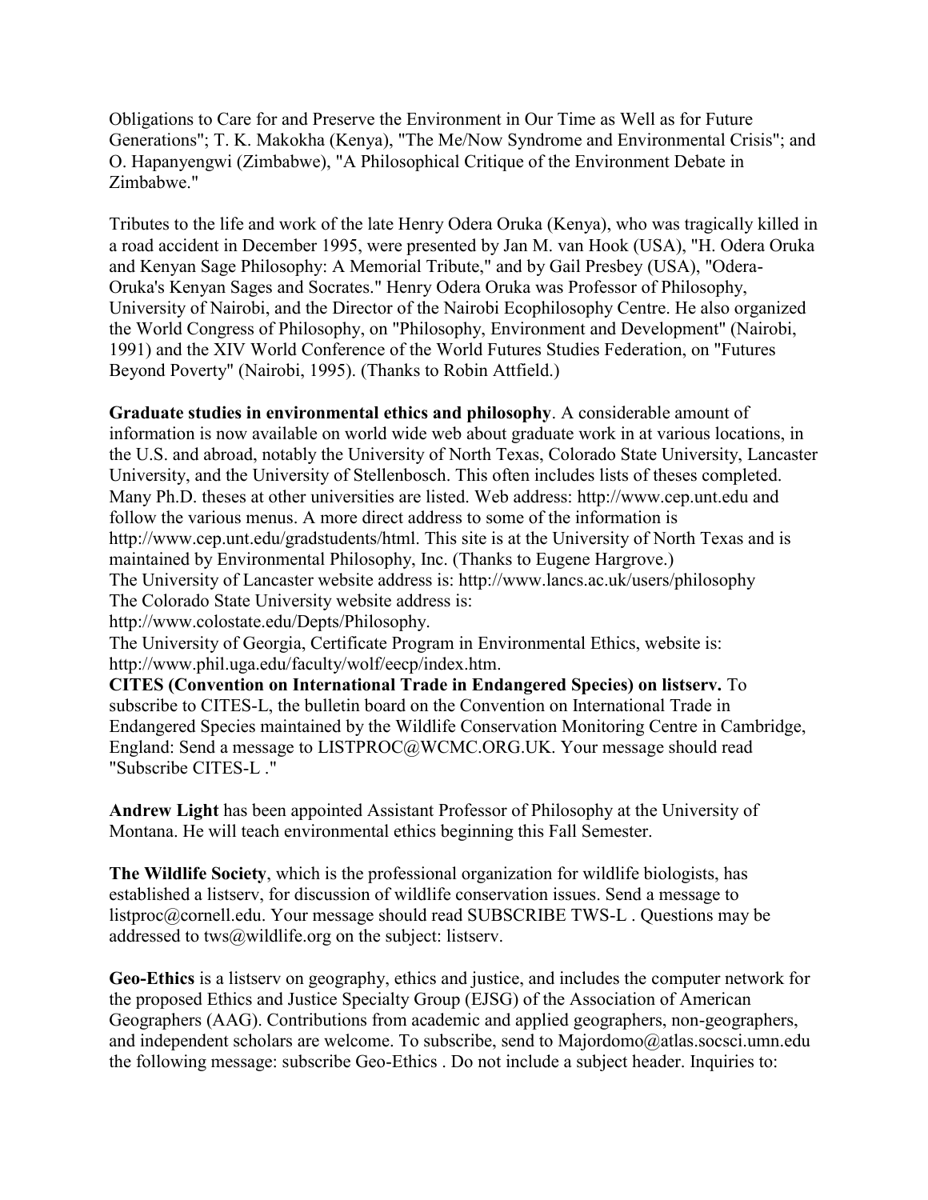Obligations to Care for and Preserve the Environment in Our Time as Well as for Future Generations"; T. K. Makokha (Kenya), "The Me/Now Syndrome and Environmental Crisis"; and O. Hapanyengwi (Zimbabwe), "A Philosophical Critique of the Environment Debate in Zimbabwe."

Tributes to the life and work of the late Henry Odera Oruka (Kenya), who was tragically killed in a road accident in December 1995, were presented by Jan M. van Hook (USA), "H. Odera Oruka and Kenyan Sage Philosophy: A Memorial Tribute," and by Gail Presbey (USA), "Odera-Oruka's Kenyan Sages and Socrates." Henry Odera Oruka was Professor of Philosophy, University of Nairobi, and the Director of the Nairobi Ecophilosophy Centre. He also organized the World Congress of Philosophy, on "Philosophy, Environment and Development" (Nairobi, 1991) and the XIV World Conference of the World Futures Studies Federation, on "Futures Beyond Poverty" (Nairobi, 1995). (Thanks to Robin Attfield.)

**Graduate studies in environmental ethics and philosophy**. A considerable amount of information is now available on world wide web about graduate work in at various locations, in the U.S. and abroad, notably the University of North Texas, Colorado State University, Lancaster University, and the University of Stellenbosch. This often includes lists of theses completed. Many Ph.D. theses at other universities are listed. Web address: http://www.cep.unt.edu and follow the various menus. A more direct address to some of the information is http://www.cep.unt.edu/gradstudents/html. This site is at the University of North Texas and is maintained by Environmental Philosophy, Inc. (Thanks to Eugene Hargrove.)
The University of Lancaster website address is: http://www.lancs.ac.uk/users/philosophy
The Colorado State University website address is:
http://www.colostate.edu/Depts/Philosophy.
The University of Georgia, Certificate Program in Environmental Ethics, website is:
http://www.phil.uga.edu/faculty/wolf/eecp/index.htm.

**CITES (Convention on International Trade in Endangered Species) on listserv.** To subscribe to CITES-L, the bulletin board on the Convention on International Trade in Endangered Species maintained by the Wildlife Conservation Monitoring Centre in Cambridge, England: Send a message to LISTPROC@WCMC.ORG.UK. Your message should read "Subscribe CITES-L ."

**Andrew Light** has been appointed Assistant Professor of Philosophy at the University of Montana. He will teach environmental ethics beginning this Fall Semester.

**The Wildlife Society**, which is the professional organization for wildlife biologists, has established a listserv, for discussion of wildlife conservation issues. Send a message to listproc@cornell.edu. Your message should read SUBSCRIBE TWS-L . Questions may be addressed to tws@wildlife.org on the subject: listserv.

**Geo-Ethics** is a listserv on geography, ethics and justice, and includes the computer network for the proposed Ethics and Justice Specialty Group (EJSG) of the Association of American Geographers (AAG). Contributions from academic and applied geographers, non-geographers, and independent scholars are welcome. To subscribe, send to Majordomo@atlas.socsci.umn.edu the following message: subscribe Geo-Ethics . Do not include a subject header. Inquiries to: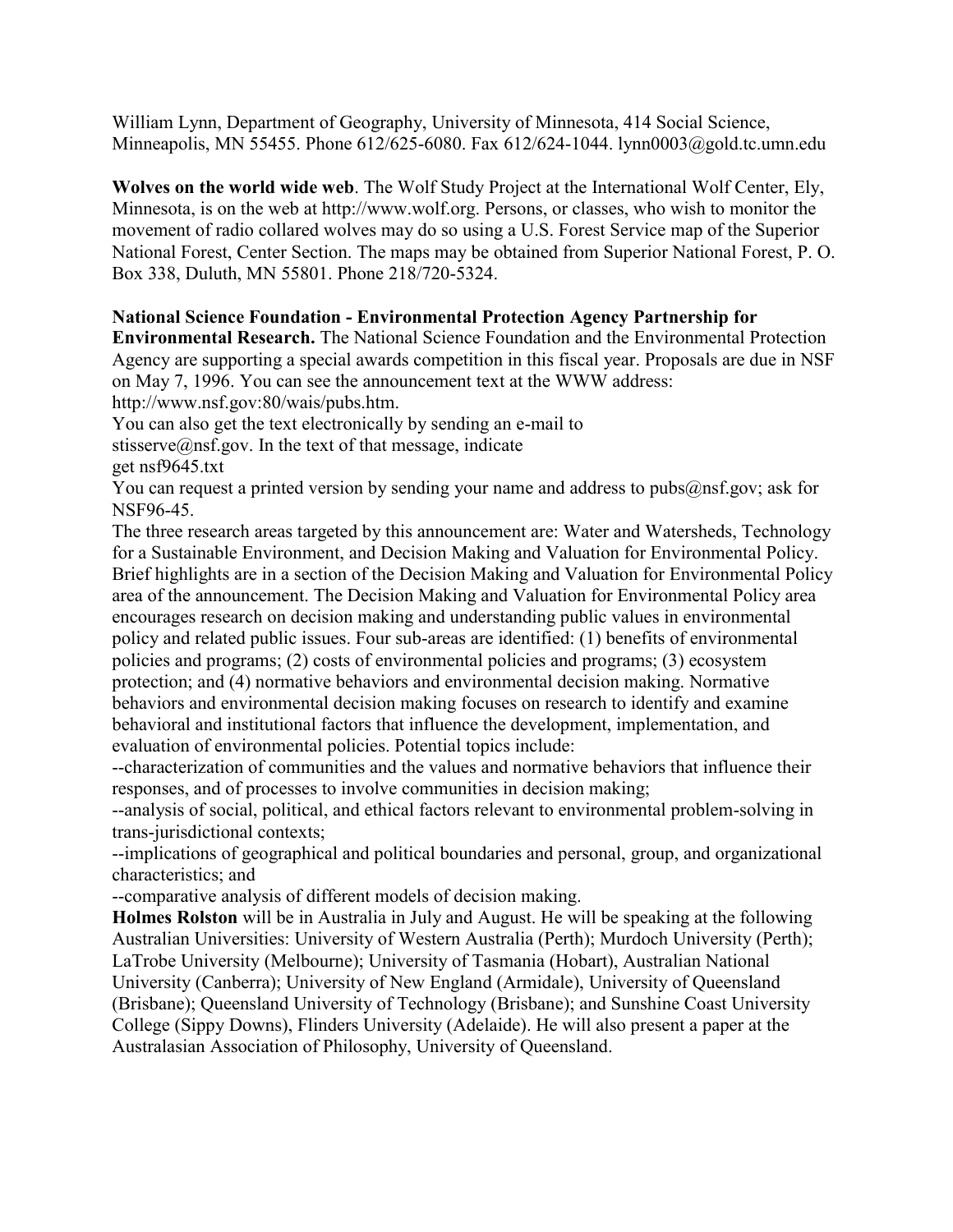William Lynn, Department of Geography, University of Minnesota, 414 Social Science, Minneapolis, MN 55455. Phone 612/625-6080. Fax 612/624-1044. lynn0003@gold.tc.umn.edu

**Wolves on the world wide web**. The Wolf Study Project at the International Wolf Center, Ely, Minnesota, is on the web at http://www.wolf.org. Persons, or classes, who wish to monitor the movement of radio collared wolves may do so using a U.S. Forest Service map of the Superior National Forest, Center Section. The maps may be obtained from Superior National Forest, P. O. Box 338, Duluth, MN 55801. Phone 218/720-5324.

**National Science Foundation - Environmental Protection Agency Partnership for Environmental Research.** The National Science Foundation and the Environmental Protection Agency are supporting a special awards competition in this fiscal year. Proposals are due in NSF on May 7, 1996. You can see the announcement text at the WWW address: http://www.nsf.gov:80/wais/pubs.htm.
You can also get the text electronically by sending an e-mail to stisserve@nsf.gov. In the text of that message, indicate
get nsf9645.txt
You can request a printed version by sending your name and address to pubs@nsf.gov; ask for NSF96-45.
The three research areas targeted by this announcement are: Water and Watersheds, Technology for a Sustainable Environment, and Decision Making and Valuation for Environmental Policy. Brief highlights are in a section of the Decision Making and Valuation for Environmental Policy area of the announcement. The Decision Making and Valuation for Environmental Policy area encourages research on decision making and understanding public values in environmental policy and related public issues. Four sub-areas are identified: (1) benefits of environmental policies and programs; (2) costs of environmental policies and programs; (3) ecosystem protection; and (4) normative behaviors and environmental decision making. Normative behaviors and environmental decision making focuses on research to identify and examine behavioral and institutional factors that influence the development, implementation, and evaluation of environmental policies. Potential topics include:
--characterization of communities and the values and normative behaviors that influence their responses, and of processes to involve communities in decision making;
--analysis of social, political, and ethical factors relevant to environmental problem-solving in trans-jurisdictional contexts;
--implications of geographical and political boundaries and personal, group, and organizational characteristics; and
--comparative analysis of different models of decision making.

**Holmes Rolston** will be in Australia in July and August. He will be speaking at the following Australian Universities: University of Western Australia (Perth); Murdoch University (Perth); LaTrobe University (Melbourne); University of Tasmania (Hobart), Australian National University (Canberra); University of New England (Armidale), University of Queensland (Brisbane); Queensland University of Technology (Brisbane); and Sunshine Coast University College (Sippy Downs), Flinders University (Adelaide). He will also present a paper at the Australasian Association of Philosophy, University of Queensland.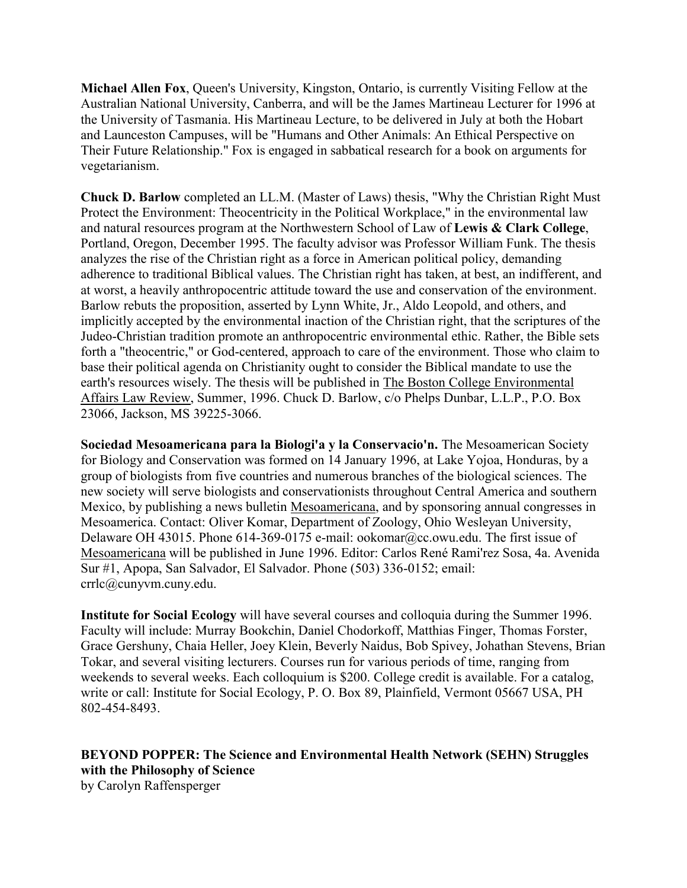**Michael Allen Fox**, Queen's University, Kingston, Ontario, is currently Visiting Fellow at the Australian National University, Canberra, and will be the James Martineau Lecturer for 1996 at the University of Tasmania. His Martineau Lecture, to be delivered in July at both the Hobart and Launceston Campuses, will be "Humans and Other Animals: An Ethical Perspective on Their Future Relationship." Fox is engaged in sabbatical research for a book on arguments for vegetarianism.

**Chuck D. Barlow** completed an LL.M. (Master of Laws) thesis, "Why the Christian Right Must Protect the Environment: Theocentricity in the Political Workplace," in the environmental law and natural resources program at the Northwestern School of Law of **Lewis & Clark College**, Portland, Oregon, December 1995. The faculty advisor was Professor William Funk. The thesis analyzes the rise of the Christian right as a force in American political policy, demanding adherence to traditional Biblical values. The Christian right has taken, at best, an indifferent, and at worst, a heavily anthropocentric attitude toward the use and conservation of the environment. Barlow rebuts the proposition, asserted by Lynn White, Jr., Aldo Leopold, and others, and implicitly accepted by the environmental inaction of the Christian right, that the scriptures of the Judeo-Christian tradition promote an anthropocentric environmental ethic. Rather, the Bible sets forth a "theocentric," or God-centered, approach to care of the environment. Those who claim to base their political agenda on Christianity ought to consider the Biblical mandate to use the earth's resources wisely. The thesis will be published in The Boston College Environmental Affairs Law Review, Summer, 1996. Chuck D. Barlow, c/o Phelps Dunbar, L.L.P., P.O. Box 23066, Jackson, MS 39225-3066.

**Sociedad Mesoamericana para la Biologi'a y la Conservacio'n.** The Mesoamerican Society for Biology and Conservation was formed on 14 January 1996, at Lake Yojoa, Honduras, by a group of biologists from five countries and numerous branches of the biological sciences. The new society will serve biologists and conservationists throughout Central America and southern Mexico, by publishing a news bulletin Mesoamericana, and by sponsoring annual congresses in Mesoamerica. Contact: Oliver Komar, Department of Zoology, Ohio Wesleyan University, Delaware OH 43015. Phone 614-369-0175 e-mail: ookomar@cc.owu.edu. The first issue of Mesoamericana will be published in June 1996. Editor: Carlos René Rami'rez Sosa, 4a. Avenida Sur #1, Apopa, San Salvador, El Salvador. Phone (503) 336-0152; email: crrlc@cunyvm.cuny.edu.

**Institute for Social Ecology** will have several courses and colloquia during the Summer 1996. Faculty will include: Murray Bookchin, Daniel Chodorkoff, Matthias Finger, Thomas Forster, Grace Gershuny, Chaia Heller, Joey Klein, Beverly Naidus, Bob Spivey, Johathan Stevens, Brian Tokar, and several visiting lecturers. Courses run for various periods of time, ranging from weekends to several weeks. Each colloquium is $200. College credit is available. For a catalog, write or call: Institute for Social Ecology, P. O. Box 89, Plainfield, Vermont 05667 USA, PH 802-454-8493.

## BEYOND POPPER: The Science and Environmental Health Network (SEHN) Struggles with the Philosophy of Science

by Carolyn Raffensperger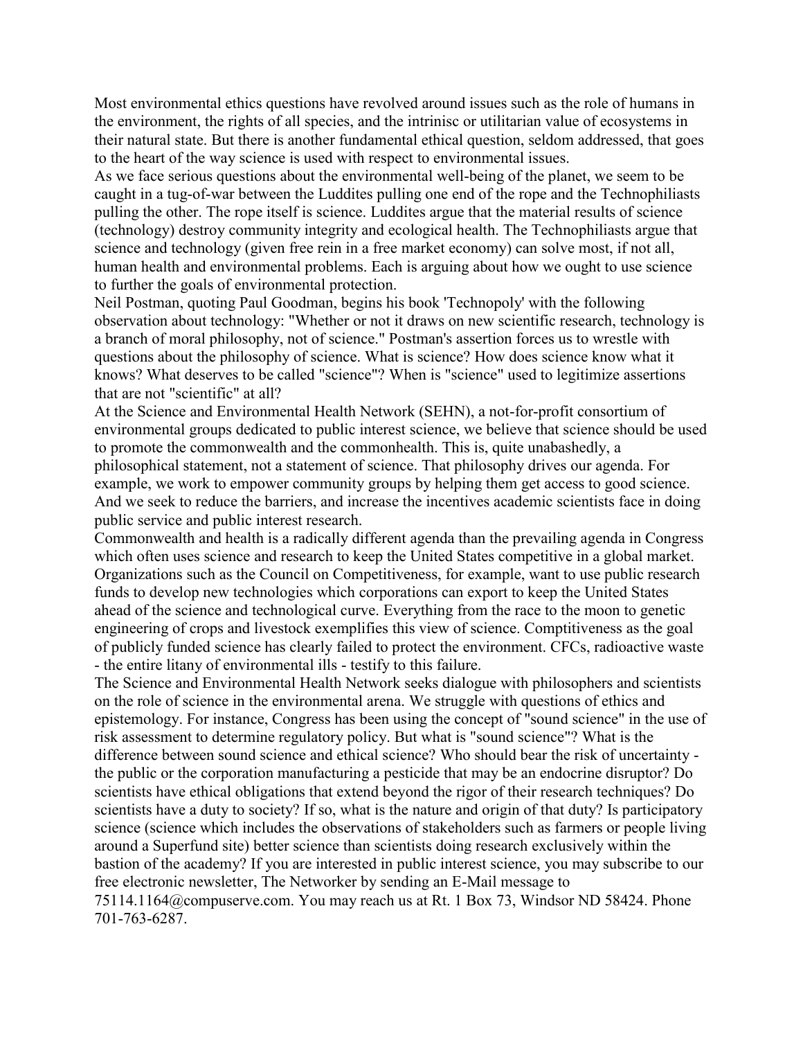Most environmental ethics questions have revolved around issues such as the role of humans in the environment, the rights of all species, and the intrinisc or utilitarian value of ecosystems in their natural state. But there is another fundamental ethical question, seldom addressed, that goes to the heart of the way science is used with respect to environmental issues.

As we face serious questions about the environmental well-being of the planet, we seem to be caught in a tug-of-war between the Luddites pulling one end of the rope and the Technophiliasts pulling the other. The rope itself is science. Luddites argue that the material results of science (technology) destroy community integrity and ecological health. The Technophiliasts argue that science and technology (given free rein in a free market economy) can solve most, if not all, human health and environmental problems. Each is arguing about how we ought to use science to further the goals of environmental protection.

Neil Postman, quoting Paul Goodman, begins his book 'Technopoly' with the following observation about technology: "Whether or not it draws on new scientific research, technology is a branch of moral philosophy, not of science." Postman's assertion forces us to wrestle with questions about the philosophy of science. What is science? How does science know what it knows? What deserves to be called "science"? When is "science" used to legitimize assertions that are not "scientific" at all?

At the Science and Environmental Health Network (SEHN), a not-for-profit consortium of environmental groups dedicated to public interest science, we believe that science should be used to promote the commonwealth and the commonhealth. This is, quite unabashedly, a philosophical statement, not a statement of science. That philosophy drives our agenda. For example, we work to empower community groups by helping them get access to good science. And we seek to reduce the barriers, and increase the incentives academic scientists face in doing public service and public interest research.

Commonwealth and health is a radically different agenda than the prevailing agenda in Congress which often uses science and research to keep the United States competitive in a global market. Organizations such as the Council on Competitiveness, for example, want to use public research funds to develop new technologies which corporations can export to keep the United States ahead of the science and technological curve. Everything from the race to the moon to genetic engineering of crops and livestock exemplifies this view of science. Comptitiveness as the goal of publicly funded science has clearly failed to protect the environment. CFCs, radioactive waste - the entire litany of environmental ills - testify to this failure.

The Science and Environmental Health Network seeks dialogue with philosophers and scientists on the role of science in the environmental arena. We struggle with questions of ethics and epistemology. For instance, Congress has been using the concept of "sound science" in the use of risk assessment to determine regulatory policy. But what is "sound science"? What is the difference between sound science and ethical science? Who should bear the risk of uncertainty - the public or the corporation manufacturing a pesticide that may be an endocrine disruptor? Do scientists have ethical obligations that extend beyond the rigor of their research techniques? Do scientists have a duty to society? If so, what is the nature and origin of that duty? Is participatory science (science which includes the observations of stakeholders such as farmers or people living around a Superfund site) better science than scientists doing research exclusively within the bastion of the academy? If you are interested in public interest science, you may subscribe to our free electronic newsletter, The Networker by sending an E-Mail message to 75114.1164@compuserve.com. You may reach us at Rt. 1 Box 73, Windsor ND 58424. Phone 701-763-6287.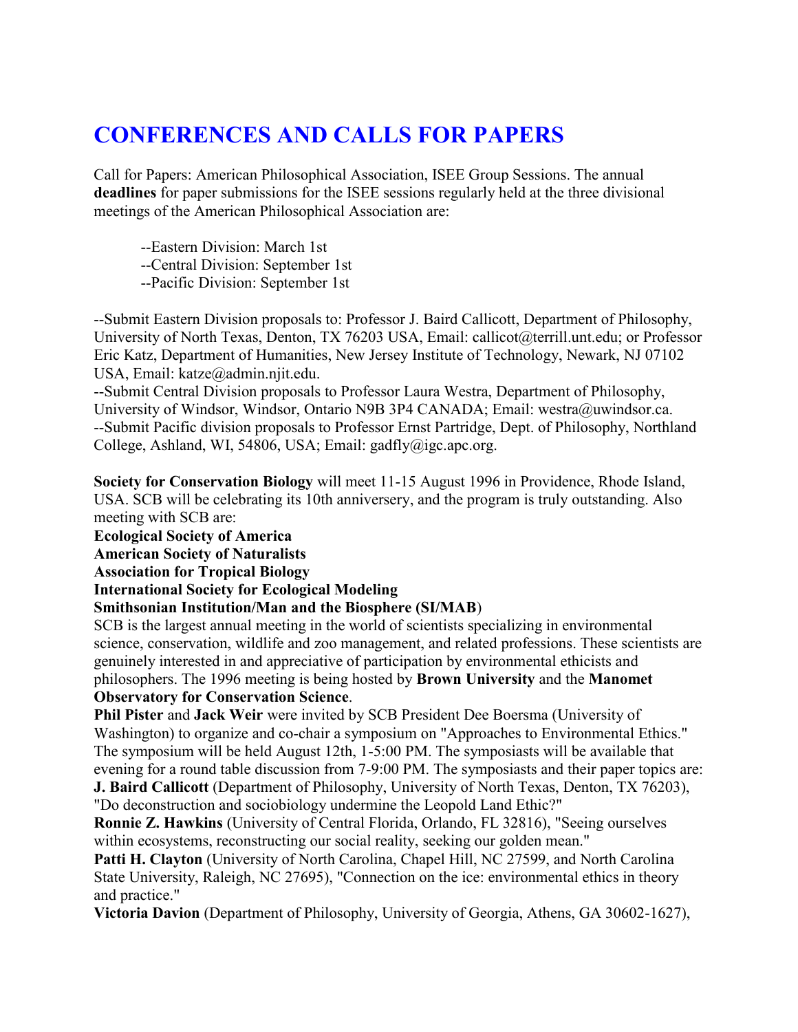# CONFERENCES AND CALLS FOR PAPERS

Call for Papers: American Philosophical Association, ISEE Group Sessions. The annual **deadlines** for paper submissions for the ISEE sessions regularly held at the three divisional meetings of the American Philosophical Association are:

--Eastern Division: March 1st
--Central Division: September 1st
--Pacific Division: September 1st

--Submit Eastern Division proposals to: Professor J. Baird Callicott, Department of Philosophy, University of North Texas, Denton, TX 76203 USA, Email: callicot@terrill.unt.edu; or Professor Eric Katz, Department of Humanities, New Jersey Institute of Technology, Newark, NJ 07102 USA, Email: katze@admin.njit.edu.
--Submit Central Division proposals to Professor Laura Westra, Department of Philosophy, University of Windsor, Windsor, Ontario N9B 3P4 CANADA; Email: westra@uwindsor.ca.
--Submit Pacific division proposals to Professor Ernst Partridge, Dept. of Philosophy, Northland College, Ashland, WI, 54806, USA; Email: gadfly@igc.apc.org.

**Society for Conservation Biology** will meet 11-15 August 1996 in Providence, Rhode Island, USA. SCB will be celebrating its 10th anniversery, and the program is truly outstanding. Also meeting with SCB are:
**Ecological Society of America**
**American Society of Naturalists**
**Association for Tropical Biology**
**International Society for Ecological Modeling**
**Smithsonian Institution/Man and the Biosphere (SI/MAB)**
SCB is the largest annual meeting in the world of scientists specializing in environmental science, conservation, wildlife and zoo management, and related professions. These scientists are genuinely interested in and appreciative of participation by environmental ethicists and philosophers. The 1996 meeting is being hosted by **Brown University** and the **Manomet Observatory for Conservation Science**.
**Phil Pister** and **Jack Weir** were invited by SCB President Dee Boersma (University of Washington) to organize and co-chair a symposium on "Approaches to Environmental Ethics." The symposium will be held August 12th, 1-5:00 PM. The symposiasts will be available that evening for a round table discussion from 7-9:00 PM. The symposiasts and their paper topics are:
**J. Baird Callicott** (Department of Philosophy, University of North Texas, Denton, TX 76203), "Do deconstruction and sociobiology undermine the Leopold Land Ethic?"
**Ronnie Z. Hawkins** (University of Central Florida, Orlando, FL 32816), "Seeing ourselves within ecosystems, reconstructing our social reality, seeking our golden mean."
**Patti H. Clayton** (University of North Carolina, Chapel Hill, NC 27599, and North Carolina State University, Raleigh, NC 27695), "Connection on the ice: environmental ethics in theory and practice."
**Victoria Davion** (Department of Philosophy, University of Georgia, Athens, GA 30602-1627),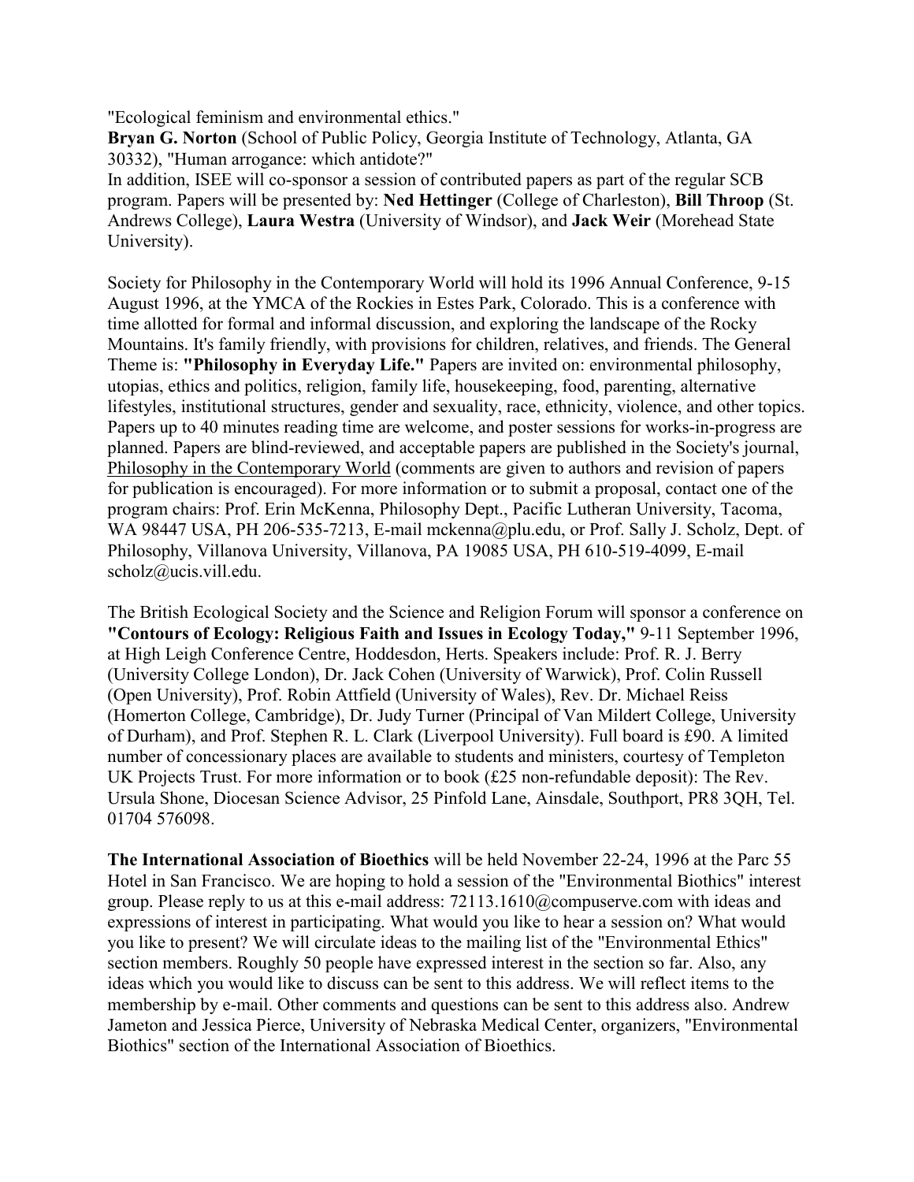"Ecological feminism and environmental ethics."

**Bryan G. Norton** (School of Public Policy, Georgia Institute of Technology, Atlanta, GA 30332), "Human arrogance: which antidote?"

In addition, ISEE will co-sponsor a session of contributed papers as part of the regular SCB program. Papers will be presented by: **Ned Hettinger** (College of Charleston), **Bill Throop** (St. Andrews College), **Laura Westra** (University of Windsor), and **Jack Weir** (Morehead State University).

Society for Philosophy in the Contemporary World will hold its 1996 Annual Conference, 9-15 August 1996, at the YMCA of the Rockies in Estes Park, Colorado. This is a conference with time allotted for formal and informal discussion, and exploring the landscape of the Rocky Mountains. It's family friendly, with provisions for children, relatives, and friends. The General Theme is: **"Philosophy in Everyday Life."** Papers are invited on: environmental philosophy, utopias, ethics and politics, religion, family life, housekeeping, food, parenting, alternative lifestyles, institutional structures, gender and sexuality, race, ethnicity, violence, and other topics. Papers up to 40 minutes reading time are welcome, and poster sessions for works-in-progress are planned. Papers are blind-reviewed, and acceptable papers are published in the Society's journal, Philosophy in the Contemporary World (comments are given to authors and revision of papers for publication is encouraged). For more information or to submit a proposal, contact one of the program chairs: Prof. Erin McKenna, Philosophy Dept., Pacific Lutheran University, Tacoma, WA 98447 USA, PH 206-535-7213, E-mail mckenna@plu.edu, or Prof. Sally J. Scholz, Dept. of Philosophy, Villanova University, Villanova, PA 19085 USA, PH 610-519-4099, E-mail scholz@ucis.vill.edu.

The British Ecological Society and the Science and Religion Forum will sponsor a conference on **"Contours of Ecology: Religious Faith and Issues in Ecology Today,"** 9-11 September 1996, at High Leigh Conference Centre, Hoddesdon, Herts. Speakers include: Prof. R. J. Berry (University College London), Dr. Jack Cohen (University of Warwick), Prof. Colin Russell (Open University), Prof. Robin Attfield (University of Wales), Rev. Dr. Michael Reiss (Homerton College, Cambridge), Dr. Judy Turner (Principal of Van Mildert College, University of Durham), and Prof. Stephen R. L. Clark (Liverpool University). Full board is £90. A limited number of concessionary places are available to students and ministers, courtesy of Templeton UK Projects Trust. For more information or to book (£25 non-refundable deposit): The Rev. Ursula Shone, Diocesan Science Advisor, 25 Pinfold Lane, Ainsdale, Southport, PR8 3QH, Tel. 01704 576098.

**The International Association of Bioethics** will be held November 22-24, 1996 at the Parc 55 Hotel in San Francisco. We are hoping to hold a session of the "Environmental Biothics" interest group. Please reply to us at this e-mail address: 72113.1610@compuserve.com with ideas and expressions of interest in participating. What would you like to hear a session on? What would you like to present? We will circulate ideas to the mailing list of the "Environmental Ethics" section members. Roughly 50 people have expressed interest in the section so far. Also, any ideas which you would like to discuss can be sent to this address. We will reflect items to the membership by e-mail. Other comments and questions can be sent to this address also. Andrew Jameton and Jessica Pierce, University of Nebraska Medical Center, organizers, "Environmental Biothics" section of the International Association of Bioethics.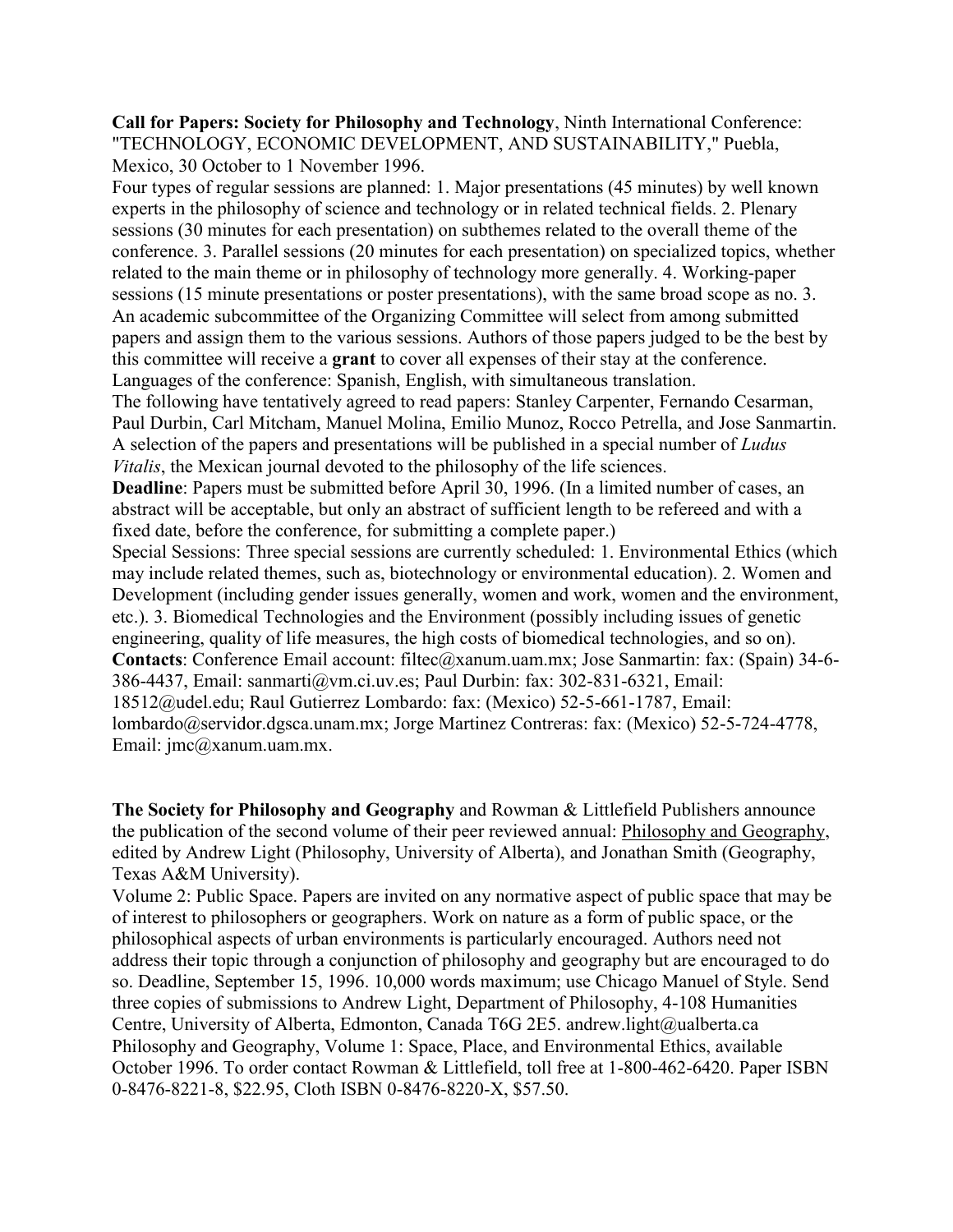**Call for Papers: Society for Philosophy and Technology**, Ninth International Conference: "TECHNOLOGY, ECONOMIC DEVELOPMENT, AND SUSTAINABILITY," Puebla, Mexico, 30 October to 1 November 1996.

Four types of regular sessions are planned: 1. Major presentations (45 minutes) by well known experts in the philosophy of science and technology or in related technical fields. 2. Plenary sessions (30 minutes for each presentation) on subthemes related to the overall theme of the conference. 3. Parallel sessions (20 minutes for each presentation) on specialized topics, whether related to the main theme or in philosophy of technology more generally. 4. Working-paper sessions (15 minute presentations or poster presentations), with the same broad scope as no. 3. An academic subcommittee of the Organizing Committee will select from among submitted papers and assign them to the various sessions. Authors of those papers judged to be the best by this committee will receive a **grant** to cover all expenses of their stay at the conference. Languages of the conference: Spanish, English, with simultaneous translation.

The following have tentatively agreed to read papers: Stanley Carpenter, Fernando Cesarman, Paul Durbin, Carl Mitcham, Manuel Molina, Emilio Munoz, Rocco Petrella, and Jose Sanmartin. A selection of the papers and presentations will be published in a special number of *Ludus Vitalis*, the Mexican journal devoted to the philosophy of the life sciences.

**Deadline**: Papers must be submitted before April 30, 1996. (In a limited number of cases, an abstract will be acceptable, but only an abstract of sufficient length to be refereed and with a fixed date, before the conference, for submitting a complete paper.)

Special Sessions: Three special sessions are currently scheduled: 1. Environmental Ethics (which may include related themes, such as, biotechnology or environmental education). 2. Women and Development (including gender issues generally, women and work, women and the environment, etc.). 3. Biomedical Technologies and the Environment (possibly including issues of genetic engineering, quality of life measures, the high costs of biomedical technologies, and so on).

**Contacts**: Conference Email account: filtec@xanum.uam.mx; Jose Sanmartin: fax: (Spain) 34-6-386-4437, Email: sanmarti@vm.ci.uv.es; Paul Durbin: fax: 302-831-6321, Email: 18512@udel.edu; Raul Gutierrez Lombardo: fax: (Mexico) 52-5-661-1787, Email: lombardo@servidor.dgsca.unam.mx; Jorge Martinez Contreras: fax: (Mexico) 52-5-724-4778, Email: jmc@xanum.uam.mx.

**The Society for Philosophy and Geography** and Rowman & Littlefield Publishers announce the publication of the second volume of their peer reviewed annual: Philosophy and Geography, edited by Andrew Light (Philosophy, University of Alberta), and Jonathan Smith (Geography, Texas A&M University).

Volume 2: Public Space. Papers are invited on any normative aspect of public space that may be of interest to philosophers or geographers. Work on nature as a form of public space, or the philosophical aspects of urban environments is particularly encouraged. Authors need not address their topic through a conjunction of philosophy and geography but are encouraged to do so. Deadline, September 15, 1996. 10,000 words maximum; use Chicago Manuel of Style. Send three copies of submissions to Andrew Light, Department of Philosophy, 4-108 Humanities Centre, University of Alberta, Edmonton, Canada T6G 2E5. andrew.light@ualberta.ca

Philosophy and Geography, Volume 1: Space, Place, and Environmental Ethics, available October 1996. To order contact Rowman & Littlefield, toll free at 1-800-462-6420. Paper ISBN 0-8476-8221-8, $22.95, Cloth ISBN 0-8476-8220-X, $57.50.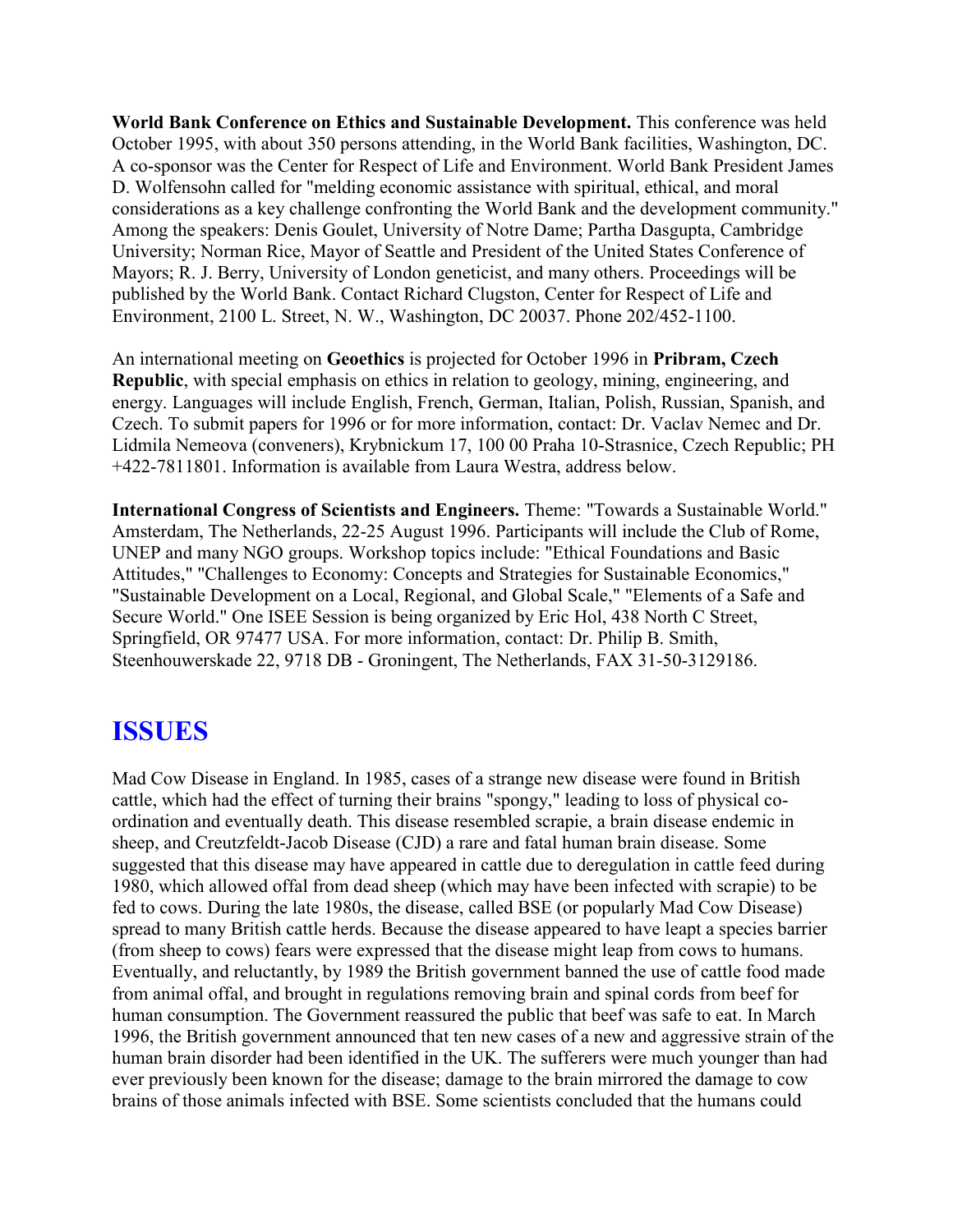**World Bank Conference on Ethics and Sustainable Development.** This conference was held October 1995, with about 350 persons attending, in the World Bank facilities, Washington, DC. A co-sponsor was the Center for Respect of Life and Environment. World Bank President James D. Wolfensohn called for "melding economic assistance with spiritual, ethical, and moral considerations as a key challenge confronting the World Bank and the development community." Among the speakers: Denis Goulet, University of Notre Dame; Partha Dasgupta, Cambridge University; Norman Rice, Mayor of Seattle and President of the United States Conference of Mayors; R. J. Berry, University of London geneticist, and many others. Proceedings will be published by the World Bank. Contact Richard Clugston, Center for Respect of Life and Environment, 2100 L. Street, N. W., Washington, DC 20037. Phone 202/452-1100.

An international meeting on **Geoethics** is projected for October 1996 in **Pribram, Czech Republic**, with special emphasis on ethics in relation to geology, mining, engineering, and energy. Languages will include English, French, German, Italian, Polish, Russian, Spanish, and Czech. To submit papers for 1996 or for more information, contact: Dr. Vaclav Nemec and Dr. Lidmila Nemeova (conveners), Krybnickum 17, 100 00 Praha 10-Strasnice, Czech Republic; PH +422-7811801. Information is available from Laura Westra, address below.

**International Congress of Scientists and Engineers.** Theme: "Towards a Sustainable World." Amsterdam, The Netherlands, 22-25 August 1996. Participants will include the Club of Rome, UNEP and many NGO groups. Workshop topics include: "Ethical Foundations and Basic Attitudes," "Challenges to Economy: Concepts and Strategies for Sustainable Economics," "Sustainable Development on a Local, Regional, and Global Scale," "Elements of a Safe and Secure World." One ISEE Session is being organized by Eric Hol, 438 North C Street, Springfield, OR 97477 USA. For more information, contact: Dr. Philip B. Smith, Steenhouwerskade 22, 9718 DB - Groningent, The Netherlands, FAX 31-50-3129186.

## ISSUES

Mad Cow Disease in England. In 1985, cases of a strange new disease were found in British cattle, which had the effect of turning their brains "spongy," leading to loss of physical co-ordination and eventually death. This disease resembled scrapie, a brain disease endemic in sheep, and Creutzfeldt-Jacob Disease (CJD) a rare and fatal human brain disease. Some suggested that this disease may have appeared in cattle due to deregulation in cattle feed during 1980, which allowed offal from dead sheep (which may have been infected with scrapie) to be fed to cows. During the late 1980s, the disease, called BSE (or popularly Mad Cow Disease) spread to many British cattle herds. Because the disease appeared to have leapt a species barrier (from sheep to cows) fears were expressed that the disease might leap from cows to humans. Eventually, and reluctantly, by 1989 the British government banned the use of cattle food made from animal offal, and brought in regulations removing brain and spinal cords from beef for human consumption. The Government reassured the public that beef was safe to eat. In March 1996, the British government announced that ten new cases of a new and aggressive strain of the human brain disorder had been identified in the UK. The sufferers were much younger than had ever previously been known for the disease; damage to the brain mirrored the damage to cow brains of those animals infected with BSE. Some scientists concluded that the humans could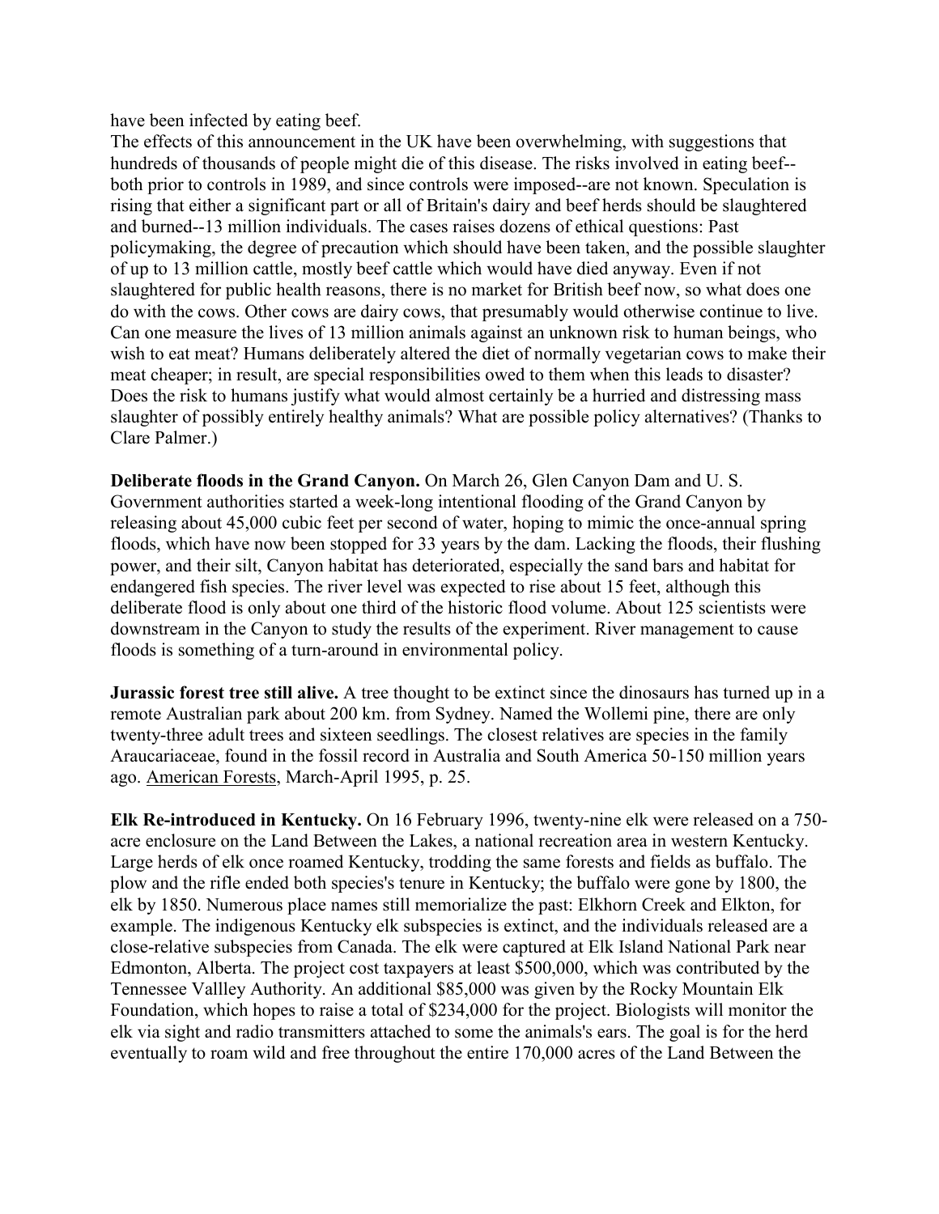have been infected by eating beef.

The effects of this announcement in the UK have been overwhelming, with suggestions that hundreds of thousands of people might die of this disease. The risks involved in eating beef--both prior to controls in 1989, and since controls were imposed--are not known. Speculation is rising that either a significant part or all of Britain's dairy and beef herds should be slaughtered and burned--13 million individuals. The cases raises dozens of ethical questions: Past policymaking, the degree of precaution which should have been taken, and the possible slaughter of up to 13 million cattle, mostly beef cattle which would have died anyway. Even if not slaughtered for public health reasons, there is no market for British beef now, so what does one do with the cows. Other cows are dairy cows, that presumably would otherwise continue to live. Can one measure the lives of 13 million animals against an unknown risk to human beings, who wish to eat meat? Humans deliberately altered the diet of normally vegetarian cows to make their meat cheaper; in result, are special responsibilities owed to them when this leads to disaster? Does the risk to humans justify what would almost certainly be a hurried and distressing mass slaughter of possibly entirely healthy animals? What are possible policy alternatives? (Thanks to Clare Palmer.)

**Deliberate floods in the Grand Canyon.** On March 26, Glen Canyon Dam and U. S. Government authorities started a week-long intentional flooding of the Grand Canyon by releasing about 45,000 cubic feet per second of water, hoping to mimic the once-annual spring floods, which have now been stopped for 33 years by the dam. Lacking the floods, their flushing power, and their silt, Canyon habitat has deteriorated, especially the sand bars and habitat for endangered fish species. The river level was expected to rise about 15 feet, although this deliberate flood is only about one third of the historic flood volume. About 125 scientists were downstream in the Canyon to study the results of the experiment. River management to cause floods is something of a turn-around in environmental policy.

**Jurassic forest tree still alive.** A tree thought to be extinct since the dinosaurs has turned up in a remote Australian park about 200 km. from Sydney. Named the Wollemi pine, there are only twenty-three adult trees and sixteen seedlings. The closest relatives are species in the family Araucariaceae, found in the fossil record in Australia and South America 50-150 million years ago. American Forests, March-April 1995, p. 25.

**Elk Re-introduced in Kentucky.** On 16 February 1996, twenty-nine elk were released on a 750-acre enclosure on the Land Between the Lakes, a national recreation area in western Kentucky. Large herds of elk once roamed Kentucky, trodding the same forests and fields as buffalo. The plow and the rifle ended both species's tenure in Kentucky; the buffalo were gone by 1800, the elk by 1850. Numerous place names still memorialize the past: Elkhorn Creek and Elkton, for example. The indigenous Kentucky elk subspecies is extinct, and the individuals released are a close-relative subspecies from Canada. The elk were captured at Elk Island National Park near Edmonton, Alberta. The project cost taxpayers at least $500,000, which was contributed by the Tennessee Vallley Authority. An additional $85,000 was given by the Rocky Mountain Elk Foundation, which hopes to raise a total of $234,000 for the project. Biologists will monitor the elk via sight and radio transmitters attached to some the animals's ears. The goal is for the herd eventually to roam wild and free throughout the entire 170,000 acres of the Land Between the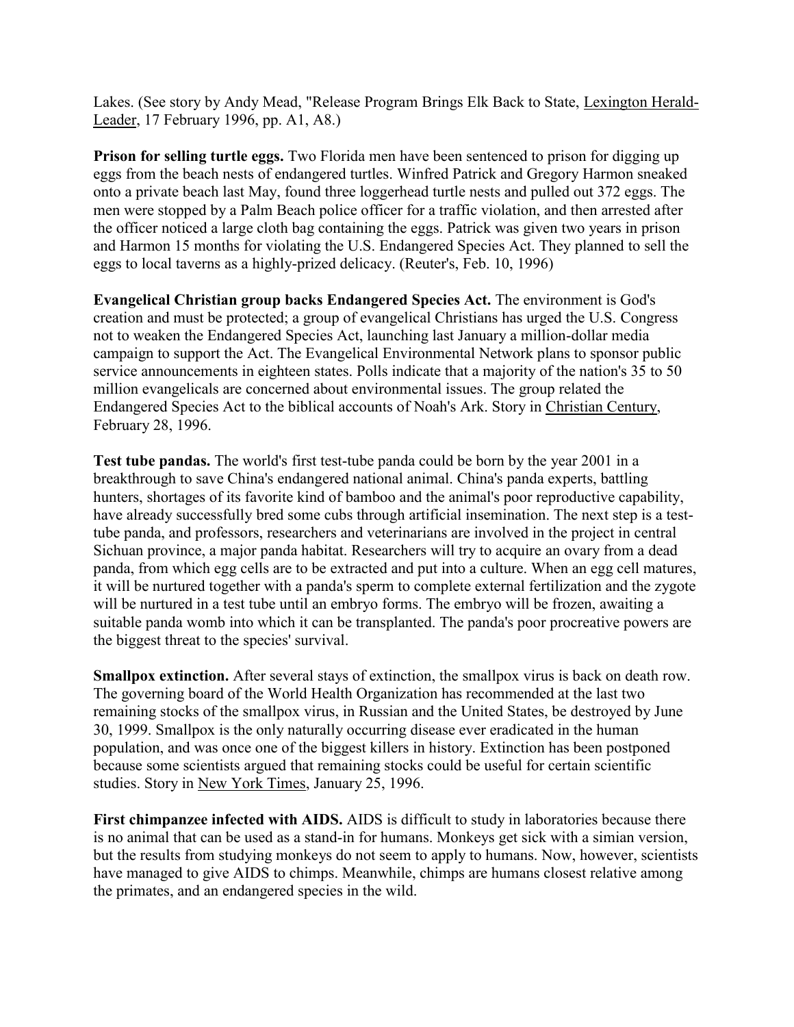Lakes. (See story by Andy Mead, "Release Program Brings Elk Back to State, Lexington Herald-Leader, 17 February 1996, pp. A1, A8.)

**Prison for selling turtle eggs.** Two Florida men have been sentenced to prison for digging up eggs from the beach nests of endangered turtles. Winfred Patrick and Gregory Harmon sneaked onto a private beach last May, found three loggerhead turtle nests and pulled out 372 eggs. The men were stopped by a Palm Beach police officer for a traffic violation, and then arrested after the officer noticed a large cloth bag containing the eggs. Patrick was given two years in prison and Harmon 15 months for violating the U.S. Endangered Species Act. They planned to sell the eggs to local taverns as a highly-prized delicacy. (Reuter's, Feb. 10, 1996)

**Evangelical Christian group backs Endangered Species Act.** The environment is God's creation and must be protected; a group of evangelical Christians has urged the U.S. Congress not to weaken the Endangered Species Act, launching last January a million-dollar media campaign to support the Act. The Evangelical Environmental Network plans to sponsor public service announcements in eighteen states. Polls indicate that a majority of the nation's 35 to 50 million evangelicals are concerned about environmental issues. The group related the Endangered Species Act to the biblical accounts of Noah's Ark. Story in Christian Century, February 28, 1996.

**Test tube pandas.** The world's first test-tube panda could be born by the year 2001 in a breakthrough to save China's endangered national animal. China's panda experts, battling hunters, shortages of its favorite kind of bamboo and the animal's poor reproductive capability, have already successfully bred some cubs through artificial insemination. The next step is a test-tube panda, and professors, researchers and veterinarians are involved in the project in central Sichuan province, a major panda habitat. Researchers will try to acquire an ovary from a dead panda, from which egg cells are to be extracted and put into a culture. When an egg cell matures, it will be nurtured together with a panda's sperm to complete external fertilization and the zygote will be nurtured in a test tube until an embryo forms. The embryo will be frozen, awaiting a suitable panda womb into which it can be transplanted. The panda's poor procreative powers are the biggest threat to the species' survival.

**Smallpox extinction.** After several stays of extinction, the smallpox virus is back on death row. The governing board of the World Health Organization has recommended at the last two remaining stocks of the smallpox virus, in Russian and the United States, be destroyed by June 30, 1999. Smallpox is the only naturally occurring disease ever eradicated in the human population, and was once one of the biggest killers in history. Extinction has been postponed because some scientists argued that remaining stocks could be useful for certain scientific studies. Story in New York Times, January 25, 1996.

**First chimpanzee infected with AIDS.** AIDS is difficult to study in laboratories because there is no animal that can be used as a stand-in for humans. Monkeys get sick with a simian version, but the results from studying monkeys do not seem to apply to humans. Now, however, scientists have managed to give AIDS to chimps. Meanwhile, chimps are humans closest relative among the primates, and an endangered species in the wild.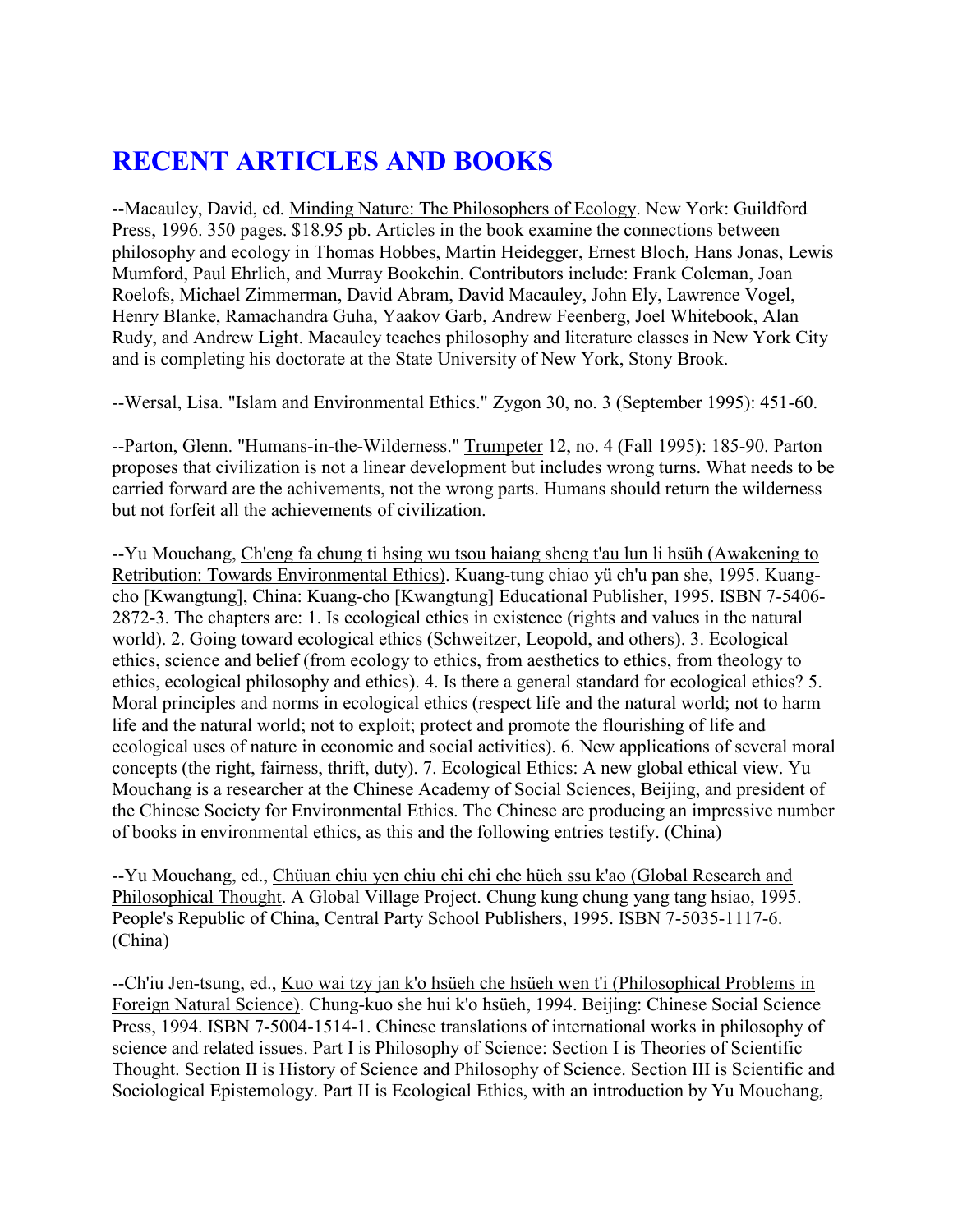# RECENT ARTICLES AND BOOKS

--Macauley, David, ed. Minding Nature: The Philosophers of Ecology. New York: Guildford Press, 1996. 350 pages. $18.95 pb. Articles in the book examine the connections between philosophy and ecology in Thomas Hobbes, Martin Heidegger, Ernest Bloch, Hans Jonas, Lewis Mumford, Paul Ehrlich, and Murray Bookchin. Contributors include: Frank Coleman, Joan Roelofs, Michael Zimmerman, David Abram, David Macauley, John Ely, Lawrence Vogel, Henry Blanke, Ramachandra Guha, Yaakov Garb, Andrew Feenberg, Joel Whitebook, Alan Rudy, and Andrew Light. Macauley teaches philosophy and literature classes in New York City and is completing his doctorate at the State University of New York, Stony Brook.

--Wersal, Lisa. "Islam and Environmental Ethics." Zygon 30, no. 3 (September 1995): 451-60.

--Parton, Glenn. "Humans-in-the-Wilderness." Trumpeter 12, no. 4 (Fall 1995): 185-90. Parton proposes that civilization is not a linear development but includes wrong turns. What needs to be carried forward are the achivements, not the wrong parts. Humans should return the wilderness but not forfeit all the achievements of civilization.

--Yu Mouchang, Ch'eng fa chung ti hsing wu tsou haiang sheng t'au lun li hsüh (Awakening to Retribution: Towards Environmental Ethics). Kuang-tung chiao yü ch'u pan she, 1995. Kuang-cho [Kwangtung], China: Kuang-cho [Kwangtung] Educational Publisher, 1995. ISBN 7-5406-2872-3. The chapters are: 1. Is ecological ethics in existence (rights and values in the natural world). 2. Going toward ecological ethics (Schweitzer, Leopold, and others). 3. Ecological ethics, science and belief (from ecology to ethics, from aesthetics to ethics, from theology to ethics, ecological philosophy and ethics). 4. Is there a general standard for ecological ethics? 5. Moral principles and norms in ecological ethics (respect life and the natural world; not to harm life and the natural world; not to exploit; protect and promote the flourishing of life and ecological uses of nature in economic and social activities). 6. New applications of several moral concepts (the right, fairness, thrift, duty). 7. Ecological Ethics: A new global ethical view. Yu Mouchang is a researcher at the Chinese Academy of Social Sciences, Beijing, and president of the Chinese Society for Environmental Ethics. The Chinese are producing an impressive number of books in environmental ethics, as this and the following entries testify. (China)

--Yu Mouchang, ed., Chüuan chiu yen chiu chi chi che hüeh ssu k'ao (Global Research and Philosophical Thought. A Global Village Project. Chung kung chung yang tang hsiao, 1995. People's Republic of China, Central Party School Publishers, 1995. ISBN 7-5035-1117-6. (China)

--Ch'iu Jen-tsung, ed., Kuo wai tzy jan k'o hsüeh che hsüeh wen t'i (Philosophical Problems in Foreign Natural Science). Chung-kuo she hui k'o hsüeh, 1994. Beijing: Chinese Social Science Press, 1994. ISBN 7-5004-1514-1. Chinese translations of international works in philosophy of science and related issues. Part I is Philosophy of Science: Section I is Theories of Scientific Thought. Section II is History of Science and Philosophy of Science. Section III is Scientific and Sociological Epistemology. Part II is Ecological Ethics, with an introduction by Yu Mouchang,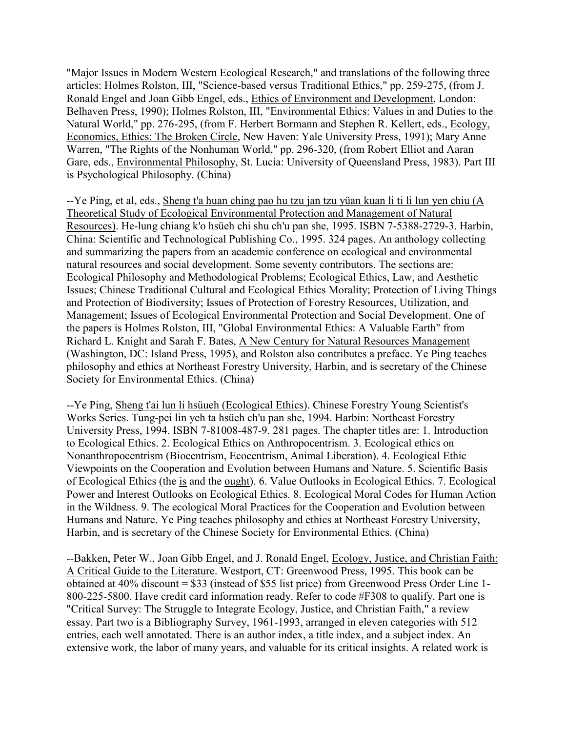"Major Issues in Modern Western Ecological Research," and translations of the following three articles: Holmes Rolston, III, "Science-based versus Traditional Ethics," pp. 259-275, (from J. Ronald Engel and Joan Gibb Engel, eds., Ethics of Environment and Development, London: Belhaven Press, 1990); Holmes Rolston, III, "Environmental Ethics: Values in and Duties to the Natural World," pp. 276-295, (from F. Herbert Bormann and Stephen R. Kellert, eds., Ecology, Economics, Ethics: The Broken Circle, New Haven: Yale University Press, 1991); Mary Anne Warren, "The Rights of the Nonhuman World," pp. 296-320, (from Robert Elliot and Aaran Gare, eds., Environmental Philosophy, St. Lucia: University of Queensland Press, 1983). Part III is Psychological Philosophy. (China)

--Ye Ping, et al, eds., Sheng t'a huan ching pao hu tzu jan tzu yüan kuan li ti li lun yen chiu (A Theoretical Study of Ecological Environmental Protection and Management of Natural Resources). He-lung chiang k'o hsüeh chi shu ch'u pan she, 1995. ISBN 7-5388-2729-3. Harbin, China: Scientific and Technological Publishing Co., 1995. 324 pages. An anthology collecting and summarizing the papers from an academic conference on ecological and environmental natural resources and social development. Some seventy contributors. The sections are: Ecological Philosophy and Methodological Problems; Ecological Ethics, Law, and Aesthetic Issues; Chinese Traditional Cultural and Ecological Ethics Morality; Protection of Living Things and Protection of Biodiversity; Issues of Protection of Forestry Resources, Utilization, and Management; Issues of Ecological Environmental Protection and Social Development. One of the papers is Holmes Rolston, III, "Global Environmental Ethics: A Valuable Earth" from Richard L. Knight and Sarah F. Bates, A New Century for Natural Resources Management (Washington, DC: Island Press, 1995), and Rolston also contributes a preface. Ye Ping teaches philosophy and ethics at Northeast Forestry University, Harbin, and is secretary of the Chinese Society for Environmental Ethics. (China)

--Ye Ping, Sheng t'ai lun li hsüeh (Ecological Ethics). Chinese Forestry Young Scientist's Works Series. Tung-pei lin yeh ta hsüeh ch'u pan she, 1994. Harbin: Northeast Forestry University Press, 1994. ISBN 7-81008-487-9. 281 pages. The chapter titles are: 1. Introduction to Ecological Ethics. 2. Ecological Ethics on Anthropocentrism. 3. Ecological ethics on Nonanthropocentrism (Biocentrism, Ecocentrism, Animal Liberation). 4. Ecological Ethic Viewpoints on the Cooperation and Evolution between Humans and Nature. 5. Scientific Basis of Ecological Ethics (the is and the ought). 6. Value Outlooks in Ecological Ethics. 7. Ecological Power and Interest Outlooks on Ecological Ethics. 8. Ecological Moral Codes for Human Action in the Wildness. 9. The ecological Moral Practices for the Cooperation and Evolution between Humans and Nature. Ye Ping teaches philosophy and ethics at Northeast Forestry University, Harbin, and is secretary of the Chinese Society for Environmental Ethics. (China)

--Bakken, Peter W., Joan Gibb Engel, and J. Ronald Engel, Ecology, Justice, and Christian Faith: A Critical Guide to the Literature. Westport, CT: Greenwood Press, 1995. This book can be obtained at 40% discount = $33 (instead of $55 list price) from Greenwood Press Order Line 1-800-225-5800. Have credit card information ready. Refer to code #F308 to qualify. Part one is "Critical Survey: The Struggle to Integrate Ecology, Justice, and Christian Faith," a review essay. Part two is a Bibliography Survey, 1961-1993, arranged in eleven categories with 512 entries, each well annotated. There is an author index, a title index, and a subject index. An extensive work, the labor of many years, and valuable for its critical insights. A related work is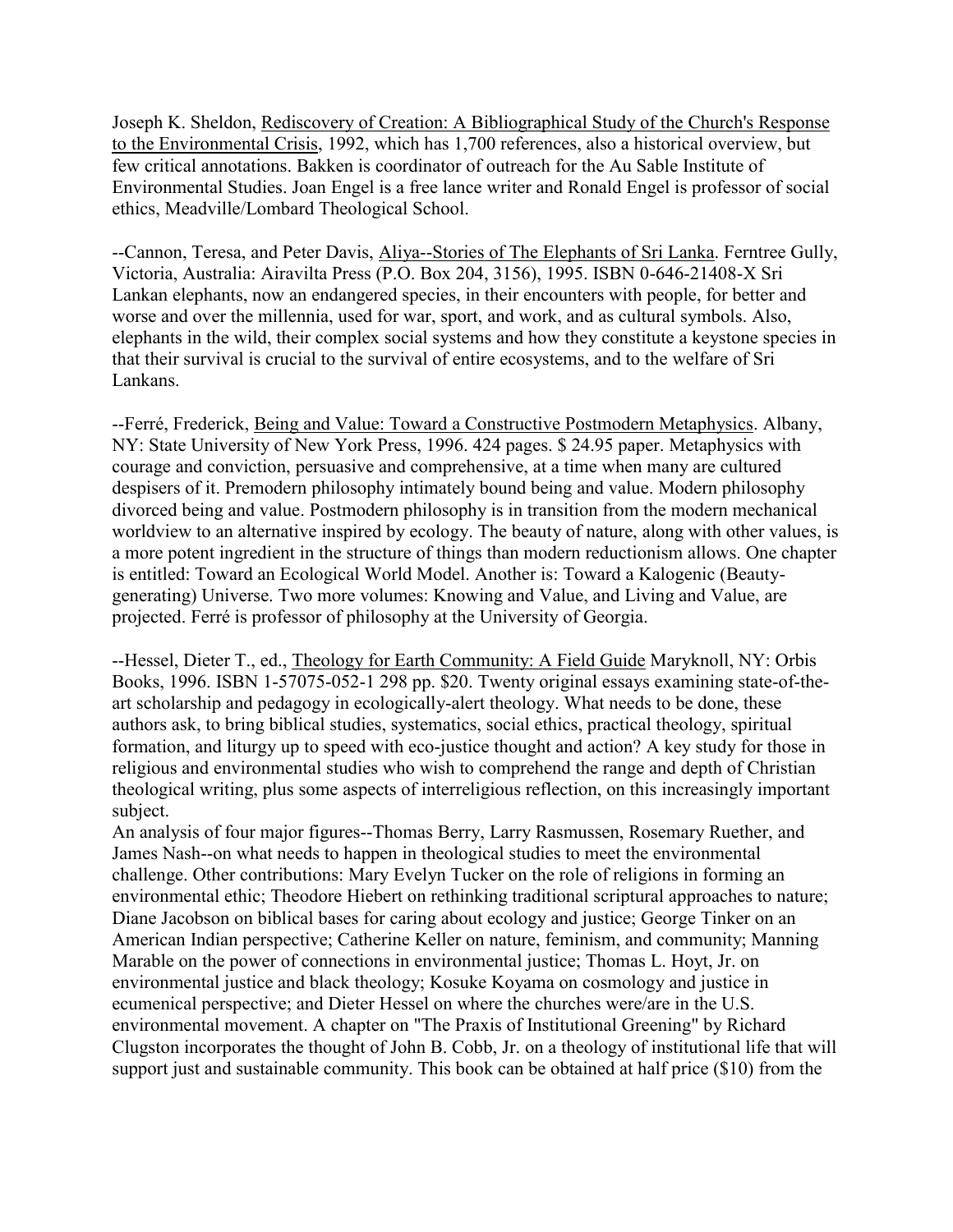Joseph K. Sheldon, Rediscovery of Creation: A Bibliographical Study of the Church's Response to the Environmental Crisis, 1992, which has 1,700 references, also a historical overview, but few critical annotations. Bakken is coordinator of outreach for the Au Sable Institute of Environmental Studies. Joan Engel is a free lance writer and Ronald Engel is professor of social ethics, Meadville/Lombard Theological School.

--Cannon, Teresa, and Peter Davis, Aliya--Stories of The Elephants of Sri Lanka. Ferntree Gully, Victoria, Australia: Airavilta Press (P.O. Box 204, 3156), 1995. ISBN 0-646-21408-X Sri Lankan elephants, now an endangered species, in their encounters with people, for better and worse and over the millennia, used for war, sport, and work, and as cultural symbols. Also, elephants in the wild, their complex social systems and how they constitute a keystone species in that their survival is crucial to the survival of entire ecosystems, and to the welfare of Sri Lankans.

--Ferré, Frederick, Being and Value: Toward a Constructive Postmodern Metaphysics. Albany, NY: State University of New York Press, 1996. 424 pages. $ 24.95 paper. Metaphysics with courage and conviction, persuasive and comprehensive, at a time when many are cultured despisers of it. Premodern philosophy intimately bound being and value. Modern philosophy divorced being and value. Postmodern philosophy is in transition from the modern mechanical worldview to an alternative inspired by ecology. The beauty of nature, along with other values, is a more potent ingredient in the structure of things than modern reductionism allows. One chapter is entitled: Toward an Ecological World Model. Another is: Toward a Kalogenic (Beauty-generating) Universe. Two more volumes: Knowing and Value, and Living and Value, are projected. Ferré is professor of philosophy at the University of Georgia.

--Hessel, Dieter T., ed., Theology for Earth Community: A Field Guide Maryknoll, NY: Orbis Books, 1996. ISBN 1-57075-052-1 298 pp. $20. Twenty original essays examining state-of-the-art scholarship and pedagogy in ecologically-alert theology. What needs to be done, these authors ask, to bring biblical studies, systematics, social ethics, practical theology, spiritual formation, and liturgy up to speed with eco-justice thought and action? A key study for those in religious and environmental studies who wish to comprehend the range and depth of Christian theological writing, plus some aspects of interreligious reflection, on this increasingly important subject.
An analysis of four major figures--Thomas Berry, Larry Rasmussen, Rosemary Ruether, and James Nash--on what needs to happen in theological studies to meet the environmental challenge. Other contributions: Mary Evelyn Tucker on the role of religions in forming an environmental ethic; Theodore Hiebert on rethinking traditional scriptural approaches to nature; Diane Jacobson on biblical bases for caring about ecology and justice; George Tinker on an American Indian perspective; Catherine Keller on nature, feminism, and community; Manning Marable on the power of connections in environmental justice; Thomas L. Hoyt, Jr. on environmental justice and black theology; Kosuke Koyama on cosmology and justice in ecumenical perspective; and Dieter Hessel on where the churches were/are in the U.S. environmental movement. A chapter on "The Praxis of Institutional Greening" by Richard Clugston incorporates the thought of John B. Cobb, Jr. on a theology of institutional life that will support just and sustainable community. This book can be obtained at half price ($10) from the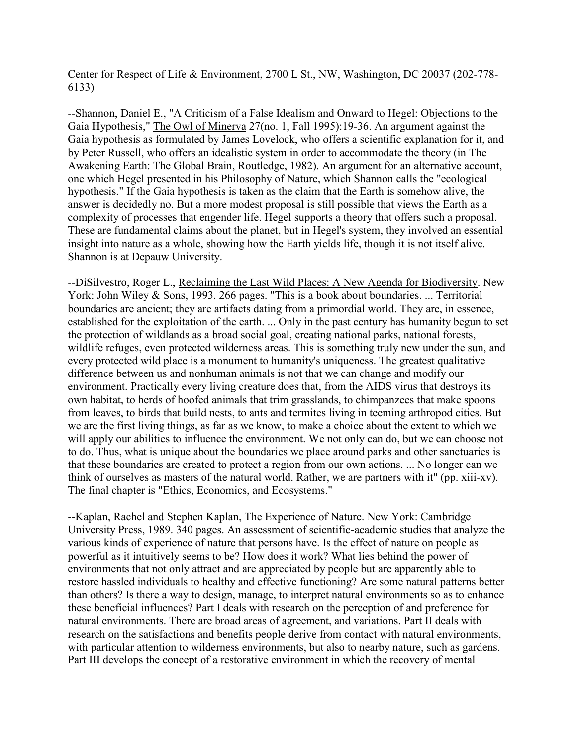Center for Respect of Life & Environment, 2700 L St., NW, Washington, DC 20037 (202-778-6133)

--Shannon, Daniel E., "A Criticism of a False Idealism and Onward to Hegel: Objections to the Gaia Hypothesis," The Owl of Minerva 27(no. 1, Fall 1995):19-36. An argument against the Gaia hypothesis as formulated by James Lovelock, who offers a scientific explanation for it, and by Peter Russell, who offers an idealistic system in order to accommodate the theory (in The Awakening Earth: The Global Brain, Routledge, 1982). An argument for an alternative account, one which Hegel presented in his Philosophy of Nature, which Shannon calls the "ecological hypothesis." If the Gaia hypothesis is taken as the claim that the Earth is somehow alive, the answer is decidedly no. But a more modest proposal is still possible that views the Earth as a complexity of processes that engender life. Hegel supports a theory that offers such a proposal. These are fundamental claims about the planet, but in Hegel's system, they involved an essential insight into nature as a whole, showing how the Earth yields life, though it is not itself alive. Shannon is at Depauw University.

--DiSilvestro, Roger L., Reclaiming the Last Wild Places: A New Agenda for Biodiversity. New York: John Wiley & Sons, 1993. 266 pages. "This is a book about boundaries. ... Territorial boundaries are ancient; they are artifacts dating from a primordial world. They are, in essence, established for the exploitation of the earth. ... Only in the past century has humanity begun to set the protection of wildlands as a broad social goal, creating national parks, national forests, wildlife refuges, even protected wilderness areas. This is something truly new under the sun, and every protected wild place is a monument to humanity's uniqueness. The greatest qualitative difference between us and nonhuman animals is not that we can change and modify our environment. Practically every living creature does that, from the AIDS virus that destroys its own habitat, to herds of hoofed animals that trim grasslands, to chimpanzees that make spoons from leaves, to birds that build nests, to ants and termites living in teeming arthropod cities. But we are the first living things, as far as we know, to make a choice about the extent to which we will apply our abilities to influence the environment. We not only can do, but we can choose not to do. Thus, what is unique about the boundaries we place around parks and other sanctuaries is that these boundaries are created to protect a region from our own actions. ... No longer can we think of ourselves as masters of the natural world. Rather, we are partners with it" (pp. xiii-xv). The final chapter is "Ethics, Economics, and Ecosystems."

--Kaplan, Rachel and Stephen Kaplan, The Experience of Nature. New York: Cambridge University Press, 1989. 340 pages. An assessment of scientific-academic studies that analyze the various kinds of experience of nature that persons have. Is the effect of nature on people as powerful as it intuitively seems to be? How does it work? What lies behind the power of environments that not only attract and are appreciated by people but are apparently able to restore hassled individuals to healthy and effective functioning? Are some natural patterns better than others? Is there a way to design, manage, to interpret natural environments so as to enhance these beneficial influences? Part I deals with research on the perception of and preference for natural environments. There are broad areas of agreement, and variations. Part II deals with research on the satisfactions and benefits people derive from contact with natural environments, with particular attention to wilderness environments, but also to nearby nature, such as gardens. Part III develops the concept of a restorative environment in which the recovery of mental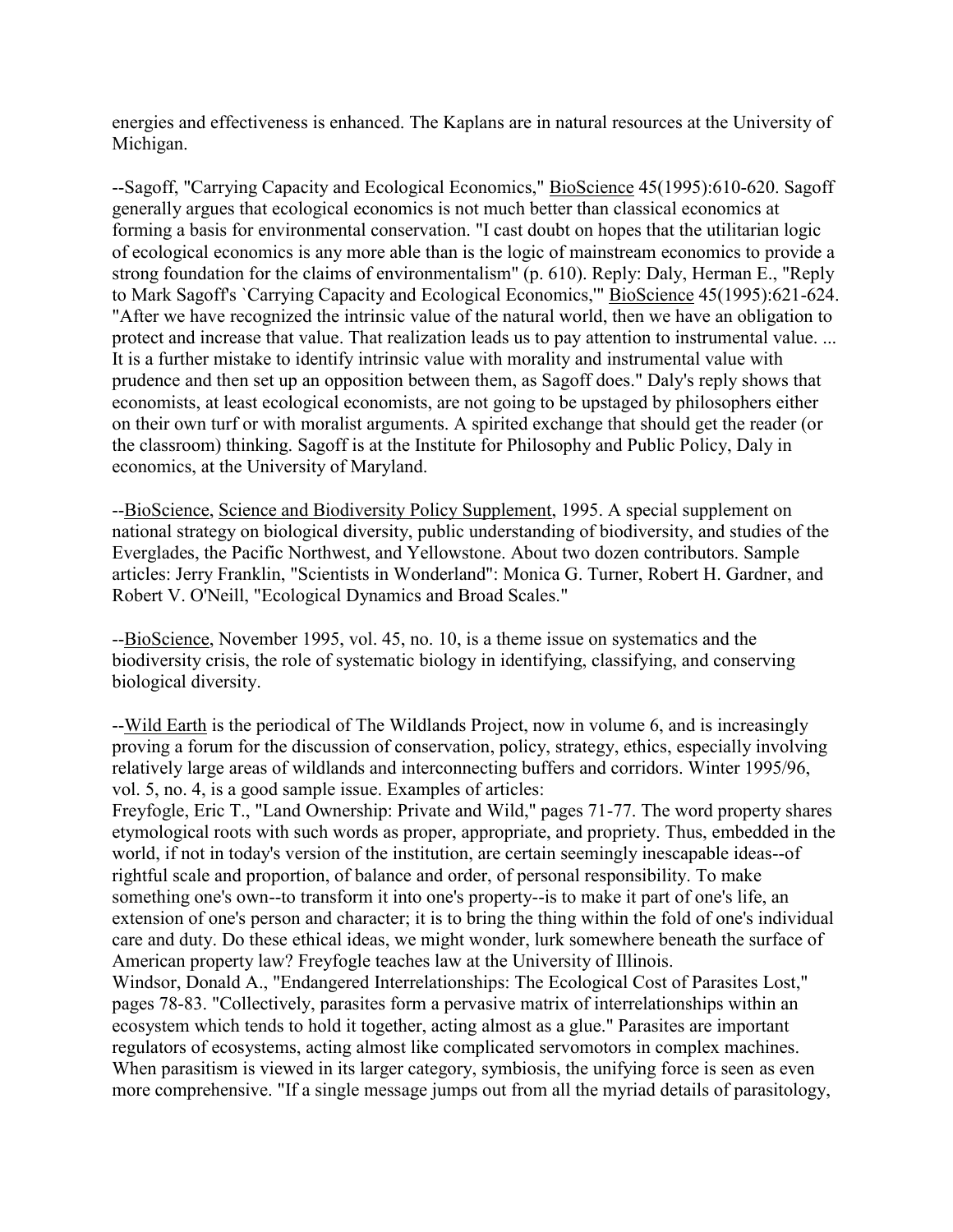energies and effectiveness is enhanced. The Kaplans are in natural resources at the University of Michigan.

--Sagoff, "Carrying Capacity and Ecological Economics," BioScience 45(1995):610-620. Sagoff generally argues that ecological economics is not much better than classical economics at forming a basis for environmental conservation. "I cast doubt on hopes that the utilitarian logic of ecological economics is any more able than is the logic of mainstream economics to provide a strong foundation for the claims of environmentalism" (p. 610). Reply: Daly, Herman E., "Reply to Mark Sagoff's `Carrying Capacity and Ecological Economics,'" BioScience 45(1995):621-624. "After we have recognized the intrinsic value of the natural world, then we have an obligation to protect and increase that value. That realization leads us to pay attention to instrumental value. ... It is a further mistake to identify intrinsic value with morality and instrumental value with prudence and then set up an opposition between them, as Sagoff does." Daly's reply shows that economists, at least ecological economists, are not going to be upstaged by philosophers either on their own turf or with moralist arguments. A spirited exchange that should get the reader (or the classroom) thinking. Sagoff is at the Institute for Philosophy and Public Policy, Daly in economics, at the University of Maryland.

--BioScience, Science and Biodiversity Policy Supplement, 1995. A special supplement on national strategy on biological diversity, public understanding of biodiversity, and studies of the Everglades, the Pacific Northwest, and Yellowstone. About two dozen contributors. Sample articles: Jerry Franklin, "Scientists in Wonderland": Monica G. Turner, Robert H. Gardner, and Robert V. O'Neill, "Ecological Dynamics and Broad Scales."

--BioScience, November 1995, vol. 45, no. 10, is a theme issue on systematics and the biodiversity crisis, the role of systematic biology in identifying, classifying, and conserving biological diversity.

--Wild Earth is the periodical of The Wildlands Project, now in volume 6, and is increasingly proving a forum for the discussion of conservation, policy, strategy, ethics, especially involving relatively large areas of wildlands and interconnecting buffers and corridors. Winter 1995/96, vol. 5, no. 4, is a good sample issue. Examples of articles:

Freyfogle, Eric T., "Land Ownership: Private and Wild," pages 71-77. The word property shares etymological roots with such words as proper, appropriate, and propriety. Thus, embedded in the world, if not in today's version of the institution, are certain seemingly inescapable ideas--of rightful scale and proportion, of balance and order, of personal responsibility. To make something one's own--to transform it into one's property--is to make it part of one's life, an extension of one's person and character; it is to bring the thing within the fold of one's individual care and duty. Do these ethical ideas, we might wonder, lurk somewhere beneath the surface of American property law? Freyfogle teaches law at the University of Illinois.

Windsor, Donald A., "Endangered Interrelationships: The Ecological Cost of Parasites Lost," pages 78-83. "Collectively, parasites form a pervasive matrix of interrelationships within an ecosystem which tends to hold it together, acting almost as a glue." Parasites are important regulators of ecosystems, acting almost like complicated servomotors in complex machines. When parasitism is viewed in its larger category, symbiosis, the unifying force is seen as even more comprehensive. "If a single message jumps out from all the myriad details of parasitology,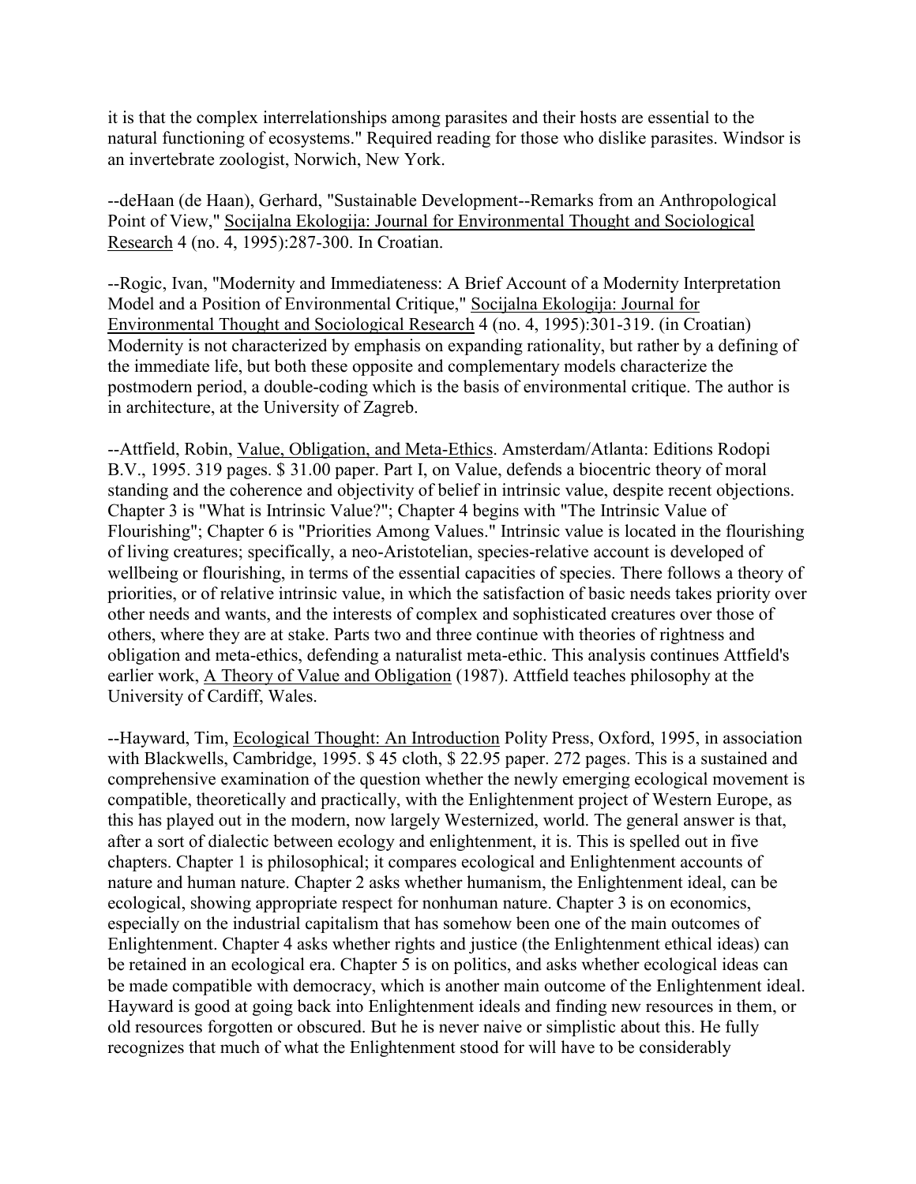it is that the complex interrelationships among parasites and their hosts are essential to the natural functioning of ecosystems." Required reading for those who dislike parasites. Windsor is an invertebrate zoologist, Norwich, New York.

--deHaan (de Haan), Gerhard, "Sustainable Development--Remarks from an Anthropological Point of View," Socijalna Ekologija: Journal for Environmental Thought and Sociological Research 4 (no. 4, 1995):287-300. In Croatian.

--Rogic, Ivan, "Modernity and Immediateness: A Brief Account of a Modernity Interpretation Model and a Position of Environmental Critique," Socijalna Ekologija: Journal for Environmental Thought and Sociological Research 4 (no. 4, 1995):301-319. (in Croatian) Modernity is not characterized by emphasis on expanding rationality, but rather by a defining of the immediate life, but both these opposite and complementary models characterize the postmodern period, a double-coding which is the basis of environmental critique. The author is in architecture, at the University of Zagreb.

--Attfield, Robin, Value, Obligation, and Meta-Ethics. Amsterdam/Atlanta: Editions Rodopi B.V., 1995. 319 pages. $ 31.00 paper. Part I, on Value, defends a biocentric theory of moral standing and the coherence and objectivity of belief in intrinsic value, despite recent objections. Chapter 3 is "What is Intrinsic Value?"; Chapter 4 begins with "The Intrinsic Value of Flourishing"; Chapter 6 is "Priorities Among Values." Intrinsic value is located in the flourishing of living creatures; specifically, a neo-Aristotelian, species-relative account is developed of wellbeing or flourishing, in terms of the essential capacities of species. There follows a theory of priorities, or of relative intrinsic value, in which the satisfaction of basic needs takes priority over other needs and wants, and the interests of complex and sophisticated creatures over those of others, where they are at stake. Parts two and three continue with theories of rightness and obligation and meta-ethics, defending a naturalist meta-ethic. This analysis continues Attfield's earlier work, A Theory of Value and Obligation (1987). Attfield teaches philosophy at the University of Cardiff, Wales.

--Hayward, Tim, Ecological Thought: An Introduction Polity Press, Oxford, 1995, in association with Blackwells, Cambridge, 1995. $ 45 cloth, $ 22.95 paper. 272 pages. This is a sustained and comprehensive examination of the question whether the newly emerging ecological movement is compatible, theoretically and practically, with the Enlightenment project of Western Europe, as this has played out in the modern, now largely Westernized, world. The general answer is that, after a sort of dialectic between ecology and enlightenment, it is. This is spelled out in five chapters. Chapter 1 is philosophical; it compares ecological and Enlightenment accounts of nature and human nature. Chapter 2 asks whether humanism, the Enlightenment ideal, can be ecological, showing appropriate respect for nonhuman nature. Chapter 3 is on economics, especially on the industrial capitalism that has somehow been one of the main outcomes of Enlightenment. Chapter 4 asks whether rights and justice (the Enlightenment ethical ideas) can be retained in an ecological era. Chapter 5 is on politics, and asks whether ecological ideas can be made compatible with democracy, which is another main outcome of the Enlightenment ideal. Hayward is good at going back into Enlightenment ideals and finding new resources in them, or old resources forgotten or obscured. But he is never naive or simplistic about this. He fully recognizes that much of what the Enlightenment stood for will have to be considerably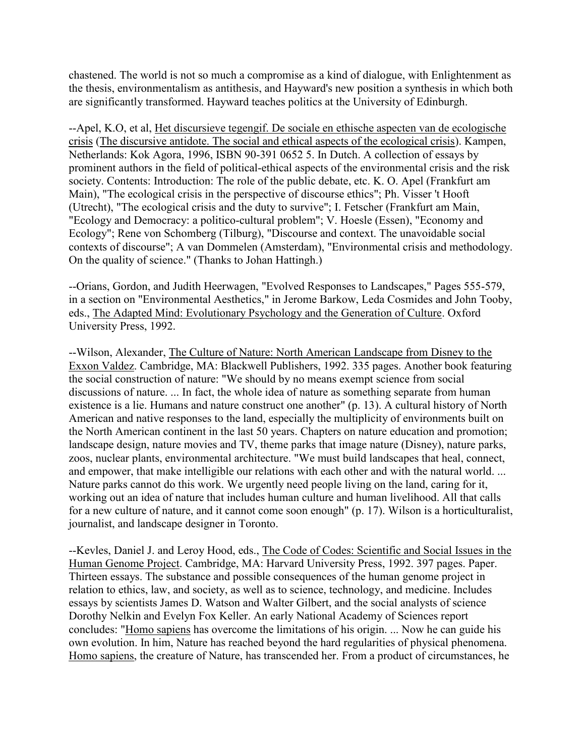chastened. The world is not so much a compromise as a kind of dialogue, with Enlightenment as the thesis, environmentalism as antithesis, and Hayward's new position a synthesis in which both are significantly transformed. Hayward teaches politics at the University of Edinburgh.

--Apel, K.O, et al, Het discursieve tegengif. De sociale en ethische aspecten van de ecologische crisis (The discursive antidote. The social and ethical aspects of the ecological crisis). Kampen, Netherlands: Kok Agora, 1996, ISBN 90-391 0652 5. In Dutch. A collection of essays by prominent authors in the field of political-ethical aspects of the environmental crisis and the risk society. Contents: Introduction: The role of the public debate, etc. K. O. Apel (Frankfurt am Main), "The ecological crisis in the perspective of discourse ethics"; Ph. Visser 't Hooft (Utrecht), "The ecological crisis and the duty to survive"; I. Fetscher (Frankfurt am Main, "Ecology and Democracy: a politico-cultural problem"; V. Hoesle (Essen), "Economy and Ecology"; Rene von Schomberg (Tilburg), "Discourse and context. The unavoidable social contexts of discourse"; A van Dommelen (Amsterdam), "Environmental crisis and methodology. On the quality of science." (Thanks to Johan Hattingh.)

--Orians, Gordon, and Judith Heerwagen, "Evolved Responses to Landscapes," Pages 555-579, in a section on "Environmental Aesthetics," in Jerome Barkow, Leda Cosmides and John Tooby, eds., The Adapted Mind: Evolutionary Psychology and the Generation of Culture. Oxford University Press, 1992.

--Wilson, Alexander, The Culture of Nature: North American Landscape from Disney to the Exxon Valdez. Cambridge, MA: Blackwell Publishers, 1992. 335 pages. Another book featuring the social construction of nature: "We should by no means exempt science from social discussions of nature. ... In fact, the whole idea of nature as something separate from human existence is a lie. Humans and nature construct one another" (p. 13). A cultural history of North American and native responses to the land, especially the multiplicity of environments built on the North American continent in the last 50 years. Chapters on nature education and promotion; landscape design, nature movies and TV, theme parks that image nature (Disney), nature parks, zoos, nuclear plants, environmental architecture. "We must build landscapes that heal, connect, and empower, that make intelligible our relations with each other and with the natural world. ... Nature parks cannot do this work. We urgently need people living on the land, caring for it, working out an idea of nature that includes human culture and human livelihood. All that calls for a new culture of nature, and it cannot come soon enough" (p. 17). Wilson is a horticulturalist, journalist, and landscape designer in Toronto.

--Kevles, Daniel J. and Leroy Hood, eds., The Code of Codes: Scientific and Social Issues in the Human Genome Project. Cambridge, MA: Harvard University Press, 1992. 397 pages. Paper. Thirteen essays. The substance and possible consequences of the human genome project in relation to ethics, law, and society, as well as to science, technology, and medicine. Includes essays by scientists James D. Watson and Walter Gilbert, and the social analysts of science Dorothy Nelkin and Evelyn Fox Keller. An early National Academy of Sciences report concludes: "Homo sapiens has overcome the limitations of his origin. ... Now he can guide his own evolution. In him, Nature has reached beyond the hard regularities of physical phenomena. Homo sapiens, the creature of Nature, has transcended her. From a product of circumstances, he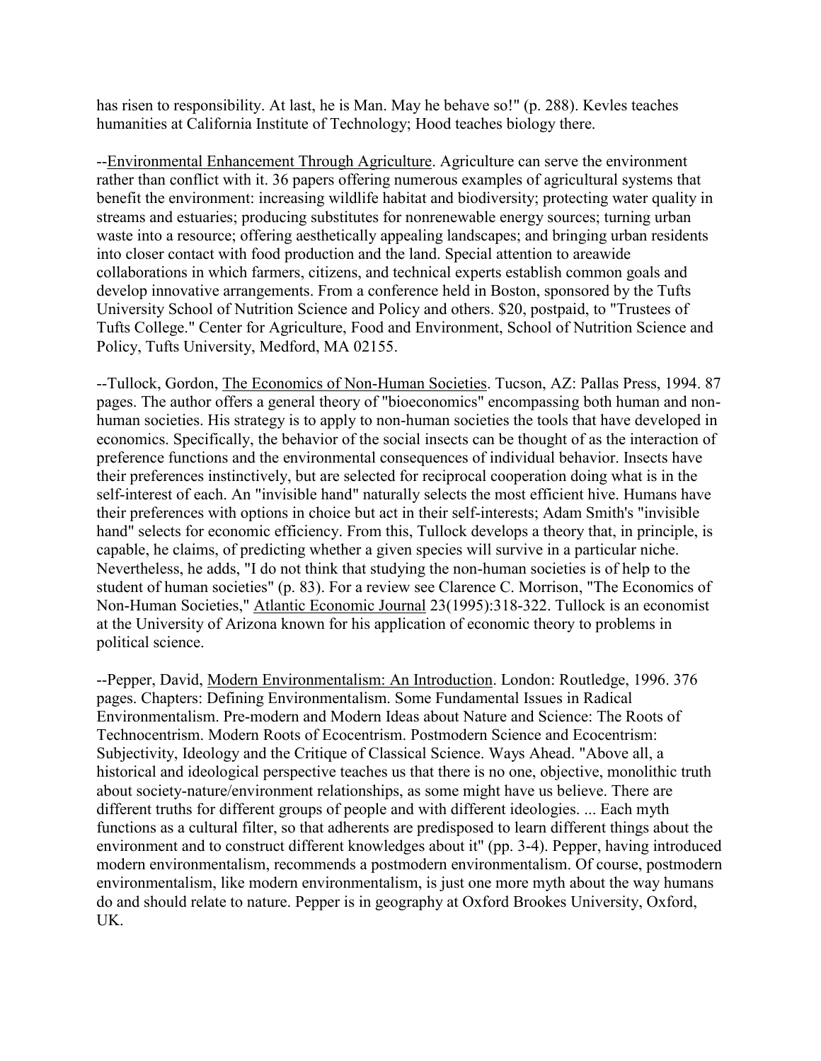has risen to responsibility. At last, he is Man. May he behave so!" (p. 288). Kevles teaches humanities at California Institute of Technology; Hood teaches biology there.

--Environmental Enhancement Through Agriculture. Agriculture can serve the environment rather than conflict with it. 36 papers offering numerous examples of agricultural systems that benefit the environment: increasing wildlife habitat and biodiversity; protecting water quality in streams and estuaries; producing substitutes for nonrenewable energy sources; turning urban waste into a resource; offering aesthetically appealing landscapes; and bringing urban residents into closer contact with food production and the land. Special attention to areawide collaborations in which farmers, citizens, and technical experts establish common goals and develop innovative arrangements. From a conference held in Boston, sponsored by the Tufts University School of Nutrition Science and Policy and others. $20, postpaid, to "Trustees of Tufts College." Center for Agriculture, Food and Environment, School of Nutrition Science and Policy, Tufts University, Medford, MA 02155.

--Tullock, Gordon, The Economics of Non-Human Societies. Tucson, AZ: Pallas Press, 1994. 87 pages. The author offers a general theory of "bioeconomics" encompassing both human and non-human societies. His strategy is to apply to non-human societies the tools that have developed in economics. Specifically, the behavior of the social insects can be thought of as the interaction of preference functions and the environmental consequences of individual behavior. Insects have their preferences instinctively, but are selected for reciprocal cooperation doing what is in the self-interest of each. An "invisible hand" naturally selects the most efficient hive. Humans have their preferences with options in choice but act in their self-interests; Adam Smith's "invisible hand" selects for economic efficiency. From this, Tullock develops a theory that, in principle, is capable, he claims, of predicting whether a given species will survive in a particular niche. Nevertheless, he adds, "I do not think that studying the non-human societies is of help to the student of human societies" (p. 83). For a review see Clarence C. Morrison, "The Economics of Non-Human Societies," Atlantic Economic Journal 23(1995):318-322. Tullock is an economist at the University of Arizona known for his application of economic theory to problems in political science.

--Pepper, David, Modern Environmentalism: An Introduction. London: Routledge, 1996. 376 pages. Chapters: Defining Environmentalism. Some Fundamental Issues in Radical Environmentalism. Pre-modern and Modern Ideas about Nature and Science: The Roots of Technocentrism. Modern Roots of Ecocentrism. Postmodern Science and Ecocentrism: Subjectivity, Ideology and the Critique of Classical Science. Ways Ahead. "Above all, a historical and ideological perspective teaches us that there is no one, objective, monolithic truth about society-nature/environment relationships, as some might have us believe. There are different truths for different groups of people and with different ideologies. ... Each myth functions as a cultural filter, so that adherents are predisposed to learn different things about the environment and to construct different knowledges about it" (pp. 3-4). Pepper, having introduced modern environmentalism, recommends a postmodern environmentalism. Of course, postmodern environmentalism, like modern environmentalism, is just one more myth about the way humans do and should relate to nature. Pepper is in geography at Oxford Brookes University, Oxford, UK.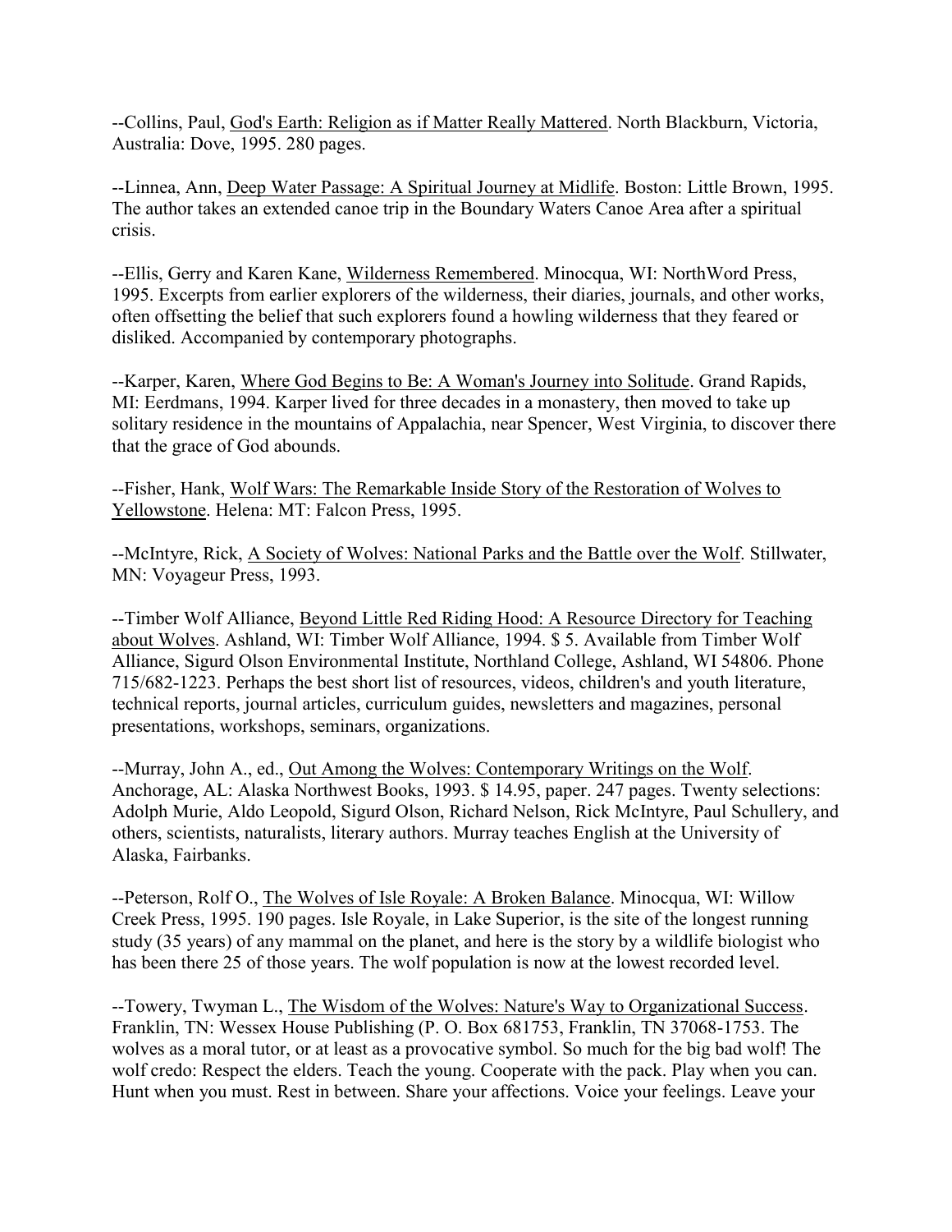--Collins, Paul, God's Earth: Religion as if Matter Really Mattered. North Blackburn, Victoria, Australia: Dove, 1995. 280 pages.

--Linnea, Ann, Deep Water Passage: A Spiritual Journey at Midlife. Boston: Little Brown, 1995. The author takes an extended canoe trip in the Boundary Waters Canoe Area after a spiritual crisis.

--Ellis, Gerry and Karen Kane, Wilderness Remembered. Minocqua, WI: NorthWord Press, 1995. Excerpts from earlier explorers of the wilderness, their diaries, journals, and other works, often offsetting the belief that such explorers found a howling wilderness that they feared or disliked. Accompanied by contemporary photographs.

--Karper, Karen, Where God Begins to Be: A Woman's Journey into Solitude. Grand Rapids, MI: Eerdmans, 1994. Karper lived for three decades in a monastery, then moved to take up solitary residence in the mountains of Appalachia, near Spencer, West Virginia, to discover there that the grace of God abounds.

--Fisher, Hank, Wolf Wars: The Remarkable Inside Story of the Restoration of Wolves to Yellowstone. Helena: MT: Falcon Press, 1995.

--McIntyre, Rick, A Society of Wolves: National Parks and the Battle over the Wolf. Stillwater, MN: Voyageur Press, 1993.

--Timber Wolf Alliance, Beyond Little Red Riding Hood: A Resource Directory for Teaching about Wolves. Ashland, WI: Timber Wolf Alliance, 1994. $ 5. Available from Timber Wolf Alliance, Sigurd Olson Environmental Institute, Northland College, Ashland, WI 54806. Phone 715/682-1223. Perhaps the best short list of resources, videos, children's and youth literature, technical reports, journal articles, curriculum guides, newsletters and magazines, personal presentations, workshops, seminars, organizations.

--Murray, John A., ed., Out Among the Wolves: Contemporary Writings on the Wolf. Anchorage, AL: Alaska Northwest Books, 1993. $ 14.95, paper. 247 pages. Twenty selections: Adolph Murie, Aldo Leopold, Sigurd Olson, Richard Nelson, Rick McIntyre, Paul Schullery, and others, scientists, naturalists, literary authors. Murray teaches English at the University of Alaska, Fairbanks.

--Peterson, Rolf O., The Wolves of Isle Royale: A Broken Balance. Minocqua, WI: Willow Creek Press, 1995. 190 pages. Isle Royale, in Lake Superior, is the site of the longest running study (35 years) of any mammal on the planet, and here is the story by a wildlife biologist who has been there 25 of those years. The wolf population is now at the lowest recorded level.

--Towery, Twyman L., The Wisdom of the Wolves: Nature's Way to Organizational Success. Franklin, TN: Wessex House Publishing (P. O. Box 681753, Franklin, TN 37068-1753. The wolves as a moral tutor, or at least as a provocative symbol. So much for the big bad wolf! The wolf credo: Respect the elders. Teach the young. Cooperate with the pack. Play when you can. Hunt when you must. Rest in between. Share your affections. Voice your feelings. Leave your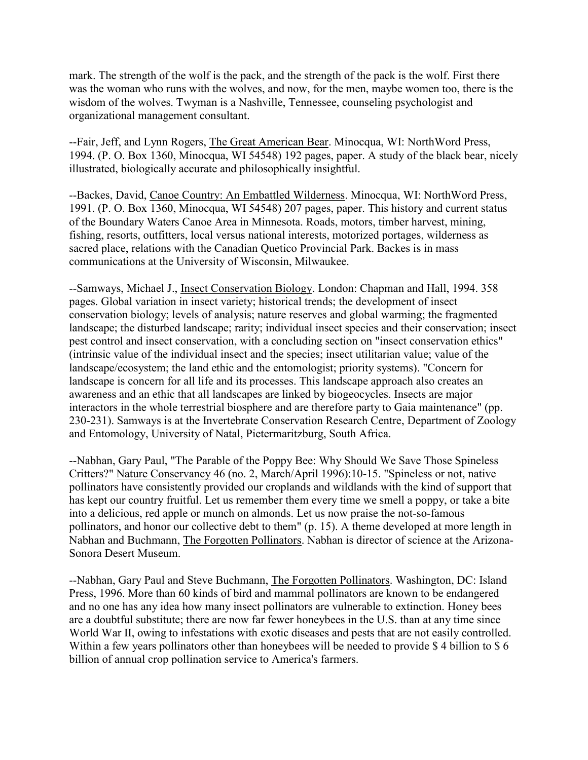mark. The strength of the wolf is the pack, and the strength of the pack is the wolf. First there was the woman who runs with the wolves, and now, for the men, maybe women too, there is the wisdom of the wolves. Twyman is a Nashville, Tennessee, counseling psychologist and organizational management consultant.

--Fair, Jeff, and Lynn Rogers, The Great American Bear. Minocqua, WI: NorthWord Press, 1994. (P. O. Box 1360, Minocqua, WI 54548) 192 pages, paper. A study of the black bear, nicely illustrated, biologically accurate and philosophically insightful.

--Backes, David, Canoe Country: An Embattled Wilderness. Minocqua, WI: NorthWord Press, 1991. (P. O. Box 1360, Minocqua, WI 54548) 207 pages, paper. This history and current status of the Boundary Waters Canoe Area in Minnesota. Roads, motors, timber harvest, mining, fishing, resorts, outfitters, local versus national interests, motorized portages, wilderness as sacred place, relations with the Canadian Quetico Provincial Park. Backes is in mass communications at the University of Wisconsin, Milwaukee.

--Samways, Michael J., Insect Conservation Biology. London: Chapman and Hall, 1994. 358 pages. Global variation in insect variety; historical trends; the development of insect conservation biology; levels of analysis; nature reserves and global warming; the fragmented landscape; the disturbed landscape; rarity; individual insect species and their conservation; insect pest control and insect conservation, with a concluding section on "insect conservation ethics" (intrinsic value of the individual insect and the species; insect utilitarian value; value of the landscape/ecosystem; the land ethic and the entomologist; priority systems). "Concern for landscape is concern for all life and its processes. This landscape approach also creates an awareness and an ethic that all landscapes are linked by biogeocycles. Insects are major interactors in the whole terrestrial biosphere and are therefore party to Gaia maintenance" (pp. 230-231). Samways is at the Invertebrate Conservation Research Centre, Department of Zoology and Entomology, University of Natal, Pietermaritzburg, South Africa.

--Nabhan, Gary Paul, "The Parable of the Poppy Bee: Why Should We Save Those Spineless Critters?" Nature Conservancy 46 (no. 2, March/April 1996):10-15. "Spineless or not, native pollinators have consistently provided our croplands and wildlands with the kind of support that has kept our country fruitful. Let us remember them every time we smell a poppy, or take a bite into a delicious, red apple or munch on almonds. Let us now praise the not-so-famous pollinators, and honor our collective debt to them" (p. 15). A theme developed at more length in Nabhan and Buchmann, The Forgotten Pollinators. Nabhan is director of science at the Arizona-Sonora Desert Museum.

--Nabhan, Gary Paul and Steve Buchmann, The Forgotten Pollinators. Washington, DC: Island Press, 1996. More than 60 kinds of bird and mammal pollinators are known to be endangered and no one has any idea how many insect pollinators are vulnerable to extinction. Honey bees are a doubtful substitute; there are now far fewer honeybees in the U.S. than at any time since World War II, owing to infestations with exotic diseases and pests that are not easily controlled. Within a few years pollinators other than honeybees will be needed to provide $ 4 billion to $ 6 billion of annual crop pollination service to America's farmers.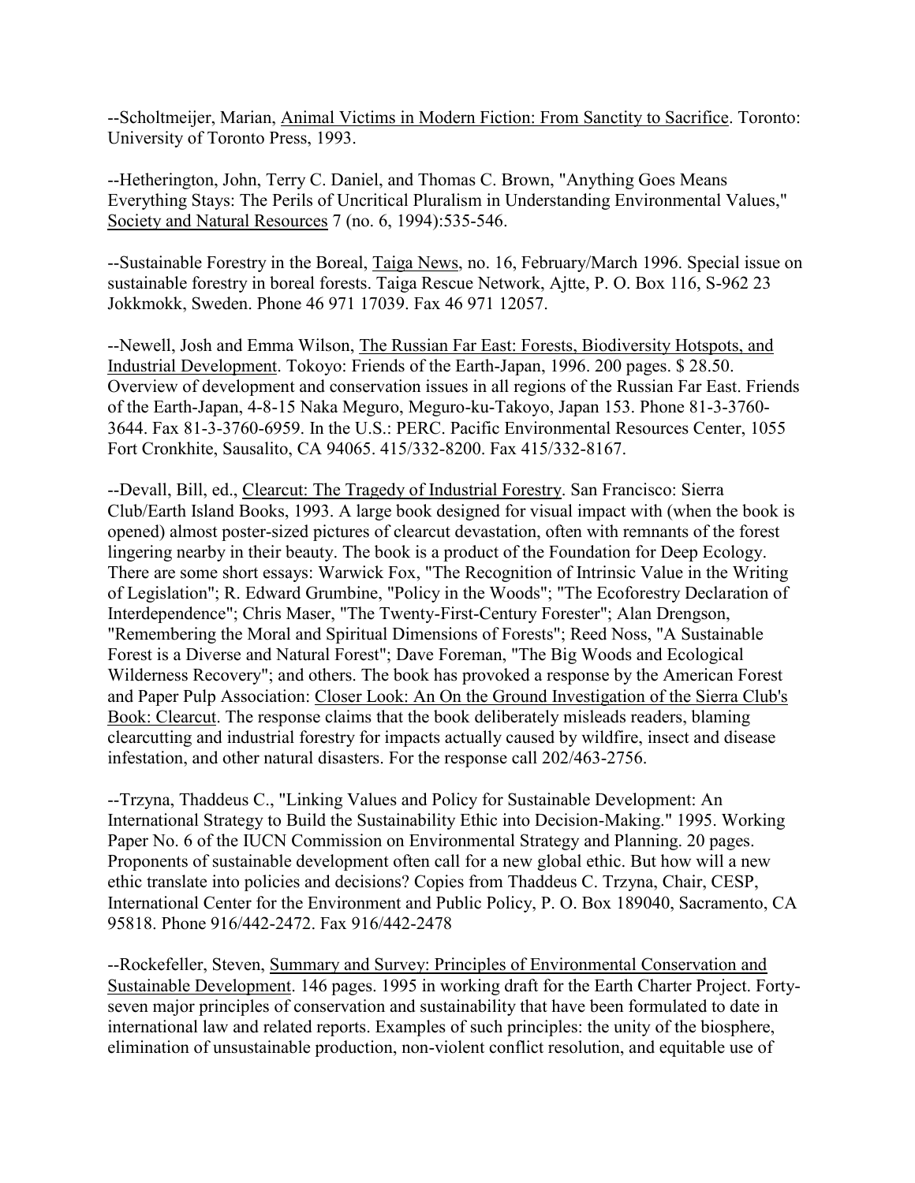--Scholtmeijer, Marian, Animal Victims in Modern Fiction: From Sanctity to Sacrifice. Toronto: University of Toronto Press, 1993.

--Hetherington, John, Terry C. Daniel, and Thomas C. Brown, "Anything Goes Means Everything Stays: The Perils of Uncritical Pluralism in Understanding Environmental Values," Society and Natural Resources 7 (no. 6, 1994):535-546.

--Sustainable Forestry in the Boreal, Taiga News, no. 16, February/March 1996. Special issue on sustainable forestry in boreal forests. Taiga Rescue Network, Ajtte, P. O. Box 116, S-962 23 Jokkmokk, Sweden. Phone 46 971 17039. Fax 46 971 12057.

--Newell, Josh and Emma Wilson, The Russian Far East: Forests, Biodiversity Hotspots, and Industrial Development. Tokoyo: Friends of the Earth-Japan, 1996. 200 pages. $ 28.50. Overview of development and conservation issues in all regions of the Russian Far East. Friends of the Earth-Japan, 4-8-15 Naka Meguro, Meguro-ku-Takoyo, Japan 153. Phone 81-3-3760-3644. Fax 81-3-3760-6959. In the U.S.: PERC. Pacific Environmental Resources Center, 1055 Fort Cronkhite, Sausalito, CA 94065. 415/332-8200. Fax 415/332-8167.

--Devall, Bill, ed., Clearcut: The Tragedy of Industrial Forestry. San Francisco: Sierra Club/Earth Island Books, 1993. A large book designed for visual impact with (when the book is opened) almost poster-sized pictures of clearcut devastation, often with remnants of the forest lingering nearby in their beauty. The book is a product of the Foundation for Deep Ecology. There are some short essays: Warwick Fox, "The Recognition of Intrinsic Value in the Writing of Legislation"; R. Edward Grumbine, "Policy in the Woods"; "The Ecoforestry Declaration of Interdependence"; Chris Maser, "The Twenty-First-Century Forester"; Alan Drengson, "Remembering the Moral and Spiritual Dimensions of Forests"; Reed Noss, "A Sustainable Forest is a Diverse and Natural Forest"; Dave Foreman, "The Big Woods and Ecological Wilderness Recovery"; and others. The book has provoked a response by the American Forest and Paper Pulp Association: Closer Look: An On the Ground Investigation of the Sierra Club's Book: Clearcut. The response claims that the book deliberately misleads readers, blaming clearcutting and industrial forestry for impacts actually caused by wildfire, insect and disease infestation, and other natural disasters. For the response call 202/463-2756.

--Trzyna, Thaddeus C., "Linking Values and Policy for Sustainable Development: An International Strategy to Build the Sustainability Ethic into Decision-Making." 1995. Working Paper No. 6 of the IUCN Commission on Environmental Strategy and Planning. 20 pages. Proponents of sustainable development often call for a new global ethic. But how will a new ethic translate into policies and decisions? Copies from Thaddeus C. Trzyna, Chair, CESP, International Center for the Environment and Public Policy, P. O. Box 189040, Sacramento, CA 95818. Phone 916/442-2472. Fax 916/442-2478

--Rockefeller, Steven, Summary and Survey: Principles of Environmental Conservation and Sustainable Development. 146 pages. 1995 in working draft for the Earth Charter Project. Forty-seven major principles of conservation and sustainability that have been formulated to date in international law and related reports. Examples of such principles: the unity of the biosphere, elimination of unsustainable production, non-violent conflict resolution, and equitable use of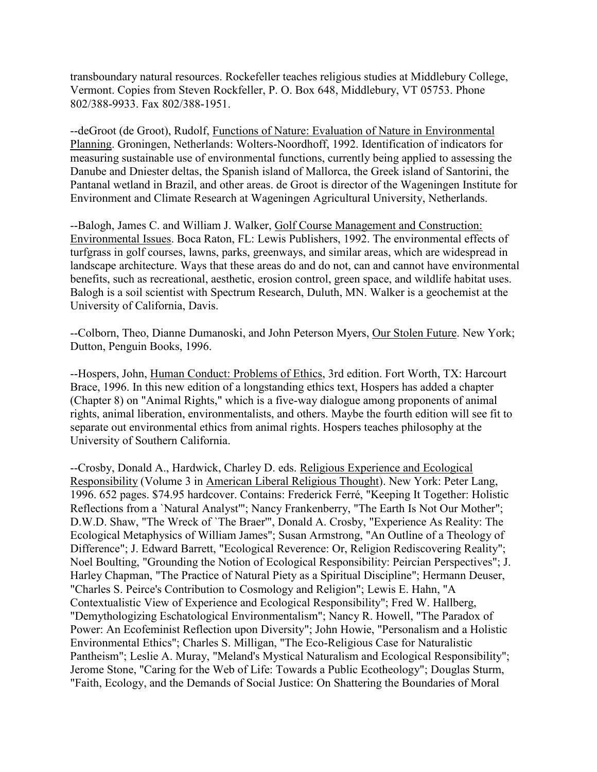transboundary natural resources. Rockefeller teaches religious studies at Middlebury College, Vermont. Copies from Steven Rockfeller, P. O. Box 648, Middlebury, VT 05753. Phone 802/388-9933. Fax 802/388-1951.

--deGroot (de Groot), Rudolf, Functions of Nature: Evaluation of Nature in Environmental Planning. Groningen, Netherlands: Wolters-Noordhoff, 1992. Identification of indicators for measuring sustainable use of environmental functions, currently being applied to assessing the Danube and Dniester deltas, the Spanish island of Mallorca, the Greek island of Santorini, the Pantanal wetland in Brazil, and other areas. de Groot is director of the Wageningen Institute for Environment and Climate Research at Wageningen Agricultural University, Netherlands.

--Balogh, James C. and William J. Walker, Golf Course Management and Construction: Environmental Issues. Boca Raton, FL: Lewis Publishers, 1992. The environmental effects of turfgrass in golf courses, lawns, parks, greenways, and similar areas, which are widespread in landscape architecture. Ways that these areas do and do not, can and cannot have environmental benefits, such as recreational, aesthetic, erosion control, green space, and wildlife habitat uses. Balogh is a soil scientist with Spectrum Research, Duluth, MN. Walker is a geochemist at the University of California, Davis.

--Colborn, Theo, Dianne Dumanoski, and John Peterson Myers, Our Stolen Future. New York; Dutton, Penguin Books, 1996.

--Hospers, John, Human Conduct: Problems of Ethics, 3rd edition. Fort Worth, TX: Harcourt Brace, 1996. In this new edition of a longstanding ethics text, Hospers has added a chapter (Chapter 8) on "Animal Rights," which is a five-way dialogue among proponents of animal rights, animal liberation, environmentalists, and others. Maybe the fourth edition will see fit to separate out environmental ethics from animal rights. Hospers teaches philosophy at the University of Southern California.

--Crosby, Donald A., Hardwick, Charley D. eds. Religious Experience and Ecological Responsibility (Volume 3 in American Liberal Religious Thought). New York: Peter Lang, 1996. 652 pages. $74.95 hardcover. Contains: Frederick Ferré, "Keeping It Together: Holistic Reflections from a `Natural Analyst'"; Nancy Frankenberry, "The Earth Is Not Our Mother"; D.W.D. Shaw, "The Wreck of `The Braer'", Donald A. Crosby, "Experience As Reality: The Ecological Metaphysics of William James"; Susan Armstrong, "An Outline of a Theology of Difference"; J. Edward Barrett, "Ecological Reverence: Or, Religion Rediscovering Reality"; Noel Boulting, "Grounding the Notion of Ecological Responsibility: Peircian Perspectives"; J. Harley Chapman, "The Practice of Natural Piety as a Spiritual Discipline"; Hermann Deuser, "Charles S. Peirce's Contribution to Cosmology and Religion"; Lewis E. Hahn, "A Contextualistic View of Experience and Ecological Responsibility"; Fred W. Hallberg, "Demythologizing Eschatological Environmentalism"; Nancy R. Howell, "The Paradox of Power: An Ecofeminist Reflection upon Diversity"; John Howie, "Personalism and a Holistic Environmental Ethics"; Charles S. Milligan, "The Eco-Religious Case for Naturalistic Pantheism"; Leslie A. Muray, "Meland's Mystical Naturalism and Ecological Responsibility"; Jerome Stone, "Caring for the Web of Life: Towards a Public Ecotheology"; Douglas Sturm, "Faith, Ecology, and the Demands of Social Justice: On Shattering the Boundaries of Moral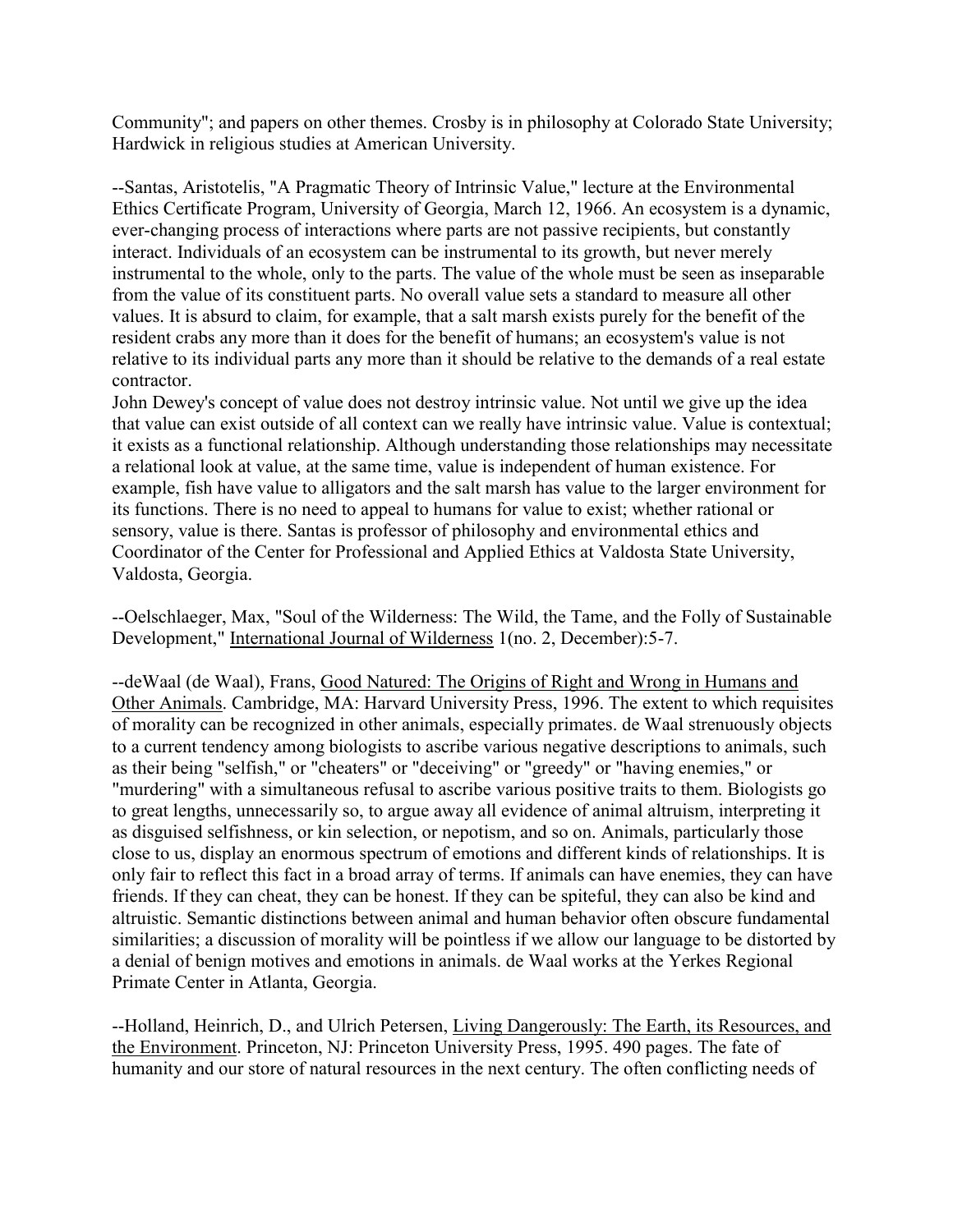Community"; and papers on other themes. Crosby is in philosophy at Colorado State University; Hardwick in religious studies at American University.

--Santas, Aristotelis, "A Pragmatic Theory of Intrinsic Value," lecture at the Environmental Ethics Certificate Program, University of Georgia, March 12, 1966. An ecosystem is a dynamic, ever-changing process of interactions where parts are not passive recipients, but constantly interact. Individuals of an ecosystem can be instrumental to its growth, but never merely instrumental to the whole, only to the parts. The value of the whole must be seen as inseparable from the value of its constituent parts. No overall value sets a standard to measure all other values. It is absurd to claim, for example, that a salt marsh exists purely for the benefit of the resident crabs any more than it does for the benefit of humans; an ecosystem's value is not relative to its individual parts any more than it should be relative to the demands of a real estate contractor.

John Dewey's concept of value does not destroy intrinsic value. Not until we give up the idea that value can exist outside of all context can we really have intrinsic value. Value is contextual; it exists as a functional relationship. Although understanding those relationships may necessitate a relational look at value, at the same time, value is independent of human existence. For example, fish have value to alligators and the salt marsh has value to the larger environment for its functions. There is no need to appeal to humans for value to exist; whether rational or sensory, value is there. Santas is professor of philosophy and environmental ethics and Coordinator of the Center for Professional and Applied Ethics at Valdosta State University, Valdosta, Georgia.

--Oelschlaeger, Max, "Soul of the Wilderness: The Wild, the Tame, and the Folly of Sustainable Development," International Journal of Wilderness 1(no. 2, December):5-7.

--deWaal (de Waal), Frans, Good Natured: The Origins of Right and Wrong in Humans and Other Animals. Cambridge, MA: Harvard University Press, 1996. The extent to which requisites of morality can be recognized in other animals, especially primates. de Waal strenuously objects to a current tendency among biologists to ascribe various negative descriptions to animals, such as their being "selfish," or "cheaters" or "deceiving" or "greedy" or "having enemies," or "murdering" with a simultaneous refusal to ascribe various positive traits to them. Biologists go to great lengths, unnecessarily so, to argue away all evidence of animal altruism, interpreting it as disguised selfishness, or kin selection, or nepotism, and so on. Animals, particularly those close to us, display an enormous spectrum of emotions and different kinds of relationships. It is only fair to reflect this fact in a broad array of terms. If animals can have enemies, they can have friends. If they can cheat, they can be honest. If they can be spiteful, they can also be kind and altruistic. Semantic distinctions between animal and human behavior often obscure fundamental similarities; a discussion of morality will be pointless if we allow our language to be distorted by a denial of benign motives and emotions in animals. de Waal works at the Yerkes Regional Primate Center in Atlanta, Georgia.

--Holland, Heinrich, D., and Ulrich Petersen, Living Dangerously: The Earth, its Resources, and the Environment. Princeton, NJ: Princeton University Press, 1995. 490 pages. The fate of humanity and our store of natural resources in the next century. The often conflicting needs of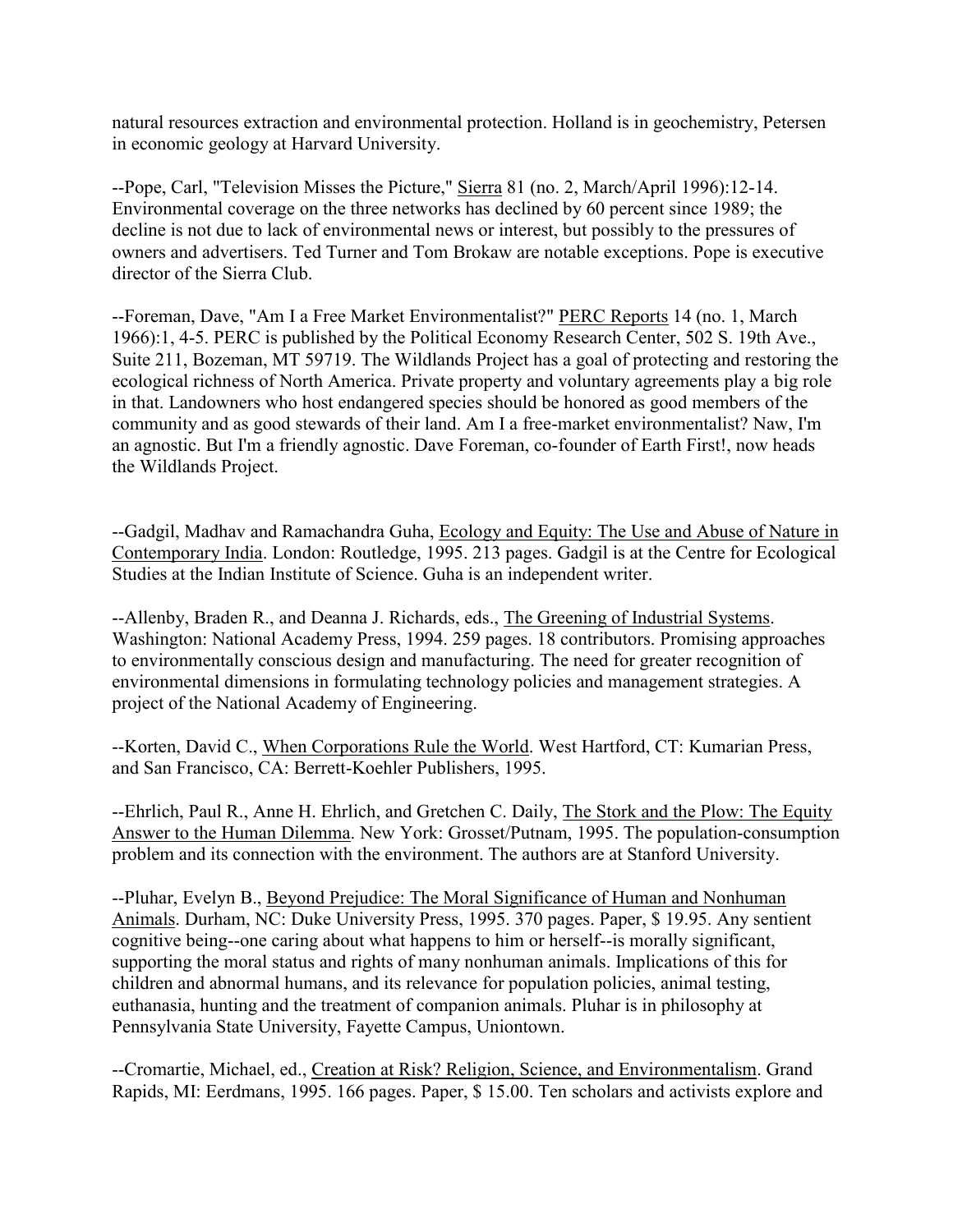natural resources extraction and environmental protection. Holland is in geochemistry, Petersen in economic geology at Harvard University.

--Pope, Carl, "Television Misses the Picture," Sierra 81 (no. 2, March/April 1996):12-14. Environmental coverage on the three networks has declined by 60 percent since 1989; the decline is not due to lack of environmental news or interest, but possibly to the pressures of owners and advertisers. Ted Turner and Tom Brokaw are notable exceptions. Pope is executive director of the Sierra Club.

--Foreman, Dave, "Am I a Free Market Environmentalist?" PERC Reports 14 (no. 1, March 1966):1, 4-5. PERC is published by the Political Economy Research Center, 502 S. 19th Ave., Suite 211, Bozeman, MT 59719. The Wildlands Project has a goal of protecting and restoring the ecological richness of North America. Private property and voluntary agreements play a big role in that. Landowners who host endangered species should be honored as good members of the community and as good stewards of their land. Am I a free-market environmentalist? Naw, I'm an agnostic. But I'm a friendly agnostic. Dave Foreman, co-founder of Earth First!, now heads the Wildlands Project.

--Gadgil, Madhav and Ramachandra Guha, Ecology and Equity: The Use and Abuse of Nature in Contemporary India. London: Routledge, 1995. 213 pages. Gadgil is at the Centre for Ecological Studies at the Indian Institute of Science. Guha is an independent writer.

--Allenby, Braden R., and Deanna J. Richards, eds., The Greening of Industrial Systems. Washington: National Academy Press, 1994. 259 pages. 18 contributors. Promising approaches to environmentally conscious design and manufacturing. The need for greater recognition of environmental dimensions in formulating technology policies and management strategies. A project of the National Academy of Engineering.

--Korten, David C., When Corporations Rule the World. West Hartford, CT: Kumarian Press, and San Francisco, CA: Berrett-Koehler Publishers, 1995.

--Ehrlich, Paul R., Anne H. Ehrlich, and Gretchen C. Daily, The Stork and the Plow: The Equity Answer to the Human Dilemma. New York: Grosset/Putnam, 1995. The population-consumption problem and its connection with the environment. The authors are at Stanford University.

--Pluhar, Evelyn B., Beyond Prejudice: The Moral Significance of Human and Nonhuman Animals. Durham, NC: Duke University Press, 1995. 370 pages. Paper, $ 19.95. Any sentient cognitive being--one caring about what happens to him or herself--is morally significant, supporting the moral status and rights of many nonhuman animals. Implications of this for children and abnormal humans, and its relevance for population policies, animal testing, euthanasia, hunting and the treatment of companion animals. Pluhar is in philosophy at Pennsylvania State University, Fayette Campus, Uniontown.

--Cromartie, Michael, ed., Creation at Risk? Religion, Science, and Environmentalism. Grand Rapids, MI: Eerdmans, 1995. 166 pages. Paper, $ 15.00. Ten scholars and activists explore and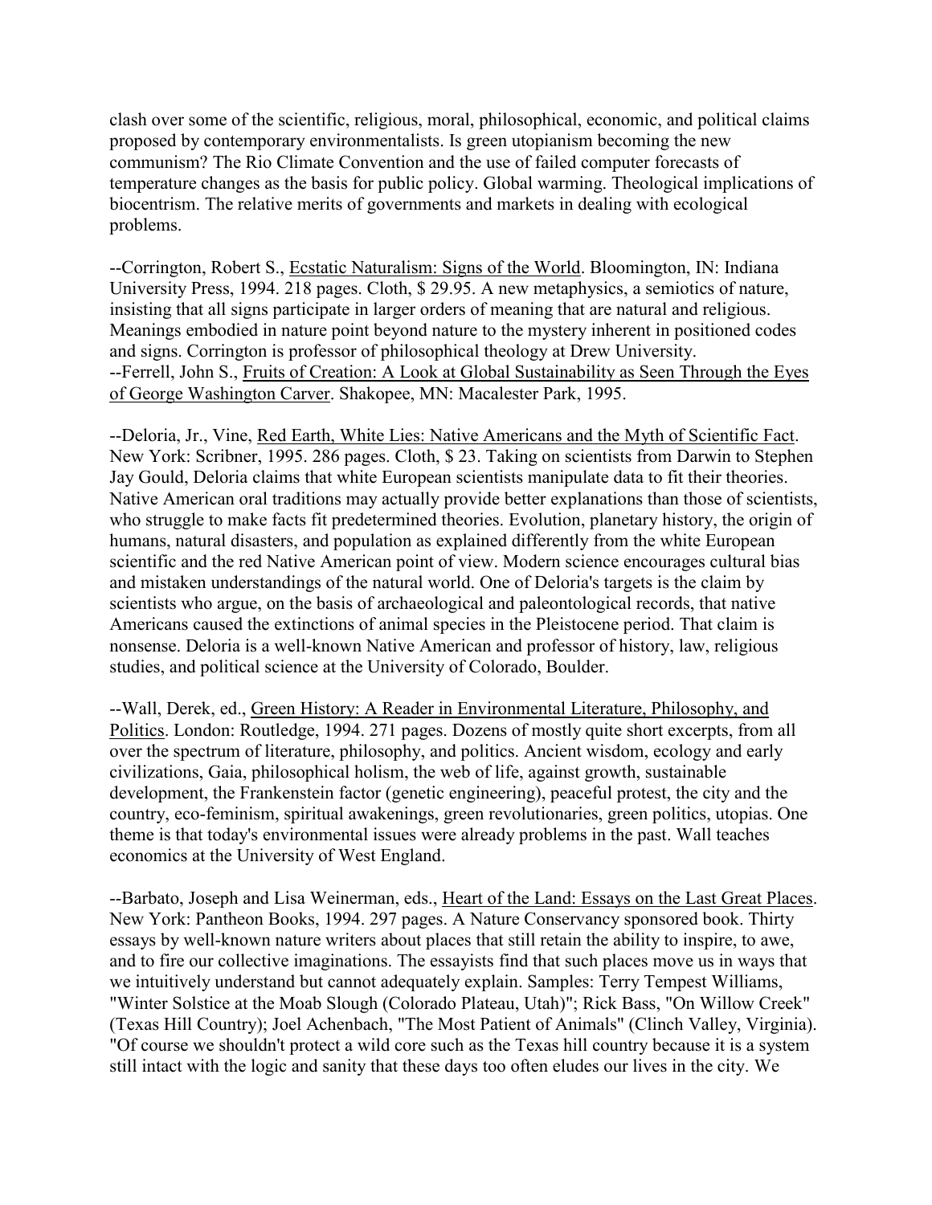clash over some of the scientific, religious, moral, philosophical, economic, and political claims proposed by contemporary environmentalists. Is green utopianism becoming the new communism? The Rio Climate Convention and the use of failed computer forecasts of temperature changes as the basis for public policy. Global warming. Theological implications of biocentrism. The relative merits of governments and markets in dealing with ecological problems.

--Corrington, Robert S., Ecstatic Naturalism: Signs of the World. Bloomington, IN: Indiana University Press, 1994. 218 pages. Cloth, $ 29.95. A new metaphysics, a semiotics of nature, insisting that all signs participate in larger orders of meaning that are natural and religious. Meanings embodied in nature point beyond nature to the mystery inherent in positioned codes and signs. Corrington is professor of philosophical theology at Drew University.
--Ferrell, John S., Fruits of Creation: A Look at Global Sustainability as Seen Through the Eyes of George Washington Carver. Shakopee, MN: Macalester Park, 1995.

--Deloria, Jr., Vine, Red Earth, White Lies: Native Americans and the Myth of Scientific Fact. New York: Scribner, 1995. 286 pages. Cloth, $ 23. Taking on scientists from Darwin to Stephen Jay Gould, Deloria claims that white European scientists manipulate data to fit their theories. Native American oral traditions may actually provide better explanations than those of scientists, who struggle to make facts fit predetermined theories. Evolution, planetary history, the origin of humans, natural disasters, and population as explained differently from the white European scientific and the red Native American point of view. Modern science encourages cultural bias and mistaken understandings of the natural world. One of Deloria's targets is the claim by scientists who argue, on the basis of archaeological and paleontological records, that native Americans caused the extinctions of animal species in the Pleistocene period. That claim is nonsense. Deloria is a well-known Native American and professor of history, law, religious studies, and political science at the University of Colorado, Boulder.

--Wall, Derek, ed., Green History: A Reader in Environmental Literature, Philosophy, and Politics. London: Routledge, 1994. 271 pages. Dozens of mostly quite short excerpts, from all over the spectrum of literature, philosophy, and politics. Ancient wisdom, ecology and early civilizations, Gaia, philosophical holism, the web of life, against growth, sustainable development, the Frankenstein factor (genetic engineering), peaceful protest, the city and the country, eco-feminism, spiritual awakenings, green revolutionaries, green politics, utopias. One theme is that today's environmental issues were already problems in the past. Wall teaches economics at the University of West England.

--Barbato, Joseph and Lisa Weinerman, eds., Heart of the Land: Essays on the Last Great Places. New York: Pantheon Books, 1994. 297 pages. A Nature Conservancy sponsored book. Thirty essays by well-known nature writers about places that still retain the ability to inspire, to awe, and to fire our collective imaginations. The essayists find that such places move us in ways that we intuitively understand but cannot adequately explain. Samples: Terry Tempest Williams, "Winter Solstice at the Moab Slough (Colorado Plateau, Utah)"; Rick Bass, "On Willow Creek" (Texas Hill Country); Joel Achenbach, "The Most Patient of Animals" (Clinch Valley, Virginia). "Of course we shouldn't protect a wild core such as the Texas hill country because it is a system still intact with the logic and sanity that these days too often eludes our lives in the city. We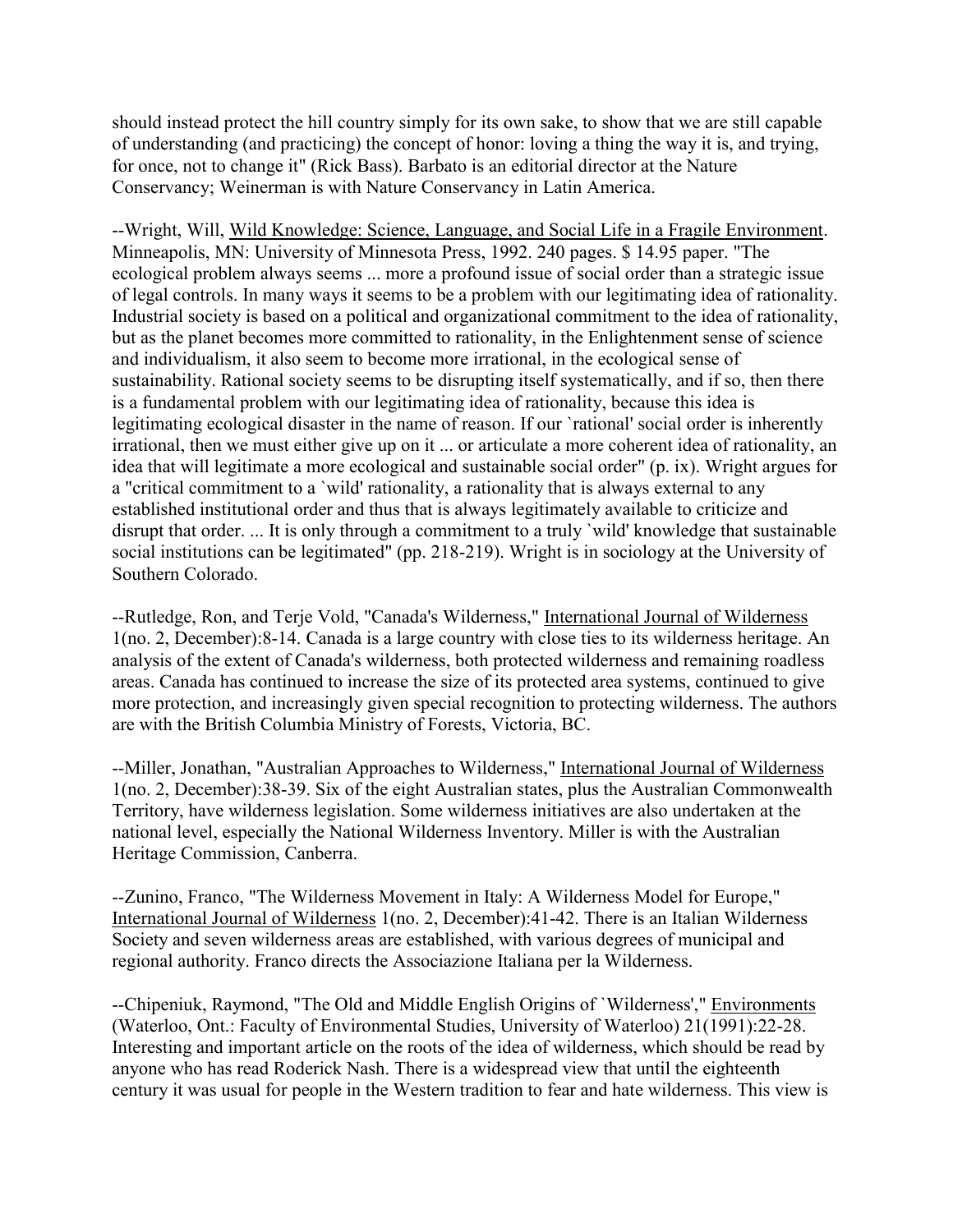should instead protect the hill country simply for its own sake, to show that we are still capable of understanding (and practicing) the concept of honor: loving a thing the way it is, and trying, for once, not to change it" (Rick Bass). Barbato is an editorial director at the Nature Conservancy; Weinerman is with Nature Conservancy in Latin America.

--Wright, Will, Wild Knowledge: Science, Language, and Social Life in a Fragile Environment. Minneapolis, MN: University of Minnesota Press, 1992. 240 pages. $ 14.95 paper. "The ecological problem always seems ... more a profound issue of social order than a strategic issue of legal controls. In many ways it seems to be a problem with our legitimating idea of rationality. Industrial society is based on a political and organizational commitment to the idea of rationality, but as the planet becomes more committed to rationality, in the Enlightenment sense of science and individualism, it also seem to become more irrational, in the ecological sense of sustainability. Rational society seems to be disrupting itself systematically, and if so, then there is a fundamental problem with our legitimating idea of rationality, because this idea is legitimating ecological disaster in the name of reason. If our `rational' social order is inherently irrational, then we must either give up on it ... or articulate a more coherent idea of rationality, an idea that will legitimate a more ecological and sustainable social order" (p. ix). Wright argues for a "critical commitment to a `wild' rationality, a rationality that is always external to any established institutional order and thus that is always legitimately available to criticize and disrupt that order. ... It is only through a commitment to a truly `wild' knowledge that sustainable social institutions can be legitimated" (pp. 218-219). Wright is in sociology at the University of Southern Colorado.

--Rutledge, Ron, and Terje Vold, "Canada's Wilderness," International Journal of Wilderness 1(no. 2, December):8-14. Canada is a large country with close ties to its wilderness heritage. An analysis of the extent of Canada's wilderness, both protected wilderness and remaining roadless areas. Canada has continued to increase the size of its protected area systems, continued to give more protection, and increasingly given special recognition to protecting wilderness. The authors are with the British Columbia Ministry of Forests, Victoria, BC.

--Miller, Jonathan, "Australian Approaches to Wilderness," International Journal of Wilderness 1(no. 2, December):38-39. Six of the eight Australian states, plus the Australian Commonwealth Territory, have wilderness legislation. Some wilderness initiatives are also undertaken at the national level, especially the National Wilderness Inventory. Miller is with the Australian Heritage Commission, Canberra.

--Zunino, Franco, "The Wilderness Movement in Italy: A Wilderness Model for Europe," International Journal of Wilderness 1(no. 2, December):41-42. There is an Italian Wilderness Society and seven wilderness areas are established, with various degrees of municipal and regional authority. Franco directs the Associazione Italiana per la Wilderness.

--Chipeniuk, Raymond, "The Old and Middle English Origins of `Wilderness'," Environments (Waterloo, Ont.: Faculty of Environmental Studies, University of Waterloo) 21(1991):22-28. Interesting and important article on the roots of the idea of wilderness, which should be read by anyone who has read Roderick Nash. There is a widespread view that until the eighteenth century it was usual for people in the Western tradition to fear and hate wilderness. This view is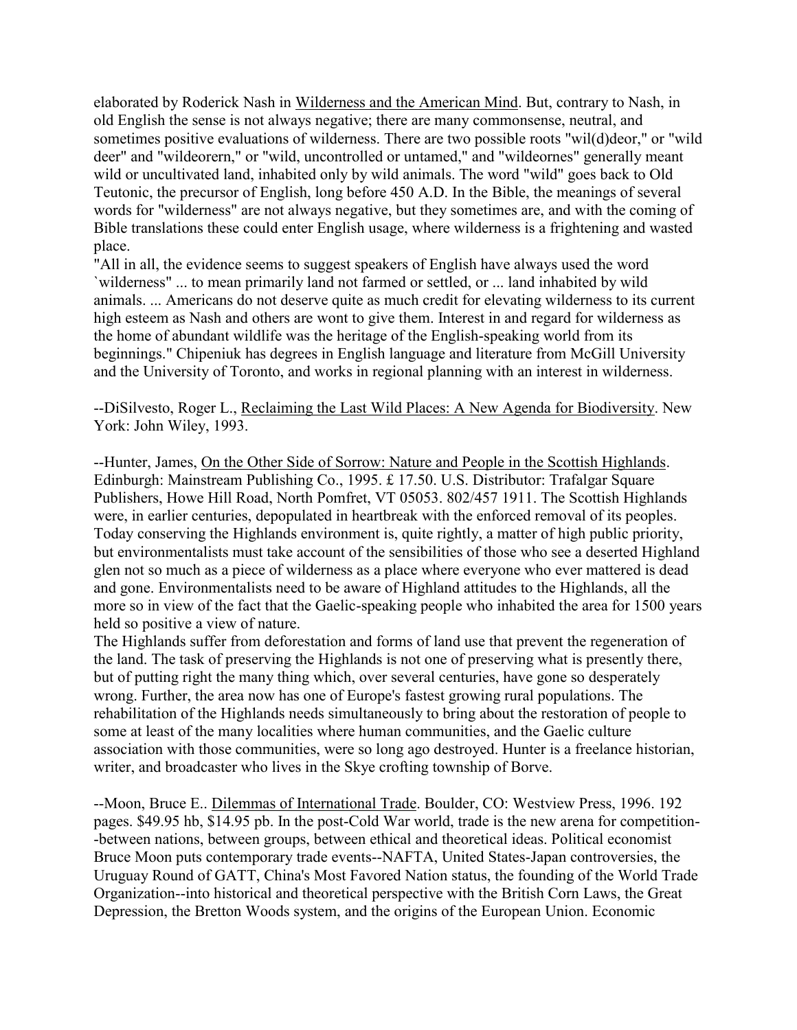elaborated by Roderick Nash in Wilderness and the American Mind. But, contrary to Nash, in old English the sense is not always negative; there are many commonsense, neutral, and sometimes positive evaluations of wilderness. There are two possible roots "wil(d)deor," or "wild deer" and "wildeorern," or "wild, uncontrolled or untamed," and "wildeornes" generally meant wild or uncultivated land, inhabited only by wild animals. The word "wild" goes back to Old Teutonic, the precursor of English, long before 450 A.D. In the Bible, the meanings of several words for "wilderness" are not always negative, but they sometimes are, and with the coming of Bible translations these could enter English usage, where wilderness is a frightening and wasted place.

"All in all, the evidence seems to suggest speakers of English have always used the word `wilderness" ... to mean primarily land not farmed or settled, or ... land inhabited by wild animals. ... Americans do not deserve quite as much credit for elevating wilderness to its current high esteem as Nash and others are wont to give them. Interest in and regard for wilderness as the home of abundant wildlife was the heritage of the English-speaking world from its beginnings." Chipeniuk has degrees in English language and literature from McGill University and the University of Toronto, and works in regional planning with an interest in wilderness.

--DiSilvesto, Roger L., Reclaiming the Last Wild Places: A New Agenda for Biodiversity. New York: John Wiley, 1993.

--Hunter, James, On the Other Side of Sorrow: Nature and People in the Scottish Highlands. Edinburgh: Mainstream Publishing Co., 1995. £ 17.50. U.S. Distributor: Trafalgar Square Publishers, Howe Hill Road, North Pomfret, VT 05053. 802/457 1911. The Scottish Highlands were, in earlier centuries, depopulated in heartbreak with the enforced removal of its peoples. Today conserving the Highlands environment is, quite rightly, a matter of high public priority, but environmentalists must take account of the sensibilities of those who see a deserted Highland glen not so much as a piece of wilderness as a place where everyone who ever mattered is dead and gone. Environmentalists need to be aware of Highland attitudes to the Highlands, all the more so in view of the fact that the Gaelic-speaking people who inhabited the area for 1500 years held so positive a view of nature.

The Highlands suffer from deforestation and forms of land use that prevent the regeneration of the land. The task of preserving the Highlands is not one of preserving what is presently there, but of putting right the many thing which, over several centuries, have gone so desperately wrong. Further, the area now has one of Europe's fastest growing rural populations. The rehabilitation of the Highlands needs simultaneously to bring about the restoration of people to some at least of the many localities where human communities, and the Gaelic culture association with those communities, were so long ago destroyed. Hunter is a freelance historian, writer, and broadcaster who lives in the Skye crofting township of Borve.

--Moon, Bruce E.. Dilemmas of International Trade. Boulder, CO: Westview Press, 1996. 192 pages. $49.95 hb, $14.95 pb. In the post-Cold War world, trade is the new arena for competition--between nations, between groups, between ethical and theoretical ideas. Political economist Bruce Moon puts contemporary trade events--NAFTA, United States-Japan controversies, the Uruguay Round of GATT, China's Most Favored Nation status, the founding of the World Trade Organization--into historical and theoretical perspective with the British Corn Laws, the Great Depression, the Bretton Woods system, and the origins of the European Union. Economic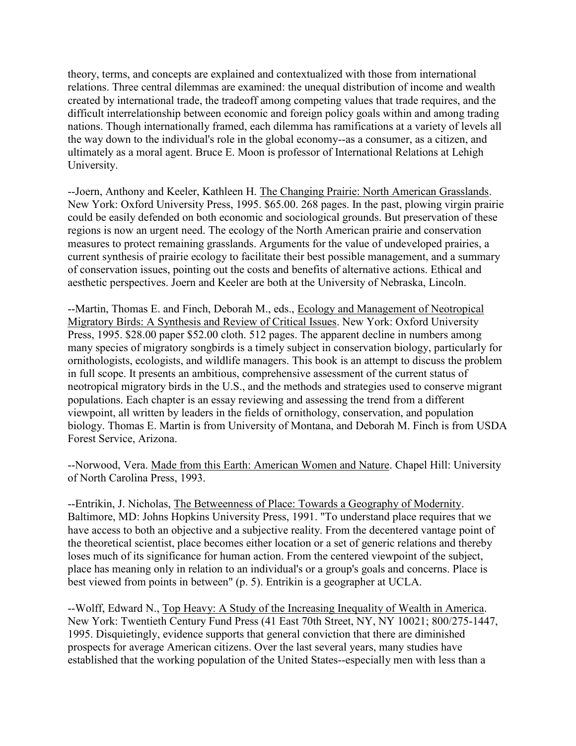theory, terms, and concepts are explained and contextualized with those from international relations. Three central dilemmas are examined: the unequal distribution of income and wealth created by international trade, the tradeoff among competing values that trade requires, and the difficult interrelationship between economic and foreign policy goals within and among trading nations. Though internationally framed, each dilemma has ramifications at a variety of levels all the way down to the individual's role in the global economy--as a consumer, as a citizen, and ultimately as a moral agent. Bruce E. Moon is professor of International Relations at Lehigh University.

--Joern, Anthony and Keeler, Kathleen H. The Changing Prairie: North American Grasslands. New York: Oxford University Press, 1995. $65.00. 268 pages. In the past, plowing virgin prairie could be easily defended on both economic and sociological grounds. But preservation of these regions is now an urgent need. The ecology of the North American prairie and conservation measures to protect remaining grasslands. Arguments for the value of undeveloped prairies, a current synthesis of prairie ecology to facilitate their best possible management, and a summary of conservation issues, pointing out the costs and benefits of alternative actions. Ethical and aesthetic perspectives. Joern and Keeler are both at the University of Nebraska, Lincoln.

--Martin, Thomas E. and Finch, Deborah M., eds., Ecology and Management of Neotropical Migratory Birds: A Synthesis and Review of Critical Issues. New York: Oxford University Press, 1995. $28.00 paper $52.00 cloth. 512 pages. The apparent decline in numbers among many species of migratory songbirds is a timely subject in conservation biology, particularly for ornithologists, ecologists, and wildlife managers. This book is an attempt to discuss the problem in full scope. It presents an ambitious, comprehensive assessment of the current status of neotropical migratory birds in the U.S., and the methods and strategies used to conserve migrant populations. Each chapter is an essay reviewing and assessing the trend from a different viewpoint, all written by leaders in the fields of ornithology, conservation, and population biology. Thomas E. Martin is from University of Montana, and Deborah M. Finch is from USDA Forest Service, Arizona.

--Norwood, Vera. Made from this Earth: American Women and Nature. Chapel Hill: University of North Carolina Press, 1993.

--Entrikin, J. Nicholas, The Betweenness of Place: Towards a Geography of Modernity. Baltimore, MD: Johns Hopkins University Press, 1991. "To understand place requires that we have access to both an objective and a subjective reality. From the decentered vantage point of the theoretical scientist, place becomes either location or a set of generic relations and thereby loses much of its significance for human action. From the centered viewpoint of the subject, place has meaning only in relation to an individual's or a group's goals and concerns. Place is best viewed from points in between" (p. 5). Entrikin is a geographer at UCLA.

--Wolff, Edward N., Top Heavy: A Study of the Increasing Inequality of Wealth in America. New York: Twentieth Century Fund Press (41 East 70th Street, NY, NY 10021; 800/275-1447, 1995. Disquietingly, evidence supports that general conviction that there are diminished prospects for average American citizens. Over the last several years, many studies have established that the working population of the United States--especially men with less than a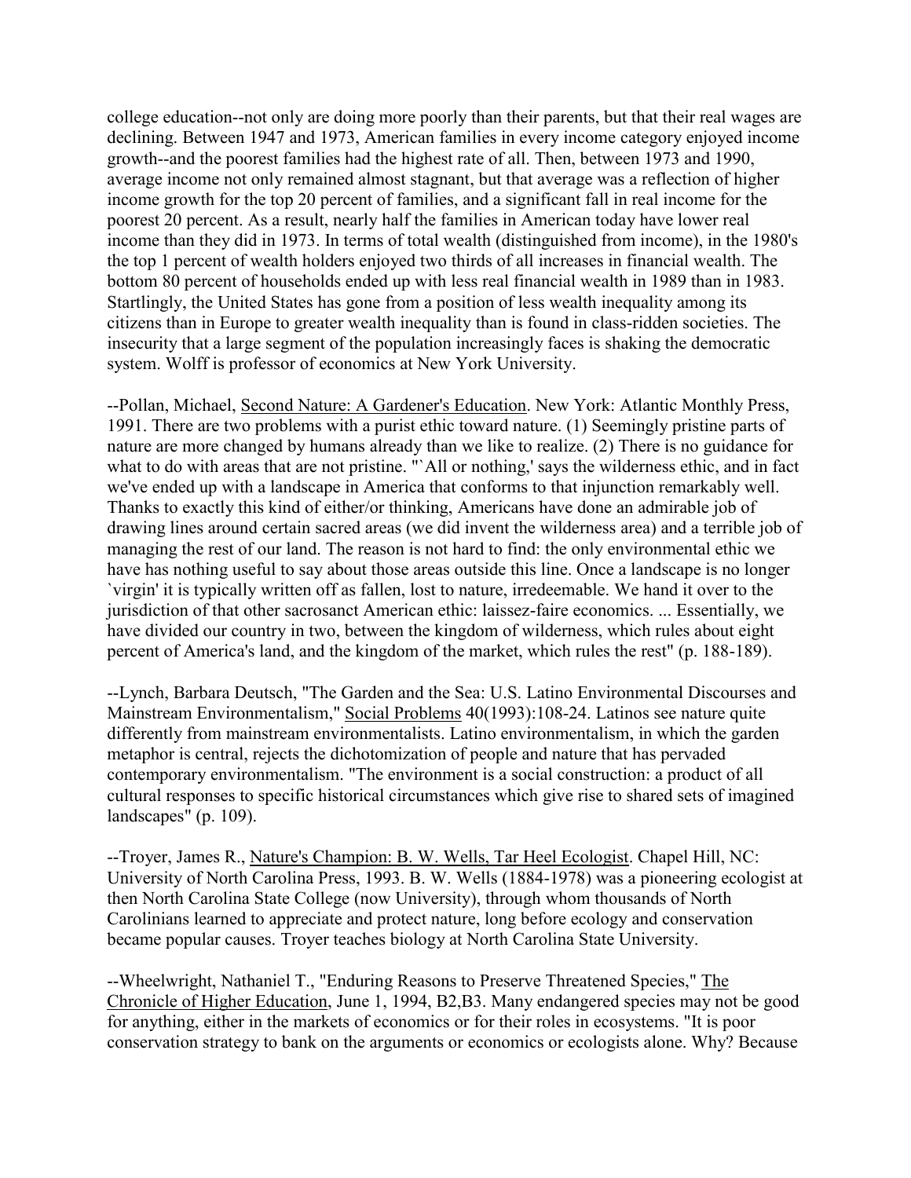college education--not only are doing more poorly than their parents, but that their real wages are declining. Between 1947 and 1973, American families in every income category enjoyed income growth--and the poorest families had the highest rate of all. Then, between 1973 and 1990, average income not only remained almost stagnant, but that average was a reflection of higher income growth for the top 20 percent of families, and a significant fall in real income for the poorest 20 percent. As a result, nearly half the families in American today have lower real income than they did in 1973. In terms of total wealth (distinguished from income), in the 1980's the top 1 percent of wealth holders enjoyed two thirds of all increases in financial wealth. The bottom 80 percent of households ended up with less real financial wealth in 1989 than in 1983. Startlingly, the United States has gone from a position of less wealth inequality among its citizens than in Europe to greater wealth inequality than is found in class-ridden societies. The insecurity that a large segment of the population increasingly faces is shaking the democratic system. Wolff is professor of economics at New York University.

--Pollan, Michael, Second Nature: A Gardener's Education. New York: Atlantic Monthly Press, 1991. There are two problems with a purist ethic toward nature. (1) Seemingly pristine parts of nature are more changed by humans already than we like to realize. (2) There is no guidance for what to do with areas that are not pristine. "`All or nothing,' says the wilderness ethic, and in fact we've ended up with a landscape in America that conforms to that injunction remarkably well. Thanks to exactly this kind of either/or thinking, Americans have done an admirable job of drawing lines around certain sacred areas (we did invent the wilderness area) and a terrible job of managing the rest of our land. The reason is not hard to find: the only environmental ethic we have has nothing useful to say about those areas outside this line. Once a landscape is no longer `virgin' it is typically written off as fallen, lost to nature, irredeemable. We hand it over to the jurisdiction of that other sacrosanct American ethic: laissez-faire economics. ... Essentially, we have divided our country in two, between the kingdom of wilderness, which rules about eight percent of America's land, and the kingdom of the market, which rules the rest" (p. 188-189).

--Lynch, Barbara Deutsch, "The Garden and the Sea: U.S. Latino Environmental Discourses and Mainstream Environmentalism," Social Problems 40(1993):108-24. Latinos see nature quite differently from mainstream environmentalists. Latino environmentalism, in which the garden metaphor is central, rejects the dichotomization of people and nature that has pervaded contemporary environmentalism. "The environment is a social construction: a product of all cultural responses to specific historical circumstances which give rise to shared sets of imagined landscapes" (p. 109).

--Troyer, James R., Nature's Champion: B. W. Wells, Tar Heel Ecologist. Chapel Hill, NC: University of North Carolina Press, 1993. B. W. Wells (1884-1978) was a pioneering ecologist at then North Carolina State College (now University), through whom thousands of North Carolinians learned to appreciate and protect nature, long before ecology and conservation became popular causes. Troyer teaches biology at North Carolina State University.

--Wheelwright, Nathaniel T., "Enduring Reasons to Preserve Threatened Species," The Chronicle of Higher Education, June 1, 1994, B2,B3. Many endangered species may not be good for anything, either in the markets of economics or for their roles in ecosystems. "It is poor conservation strategy to bank on the arguments or economics or ecologists alone. Why? Because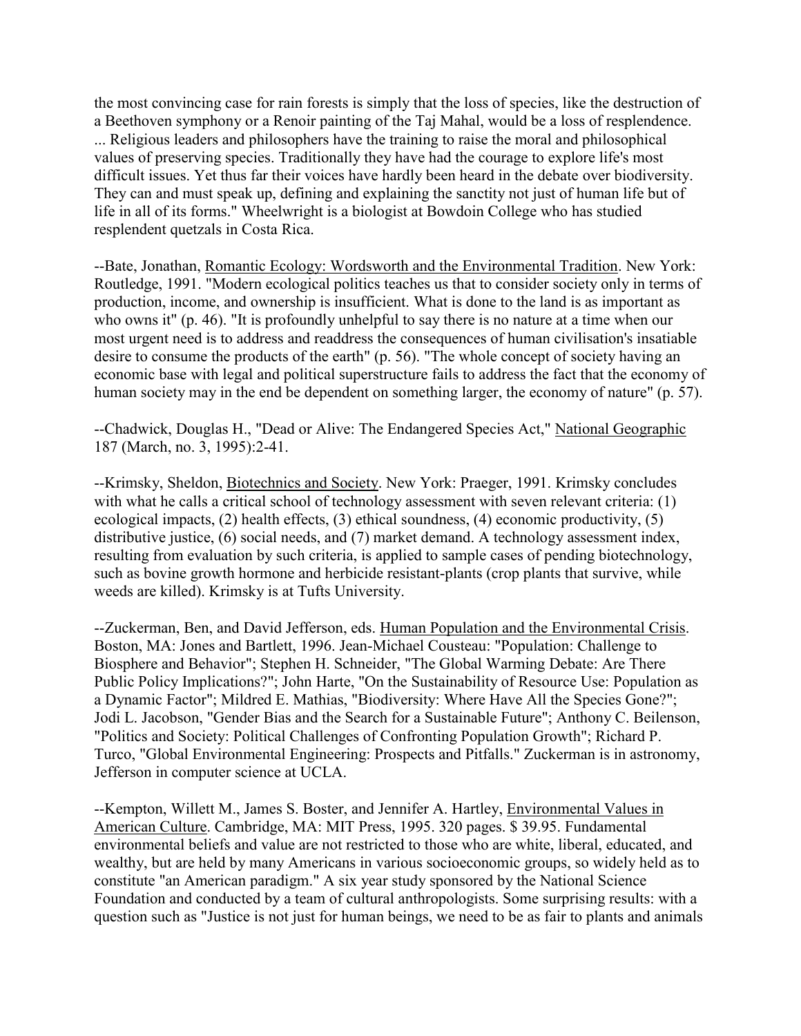the most convincing case for rain forests is simply that the loss of species, like the destruction of a Beethoven symphony or a Renoir painting of the Taj Mahal, would be a loss of resplendence. ... Religious leaders and philosophers have the training to raise the moral and philosophical values of preserving species. Traditionally they have had the courage to explore life's most difficult issues. Yet thus far their voices have hardly been heard in the debate over biodiversity. They can and must speak up, defining and explaining the sanctity not just of human life but of life in all of its forms." Wheelwright is a biologist at Bowdoin College who has studied resplendent quetzals in Costa Rica.

--Bate, Jonathan, Romantic Ecology: Wordsworth and the Environmental Tradition. New York: Routledge, 1991. "Modern ecological politics teaches us that to consider society only in terms of production, income, and ownership is insufficient. What is done to the land is as important as who owns it" (p. 46). "It is profoundly unhelpful to say there is no nature at a time when our most urgent need is to address and readdress the consequences of human civilisation's insatiable desire to consume the products of the earth" (p. 56). "The whole concept of society having an economic base with legal and political superstructure fails to address the fact that the economy of human society may in the end be dependent on something larger, the economy of nature" (p. 57).

--Chadwick, Douglas H., "Dead or Alive: The Endangered Species Act," National Geographic 187 (March, no. 3, 1995):2-41.

--Krimsky, Sheldon, Biotechnics and Society. New York: Praeger, 1991. Krimsky concludes with what he calls a critical school of technology assessment with seven relevant criteria: (1) ecological impacts, (2) health effects, (3) ethical soundness, (4) economic productivity, (5) distributive justice, (6) social needs, and (7) market demand. A technology assessment index, resulting from evaluation by such criteria, is applied to sample cases of pending biotechnology, such as bovine growth hormone and herbicide resistant-plants (crop plants that survive, while weeds are killed). Krimsky is at Tufts University.

--Zuckerman, Ben, and David Jefferson, eds. Human Population and the Environmental Crisis. Boston, MA: Jones and Bartlett, 1996. Jean-Michael Cousteau: "Population: Challenge to Biosphere and Behavior"; Stephen H. Schneider, "The Global Warming Debate: Are There Public Policy Implications?"; John Harte, "On the Sustainability of Resource Use: Population as a Dynamic Factor"; Mildred E. Mathias, "Biodiversity: Where Have All the Species Gone?"; Jodi L. Jacobson, "Gender Bias and the Search for a Sustainable Future"; Anthony C. Beilenson, "Politics and Society: Political Challenges of Confronting Population Growth"; Richard P. Turco, "Global Environmental Engineering: Prospects and Pitfalls." Zuckerman is in astronomy, Jefferson in computer science at UCLA.

--Kempton, Willett M., James S. Boster, and Jennifer A. Hartley, Environmental Values in American Culture. Cambridge, MA: MIT Press, 1995. 320 pages. $ 39.95. Fundamental environmental beliefs and value are not restricted to those who are white, liberal, educated, and wealthy, but are held by many Americans in various socioeconomic groups, so widely held as to constitute "an American paradigm." A six year study sponsored by the National Science Foundation and conducted by a team of cultural anthropologists. Some surprising results: with a question such as "Justice is not just for human beings, we need to be as fair to plants and animals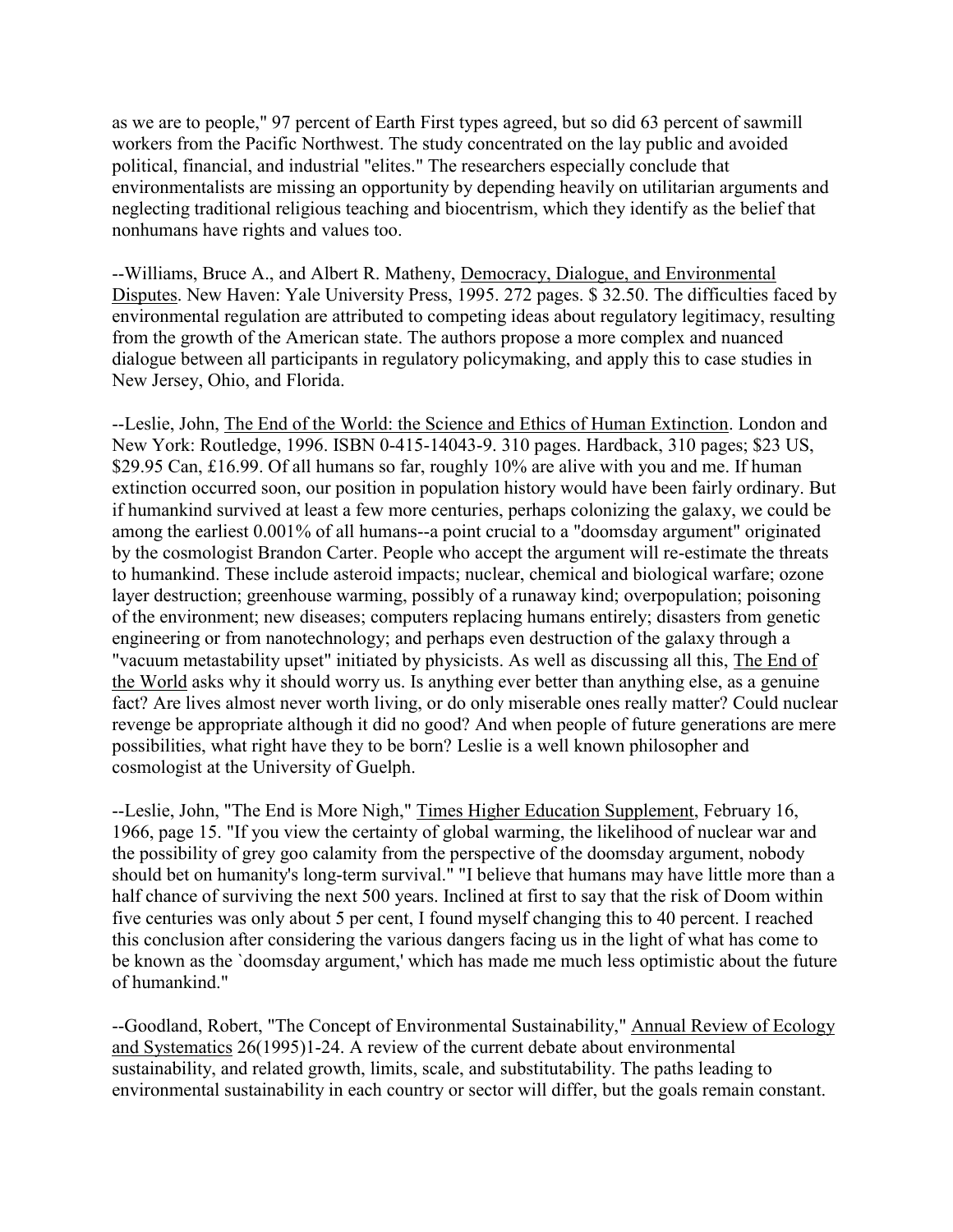as we are to people," 97 percent of Earth First types agreed, but so did 63 percent of sawmill workers from the Pacific Northwest. The study concentrated on the lay public and avoided political, financial, and industrial "elites." The researchers especially conclude that environmentalists are missing an opportunity by depending heavily on utilitarian arguments and neglecting traditional religious teaching and biocentrism, which they identify as the belief that nonhumans have rights and values too.

--Williams, Bruce A., and Albert R. Matheny, Democracy, Dialogue, and Environmental Disputes. New Haven: Yale University Press, 1995. 272 pages. $ 32.50. The difficulties faced by environmental regulation are attributed to competing ideas about regulatory legitimacy, resulting from the growth of the American state. The authors propose a more complex and nuanced dialogue between all participants in regulatory policymaking, and apply this to case studies in New Jersey, Ohio, and Florida.

--Leslie, John, The End of the World: the Science and Ethics of Human Extinction. London and New York: Routledge, 1996. ISBN 0-415-14043-9. 310 pages. Hardback, 310 pages; $23 US, $29.95 Can, £16.99. Of all humans so far, roughly 10% are alive with you and me. If human extinction occurred soon, our position in population history would have been fairly ordinary. But if humankind survived at least a few more centuries, perhaps colonizing the galaxy, we could be among the earliest 0.001% of all humans--a point crucial to a "doomsday argument" originated by the cosmologist Brandon Carter. People who accept the argument will re-estimate the threats to humankind. These include asteroid impacts; nuclear, chemical and biological warfare; ozone layer destruction; greenhouse warming, possibly of a runaway kind; overpopulation; poisoning of the environment; new diseases; computers replacing humans entirely; disasters from genetic engineering or from nanotechnology; and perhaps even destruction of the galaxy through a "vacuum metastability upset" initiated by physicists. As well as discussing all this, The End of the World asks why it should worry us. Is anything ever better than anything else, as a genuine fact? Are lives almost never worth living, or do only miserable ones really matter? Could nuclear revenge be appropriate although it did no good? And when people of future generations are mere possibilities, what right have they to be born? Leslie is a well known philosopher and cosmologist at the University of Guelph.

--Leslie, John, "The End is More Nigh," Times Higher Education Supplement, February 16, 1966, page 15. "If you view the certainty of global warming, the likelihood of nuclear war and the possibility of grey goo calamity from the perspective of the doomsday argument, nobody should bet on humanity's long-term survival." "I believe that humans may have little more than a half chance of surviving the next 500 years. Inclined at first to say that the risk of Doom within five centuries was only about 5 per cent, I found myself changing this to 40 percent. I reached this conclusion after considering the various dangers facing us in the light of what has come to be known as the `doomsday argument,' which has made me much less optimistic about the future of humankind."

--Goodland, Robert, "The Concept of Environmental Sustainability," Annual Review of Ecology and Systematics 26(1995)1-24. A review of the current debate about environmental sustainability, and related growth, limits, scale, and substitutability. The paths leading to environmental sustainability in each country or sector will differ, but the goals remain constant.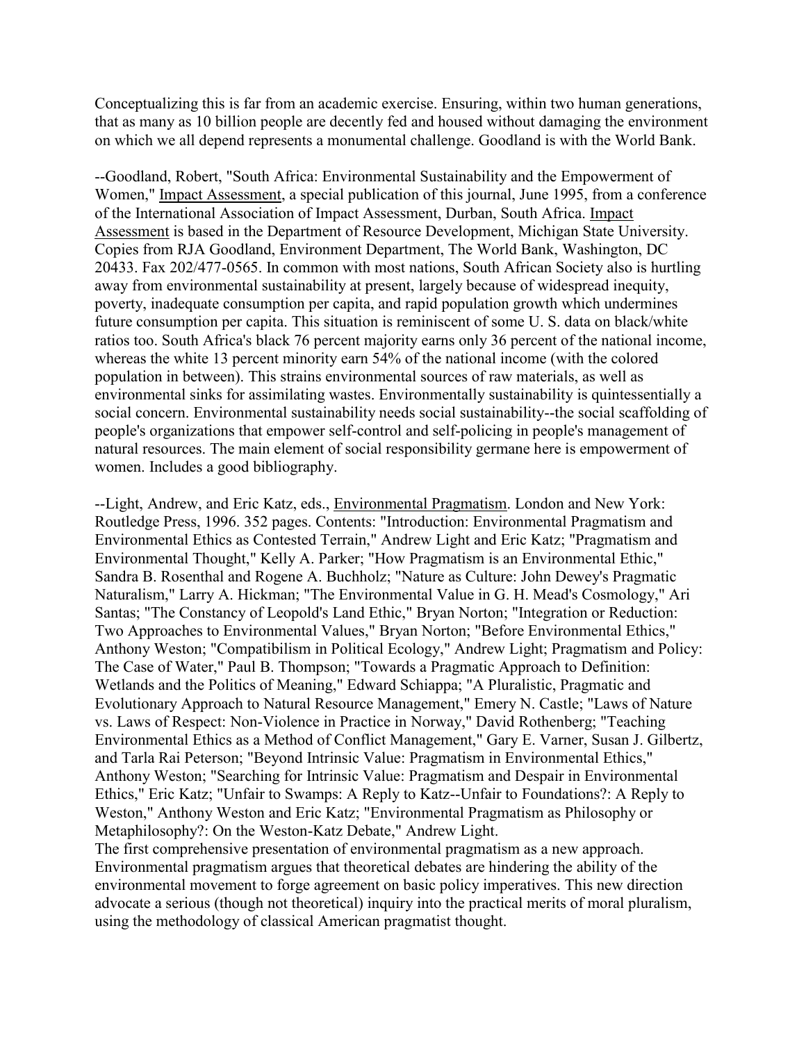Conceptualizing this is far from an academic exercise. Ensuring, within two human generations, that as many as 10 billion people are decently fed and housed without damaging the environment on which we all depend represents a monumental challenge. Goodland is with the World Bank.

--Goodland, Robert, "South Africa: Environmental Sustainability and the Empowerment of Women," Impact Assessment, a special publication of this journal, June 1995, from a conference of the International Association of Impact Assessment, Durban, South Africa. Impact Assessment is based in the Department of Resource Development, Michigan State University. Copies from RJA Goodland, Environment Department, The World Bank, Washington, DC 20433. Fax 202/477-0565. In common with most nations, South African Society also is hurtling away from environmental sustainability at present, largely because of widespread inequity, poverty, inadequate consumption per capita, and rapid population growth which undermines future consumption per capita. This situation is reminiscent of some U. S. data on black/white ratios too. South Africa's black 76 percent majority earns only 36 percent of the national income, whereas the white 13 percent minority earn 54% of the national income (with the colored population in between). This strains environmental sources of raw materials, as well as environmental sinks for assimilating wastes. Environmentally sustainability is quintessentially a social concern. Environmental sustainability needs social sustainability--the social scaffolding of people's organizations that empower self-control and self-policing in people's management of natural resources. The main element of social responsibility germane here is empowerment of women. Includes a good bibliography.

--Light, Andrew, and Eric Katz, eds., Environmental Pragmatism. London and New York: Routledge Press, 1996. 352 pages. Contents: "Introduction: Environmental Pragmatism and Environmental Ethics as Contested Terrain," Andrew Light and Eric Katz; "Pragmatism and Environmental Thought," Kelly A. Parker; "How Pragmatism is an Environmental Ethic," Sandra B. Rosenthal and Rogene A. Buchholz; "Nature as Culture: John Dewey's Pragmatic Naturalism," Larry A. Hickman; "The Environmental Value in G. H. Mead's Cosmology," Ari Santas; "The Constancy of Leopold's Land Ethic," Bryan Norton; "Integration or Reduction: Two Approaches to Environmental Values," Bryan Norton; "Before Environmental Ethics," Anthony Weston; "Compatibilism in Political Ecology," Andrew Light; Pragmatism and Policy: The Case of Water," Paul B. Thompson; "Towards a Pragmatic Approach to Definition: Wetlands and the Politics of Meaning," Edward Schiappa; "A Pluralistic, Pragmatic and Evolutionary Approach to Natural Resource Management," Emery N. Castle; "Laws of Nature vs. Laws of Respect: Non-Violence in Practice in Norway," David Rothenberg; "Teaching Environmental Ethics as a Method of Conflict Management," Gary E. Varner, Susan J. Gilbertz, and Tarla Rai Peterson; "Beyond Intrinsic Value: Pragmatism in Environmental Ethics," Anthony Weston; "Searching for Intrinsic Value: Pragmatism and Despair in Environmental Ethics," Eric Katz; "Unfair to Swamps: A Reply to Katz--Unfair to Foundations?: A Reply to Weston," Anthony Weston and Eric Katz; "Environmental Pragmatism as Philosophy or Metaphilosophy?: On the Weston-Katz Debate," Andrew Light.
The first comprehensive presentation of environmental pragmatism as a new approach. Environmental pragmatism argues that theoretical debates are hindering the ability of the environmental movement to forge agreement on basic policy imperatives. This new direction advocate a serious (though not theoretical) inquiry into the practical merits of moral pluralism, using the methodology of classical American pragmatist thought.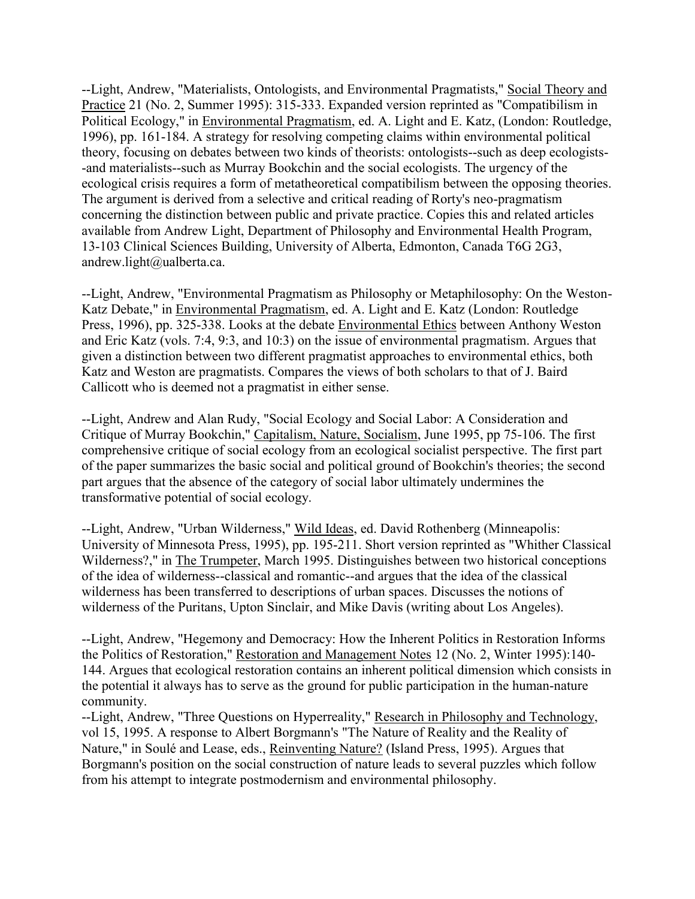--Light, Andrew, "Materialists, Ontologists, and Environmental Pragmatists," Social Theory and Practice 21 (No. 2, Summer 1995): 315-333. Expanded version reprinted as "Compatibilism in Political Ecology," in Environmental Pragmatism, ed. A. Light and E. Katz, (London: Routledge, 1996), pp. 161-184. A strategy for resolving competing claims within environmental political theory, focusing on debates between two kinds of theorists: ontologists--such as deep ecologists--and materialists--such as Murray Bookchin and the social ecologists. The urgency of the ecological crisis requires a form of metatheoretical compatibilism between the opposing theories. The argument is derived from a selective and critical reading of Rorty's neo-pragmatism concerning the distinction between public and private practice. Copies this and related articles available from Andrew Light, Department of Philosophy and Environmental Health Program, 13-103 Clinical Sciences Building, University of Alberta, Edmonton, Canada T6G 2G3, andrew.light@ualberta.ca.

--Light, Andrew, "Environmental Pragmatism as Philosophy or Metaphilosophy: On the Weston-Katz Debate," in Environmental Pragmatism, ed. A. Light and E. Katz (London: Routledge Press, 1996), pp. 325-338. Looks at the debate Environmental Ethics between Anthony Weston and Eric Katz (vols. 7:4, 9:3, and 10:3) on the issue of environmental pragmatism. Argues that given a distinction between two different pragmatist approaches to environmental ethics, both Katz and Weston are pragmatists. Compares the views of both scholars to that of J. Baird Callicott who is deemed not a pragmatist in either sense.

--Light, Andrew and Alan Rudy, "Social Ecology and Social Labor: A Consideration and Critique of Murray Bookchin," Capitalism, Nature, Socialism, June 1995, pp 75-106. The first comprehensive critique of social ecology from an ecological socialist perspective. The first part of the paper summarizes the basic social and political ground of Bookchin's theories; the second part argues that the absence of the category of social labor ultimately undermines the transformative potential of social ecology.

--Light, Andrew, "Urban Wilderness," Wild Ideas, ed. David Rothenberg (Minneapolis: University of Minnesota Press, 1995), pp. 195-211. Short version reprinted as "Whither Classical Wilderness?," in The Trumpeter, March 1995. Distinguishes between two historical conceptions of the idea of wilderness--classical and romantic--and argues that the idea of the classical wilderness has been transferred to descriptions of urban spaces. Discusses the notions of wilderness of the Puritans, Upton Sinclair, and Mike Davis (writing about Los Angeles).

--Light, Andrew, "Hegemony and Democracy: How the Inherent Politics in Restoration Informs the Politics of Restoration," Restoration and Management Notes 12 (No. 2, Winter 1995):140-144. Argues that ecological restoration contains an inherent political dimension which consists in the potential it always has to serve as the ground for public participation in the human-nature community.

--Light, Andrew, "Three Questions on Hyperreality," Research in Philosophy and Technology, vol 15, 1995. A response to Albert Borgmann's "The Nature of Reality and the Reality of Nature," in Soulé and Lease, eds., Reinventing Nature? (Island Press, 1995). Argues that Borgmann's position on the social construction of nature leads to several puzzles which follow from his attempt to integrate postmodernism and environmental philosophy.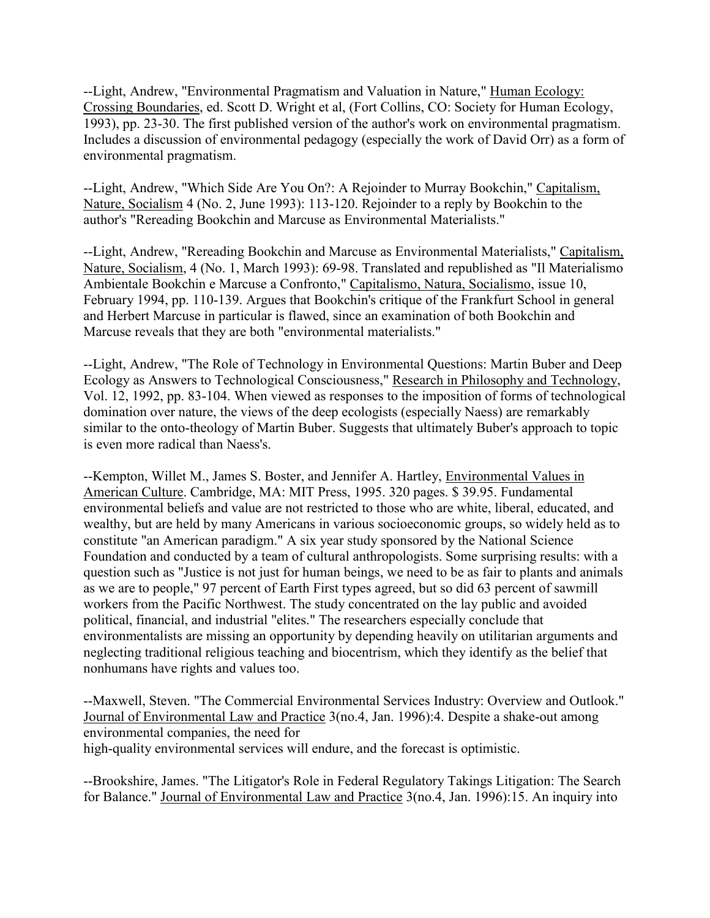--Light, Andrew, "Environmental Pragmatism and Valuation in Nature," Human Ecology: Crossing Boundaries, ed. Scott D. Wright et al, (Fort Collins, CO: Society for Human Ecology, 1993), pp. 23-30. The first published version of the author's work on environmental pragmatism. Includes a discussion of environmental pedagogy (especially the work of David Orr) as a form of environmental pragmatism.

--Light, Andrew, "Which Side Are You On?: A Rejoinder to Murray Bookchin," Capitalism, Nature, Socialism 4 (No. 2, June 1993): 113-120. Rejoinder to a reply by Bookchin to the author's "Rereading Bookchin and Marcuse as Environmental Materialists."

--Light, Andrew, "Rereading Bookchin and Marcuse as Environmental Materialists," Capitalism, Nature, Socialism, 4 (No. 1, March 1993): 69-98. Translated and republished as "Il Materialismo Ambientale Bookchin e Marcuse a Confronto," Capitalismo, Natura, Socialismo, issue 10, February 1994, pp. 110-139. Argues that Bookchin's critique of the Frankfurt School in general and Herbert Marcuse in particular is flawed, since an examination of both Bookchin and Marcuse reveals that they are both "environmental materialists."

--Light, Andrew, "The Role of Technology in Environmental Questions: Martin Buber and Deep Ecology as Answers to Technological Consciousness," Research in Philosophy and Technology, Vol. 12, 1992, pp. 83-104. When viewed as responses to the imposition of forms of technological domination over nature, the views of the deep ecologists (especially Naess) are remarkably similar to the onto-theology of Martin Buber. Suggests that ultimately Buber's approach to topic is even more radical than Naess's.

--Kempton, Willet M., James S. Boster, and Jennifer A. Hartley, Environmental Values in American Culture. Cambridge, MA: MIT Press, 1995. 320 pages. $ 39.95. Fundamental environmental beliefs and value are not restricted to those who are white, liberal, educated, and wealthy, but are held by many Americans in various socioeconomic groups, so widely held as to constitute "an American paradigm." A six year study sponsored by the National Science Foundation and conducted by a team of cultural anthropologists. Some surprising results: with a question such as "Justice is not just for human beings, we need to be as fair to plants and animals as we are to people," 97 percent of Earth First types agreed, but so did 63 percent of sawmill workers from the Pacific Northwest. The study concentrated on the lay public and avoided political, financial, and industrial "elites." The researchers especially conclude that environmentalists are missing an opportunity by depending heavily on utilitarian arguments and neglecting traditional religious teaching and biocentrism, which they identify as the belief that nonhumans have rights and values too.

--Maxwell, Steven. "The Commercial Environmental Services Industry: Overview and Outlook." Journal of Environmental Law and Practice 3(no.4, Jan. 1996):4. Despite a shake-out among environmental companies, the need for high-quality environmental services will endure, and the forecast is optimistic.

--Brookshire, James. "The Litigator's Role in Federal Regulatory Takings Litigation: The Search for Balance." Journal of Environmental Law and Practice 3(no.4, Jan. 1996):15. An inquiry into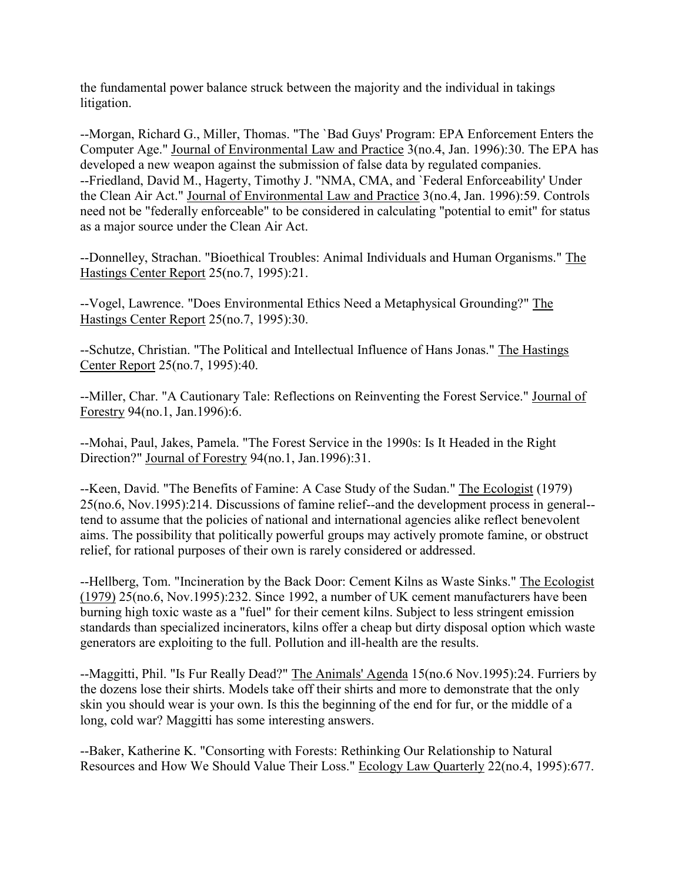the fundamental power balance struck between the majority and the individual in takings litigation.

--Morgan, Richard G., Miller, Thomas. "The `Bad Guys' Program: EPA Enforcement Enters the Computer Age." Journal of Environmental Law and Practice 3(no.4, Jan. 1996):30. The EPA has developed a new weapon against the submission of false data by regulated companies.
--Friedland, David M., Hagerty, Timothy J. "NMA, CMA, and `Federal Enforceability' Under the Clean Air Act." Journal of Environmental Law and Practice 3(no.4, Jan. 1996):59. Controls need not be "federally enforceable" to be considered in calculating "potential to emit" for status as a major source under the Clean Air Act.

--Donnelley, Strachan. "Bioethical Troubles: Animal Individuals and Human Organisms." The Hastings Center Report 25(no.7, 1995):21.

--Vogel, Lawrence. "Does Environmental Ethics Need a Metaphysical Grounding?" The Hastings Center Report 25(no.7, 1995):30.

--Schutze, Christian. "The Political and Intellectual Influence of Hans Jonas." The Hastings Center Report 25(no.7, 1995):40.

--Miller, Char. "A Cautionary Tale: Reflections on Reinventing the Forest Service." Journal of Forestry 94(no.1, Jan.1996):6.

--Mohai, Paul, Jakes, Pamela. "The Forest Service in the 1990s: Is It Headed in the Right Direction?" Journal of Forestry 94(no.1, Jan.1996):31.

--Keen, David. "The Benefits of Famine: A Case Study of the Sudan." The Ecologist (1979) 25(no.6, Nov.1995):214. Discussions of famine relief--and the development process in general--tend to assume that the policies of national and international agencies alike reflect benevolent aims. The possibility that politically powerful groups may actively promote famine, or obstruct relief, for rational purposes of their own is rarely considered or addressed.

--Hellberg, Tom. "Incineration by the Back Door: Cement Kilns as Waste Sinks." The Ecologist (1979) 25(no.6, Nov.1995):232. Since 1992, a number of UK cement manufacturers have been burning high toxic waste as a "fuel" for their cement kilns. Subject to less stringent emission standards than specialized incinerators, kilns offer a cheap but dirty disposal option which waste generators are exploiting to the full. Pollution and ill-health are the results.

--Maggitti, Phil. "Is Fur Really Dead?" The Animals' Agenda 15(no.6 Nov.1995):24. Furriers by the dozens lose their shirts. Models take off their shirts and more to demonstrate that the only skin you should wear is your own. Is this the beginning of the end for fur, or the middle of a long, cold war? Maggitti has some interesting answers.

--Baker, Katherine K. "Consorting with Forests: Rethinking Our Relationship to Natural Resources and How We Should Value Their Loss." Ecology Law Quarterly 22(no.4, 1995):677.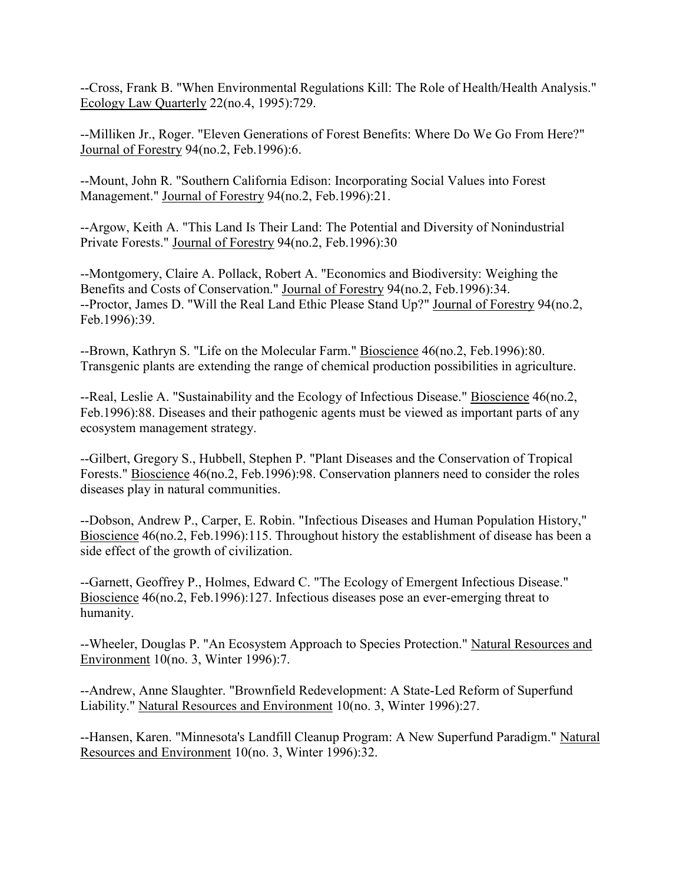--Cross, Frank B. "When Environmental Regulations Kill: The Role of Health/Health Analysis." Ecology Law Quarterly 22(no.4, 1995):729.

--Milliken Jr., Roger. "Eleven Generations of Forest Benefits: Where Do We Go From Here?" Journal of Forestry 94(no.2, Feb.1996):6.

--Mount, John R. "Southern California Edison: Incorporating Social Values into Forest Management." Journal of Forestry 94(no.2, Feb.1996):21.

--Argow, Keith A. "This Land Is Their Land: The Potential and Diversity of Nonindustrial Private Forests." Journal of Forestry 94(no.2, Feb.1996):30

--Montgomery, Claire A. Pollack, Robert A. "Economics and Biodiversity: Weighing the Benefits and Costs of Conservation." Journal of Forestry 94(no.2, Feb.1996):34.
--Proctor, James D. "Will the Real Land Ethic Please Stand Up?" Journal of Forestry 94(no.2, Feb.1996):39.

--Brown, Kathryn S. "Life on the Molecular Farm." Bioscience 46(no.2, Feb.1996):80. Transgenic plants are extending the range of chemical production possibilities in agriculture.

--Real, Leslie A. "Sustainability and the Ecology of Infectious Disease." Bioscience 46(no.2, Feb.1996):88. Diseases and their pathogenic agents must be viewed as important parts of any ecosystem management strategy.

--Gilbert, Gregory S., Hubbell, Stephen P. "Plant Diseases and the Conservation of Tropical Forests." Bioscience 46(no.2, Feb.1996):98. Conservation planners need to consider the roles diseases play in natural communities.

--Dobson, Andrew P., Carper, E. Robin. "Infectious Diseases and Human Population History," Bioscience 46(no.2, Feb.1996):115. Throughout history the establishment of disease has been a side effect of the growth of civilization.

--Garnett, Geoffrey P., Holmes, Edward C. "The Ecology of Emergent Infectious Disease." Bioscience 46(no.2, Feb.1996):127. Infectious diseases pose an ever-emerging threat to humanity.

--Wheeler, Douglas P. "An Ecosystem Approach to Species Protection." Natural Resources and Environment 10(no. 3, Winter 1996):7.

--Andrew, Anne Slaughter. "Brownfield Redevelopment: A State-Led Reform of Superfund Liability." Natural Resources and Environment 10(no. 3, Winter 1996):27.

--Hansen, Karen. "Minnesota's Landfill Cleanup Program: A New Superfund Paradigm." Natural Resources and Environment 10(no. 3, Winter 1996):32.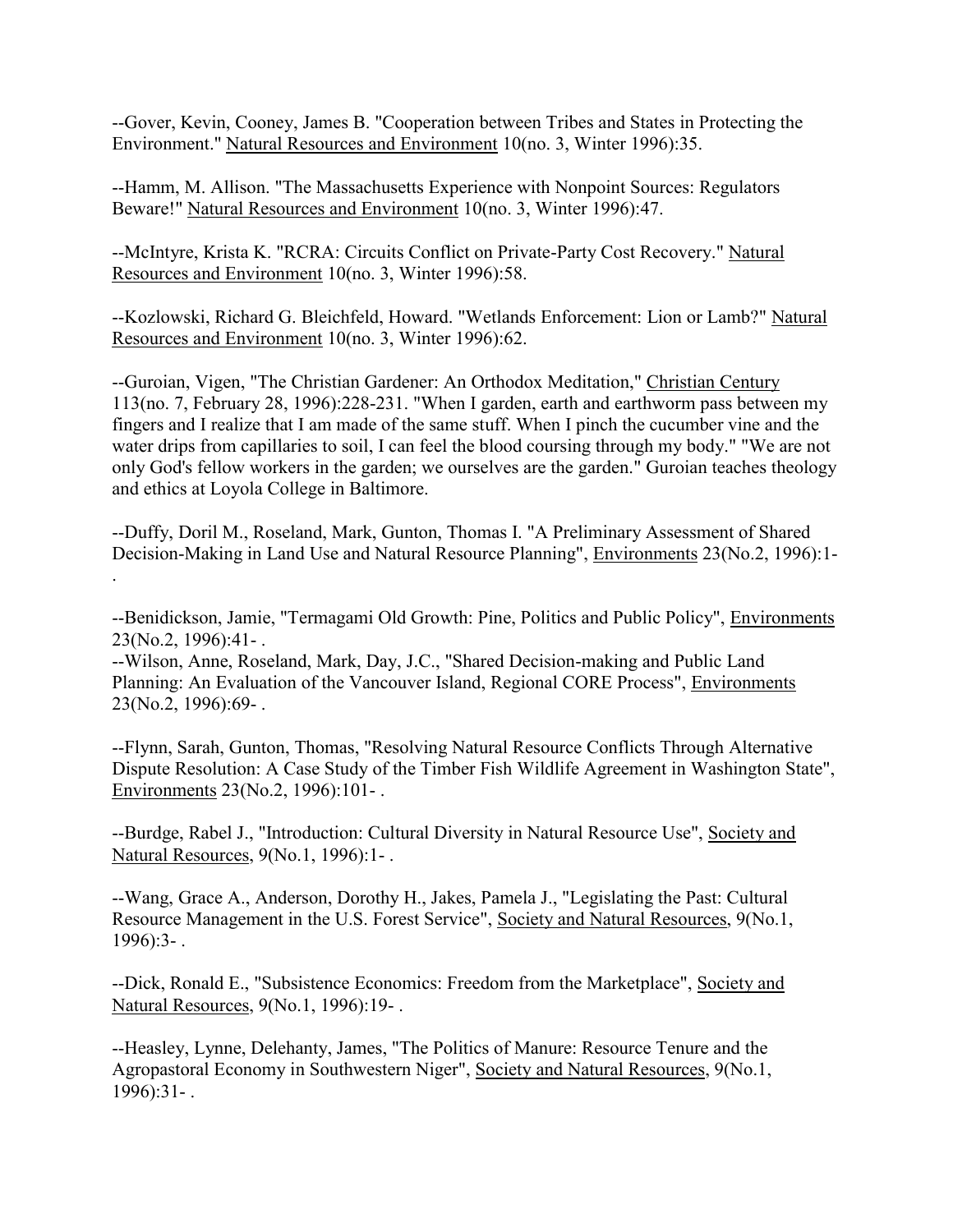--Gover, Kevin, Cooney, James B. "Cooperation between Tribes and States in Protecting the Environment." Natural Resources and Environment 10(no. 3, Winter 1996):35.

--Hamm, M. Allison. "The Massachusetts Experience with Nonpoint Sources: Regulators Beware!" Natural Resources and Environment 10(no. 3, Winter 1996):47.

--McIntyre, Krista K. "RCRA: Circuits Conflict on Private-Party Cost Recovery." Natural Resources and Environment 10(no. 3, Winter 1996):58.

--Kozlowski, Richard G. Bleichfeld, Howard. "Wetlands Enforcement: Lion or Lamb?" Natural Resources and Environment 10(no. 3, Winter 1996):62.

--Guroian, Vigen, "The Christian Gardener: An Orthodox Meditation," Christian Century 113(no. 7, February 28, 1996):228-231. "When I garden, earth and earthworm pass between my fingers and I realize that I am made of the same stuff. When I pinch the cucumber vine and the water drips from capillaries to soil, I can feel the blood coursing through my body." "We are not only God's fellow workers in the garden; we ourselves are the garden." Guroian teaches theology and ethics at Loyola College in Baltimore.

--Duffy, Doril M., Roseland, Mark, Gunton, Thomas I. "A Preliminary Assessment of Shared Decision-Making in Land Use and Natural Resource Planning", Environments 23(No.2, 1996):1- .

--Benidickson, Jamie, "Termagami Old Growth: Pine, Politics and Public Policy", Environments 23(No.2, 1996):41- .
--Wilson, Anne, Roseland, Mark, Day, J.C., "Shared Decision-making and Public Land Planning: An Evaluation of the Vancouver Island, Regional CORE Process", Environments 23(No.2, 1996):69- .

--Flynn, Sarah, Gunton, Thomas, "Resolving Natural Resource Conflicts Through Alternative Dispute Resolution: A Case Study of the Timber Fish Wildlife Agreement in Washington State", Environments 23(No.2, 1996):101- .

--Burdge, Rabel J., "Introduction: Cultural Diversity in Natural Resource Use", Society and Natural Resources, 9(No.1, 1996):1- .

--Wang, Grace A., Anderson, Dorothy H., Jakes, Pamela J., "Legislating the Past: Cultural Resource Management in the U.S. Forest Service", Society and Natural Resources, 9(No.1, 1996):3- .

--Dick, Ronald E., "Subsistence Economics: Freedom from the Marketplace", Society and Natural Resources, 9(No.1, 1996):19- .

--Heasley, Lynne, Delehanty, James, "The Politics of Manure: Resource Tenure and the Agropastoral Economy in Southwestern Niger", Society and Natural Resources, 9(No.1, 1996):31- .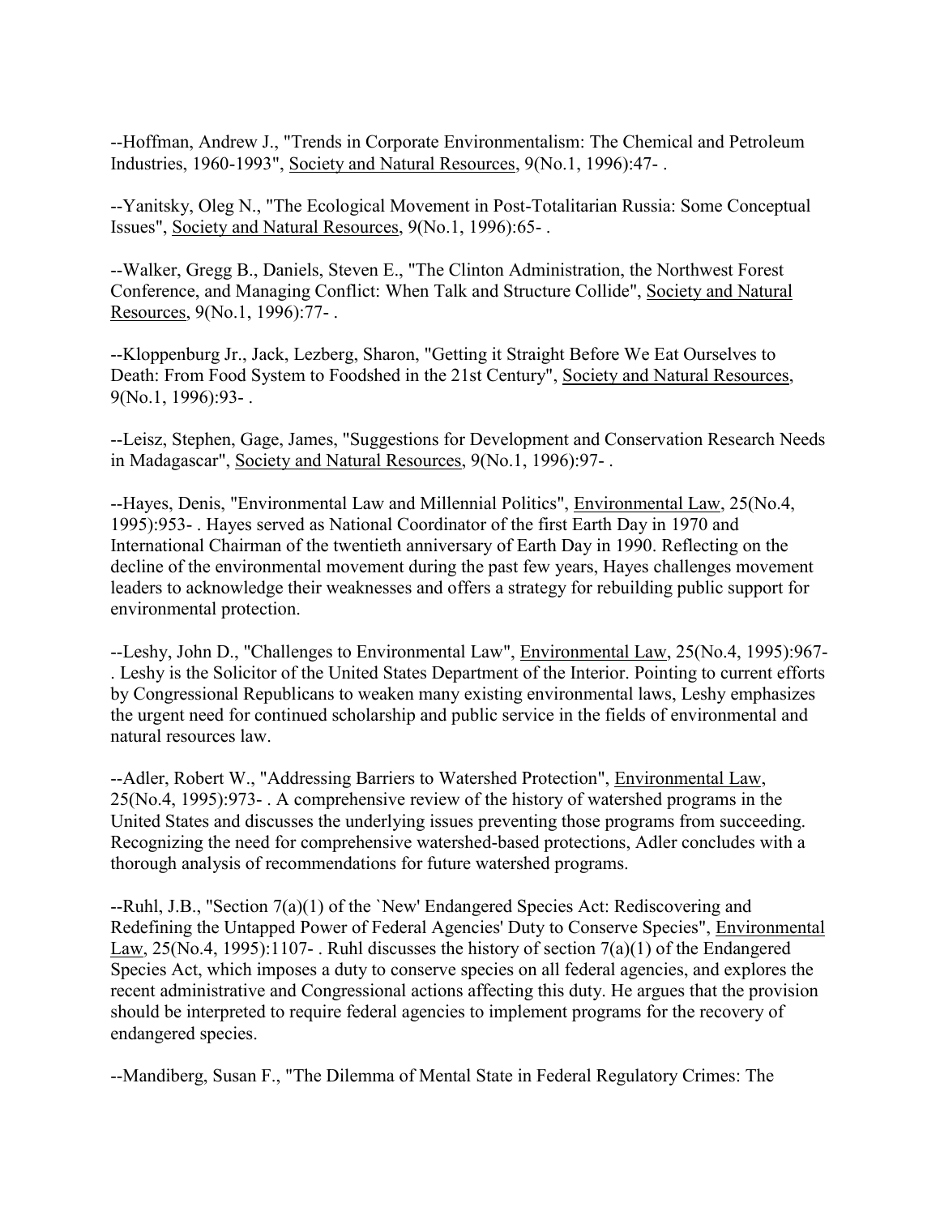--Hoffman, Andrew J., "Trends in Corporate Environmentalism: The Chemical and Petroleum Industries, 1960-1993", Society and Natural Resources, 9(No.1, 1996):47- .

--Yanitsky, Oleg N., "The Ecological Movement in Post-Totalitarian Russia: Some Conceptual Issues", Society and Natural Resources, 9(No.1, 1996):65- .

--Walker, Gregg B., Daniels, Steven E., "The Clinton Administration, the Northwest Forest Conference, and Managing Conflict: When Talk and Structure Collide", Society and Natural Resources, 9(No.1, 1996):77- .

--Kloppenburg Jr., Jack, Lezberg, Sharon, "Getting it Straight Before We Eat Ourselves to Death: From Food System to Foodshed in the 21st Century", Society and Natural Resources, 9(No.1, 1996):93- .

--Leisz, Stephen, Gage, James, "Suggestions for Development and Conservation Research Needs in Madagascar", Society and Natural Resources, 9(No.1, 1996):97- .

--Hayes, Denis, "Environmental Law and Millennial Politics", Environmental Law, 25(No.4, 1995):953- . Hayes served as National Coordinator of the first Earth Day in 1970 and International Chairman of the twentieth anniversary of Earth Day in 1990. Reflecting on the decline of the environmental movement during the past few years, Hayes challenges movement leaders to acknowledge their weaknesses and offers a strategy for rebuilding public support for environmental protection.

--Leshy, John D., "Challenges to Environmental Law", Environmental Law, 25(No.4, 1995):967- . Leshy is the Solicitor of the United States Department of the Interior. Pointing to current efforts by Congressional Republicans to weaken many existing environmental laws, Leshy emphasizes the urgent need for continued scholarship and public service in the fields of environmental and natural resources law.

--Adler, Robert W., "Addressing Barriers to Watershed Protection", Environmental Law, 25(No.4, 1995):973- . A comprehensive review of the history of watershed programs in the United States and discusses the underlying issues preventing those programs from succeeding. Recognizing the need for comprehensive watershed-based protections, Adler concludes with a thorough analysis of recommendations for future watershed programs.

--Ruhl, J.B., "Section 7(a)(1) of the `New' Endangered Species Act: Rediscovering and Redefining the Untapped Power of Federal Agencies' Duty to Conserve Species", Environmental Law, 25(No.4, 1995):1107- . Ruhl discusses the history of section 7(a)(1) of the Endangered Species Act, which imposes a duty to conserve species on all federal agencies, and explores the recent administrative and Congressional actions affecting this duty. He argues that the provision should be interpreted to require federal agencies to implement programs for the recovery of endangered species.

--Mandiberg, Susan F., "The Dilemma of Mental State in Federal Regulatory Crimes: The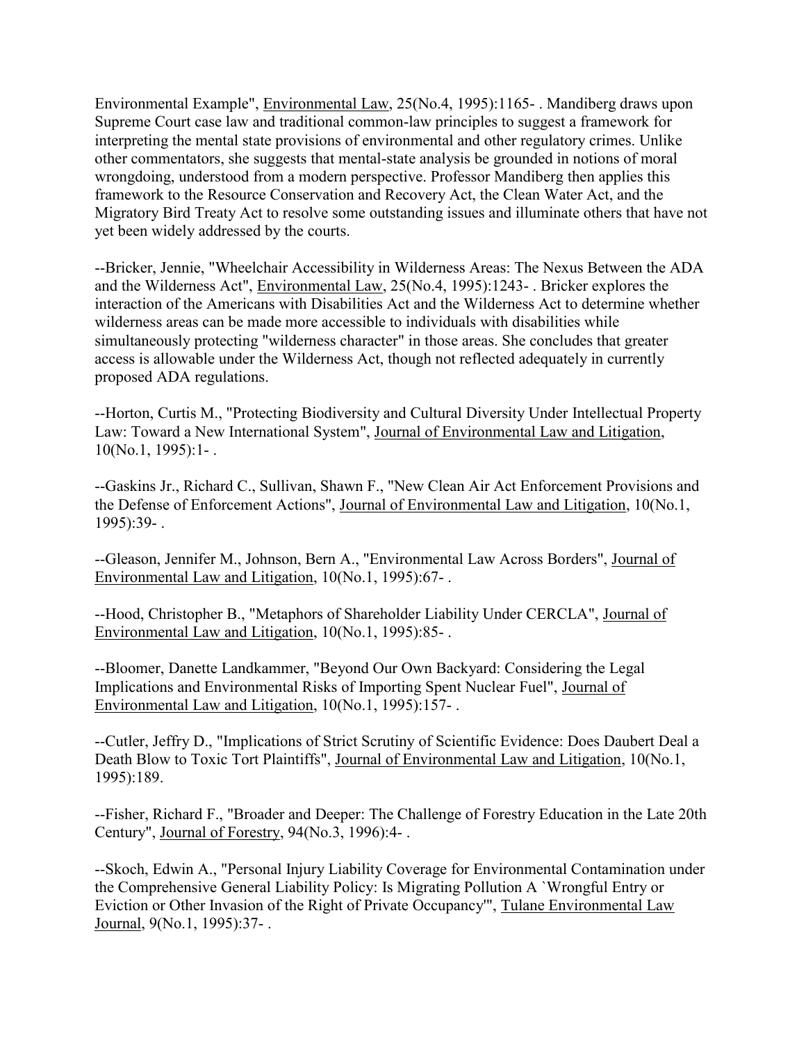Environmental Example", Environmental Law, 25(No.4, 1995):1165- . Mandiberg draws upon Supreme Court case law and traditional common-law principles to suggest a framework for interpreting the mental state provisions of environmental and other regulatory crimes. Unlike other commentators, she suggests that mental-state analysis be grounded in notions of moral wrongdoing, understood from a modern perspective. Professor Mandiberg then applies this framework to the Resource Conservation and Recovery Act, the Clean Water Act, and the Migratory Bird Treaty Act to resolve some outstanding issues and illuminate others that have not yet been widely addressed by the courts.

--Bricker, Jennie, "Wheelchair Accessibility in Wilderness Areas: The Nexus Between the ADA and the Wilderness Act", Environmental Law, 25(No.4, 1995):1243- . Bricker explores the interaction of the Americans with Disabilities Act and the Wilderness Act to determine whether wilderness areas can be made more accessible to individuals with disabilities while simultaneously protecting "wilderness character" in those areas. She concludes that greater access is allowable under the Wilderness Act, though not reflected adequately in currently proposed ADA regulations.

--Horton, Curtis M., "Protecting Biodiversity and Cultural Diversity Under Intellectual Property Law: Toward a New International System", Journal of Environmental Law and Litigation, 10(No.1, 1995):1- .

--Gaskins Jr., Richard C., Sullivan, Shawn F., "New Clean Air Act Enforcement Provisions and the Defense of Enforcement Actions", Journal of Environmental Law and Litigation, 10(No.1, 1995):39- .

--Gleason, Jennifer M., Johnson, Bern A., "Environmental Law Across Borders", Journal of Environmental Law and Litigation, 10(No.1, 1995):67- .

--Hood, Christopher B., "Metaphors of Shareholder Liability Under CERCLA", Journal of Environmental Law and Litigation, 10(No.1, 1995):85- .

--Bloomer, Danette Landkammer, "Beyond Our Own Backyard: Considering the Legal Implications and Environmental Risks of Importing Spent Nuclear Fuel", Journal of Environmental Law and Litigation, 10(No.1, 1995):157- .

--Cutler, Jeffry D., "Implications of Strict Scrutiny of Scientific Evidence: Does Daubert Deal a Death Blow to Toxic Tort Plaintiffs", Journal of Environmental Law and Litigation, 10(No.1, 1995):189.

--Fisher, Richard F., "Broader and Deeper: The Challenge of Forestry Education in the Late 20th Century", Journal of Forestry, 94(No.3, 1996):4- .

--Skoch, Edwin A., "Personal Injury Liability Coverage for Environmental Contamination under the Comprehensive General Liability Policy: Is Migrating Pollution A `Wrongful Entry or Eviction or Other Invasion of the Right of Private Occupancy'", Tulane Environmental Law Journal, 9(No.1, 1995):37- .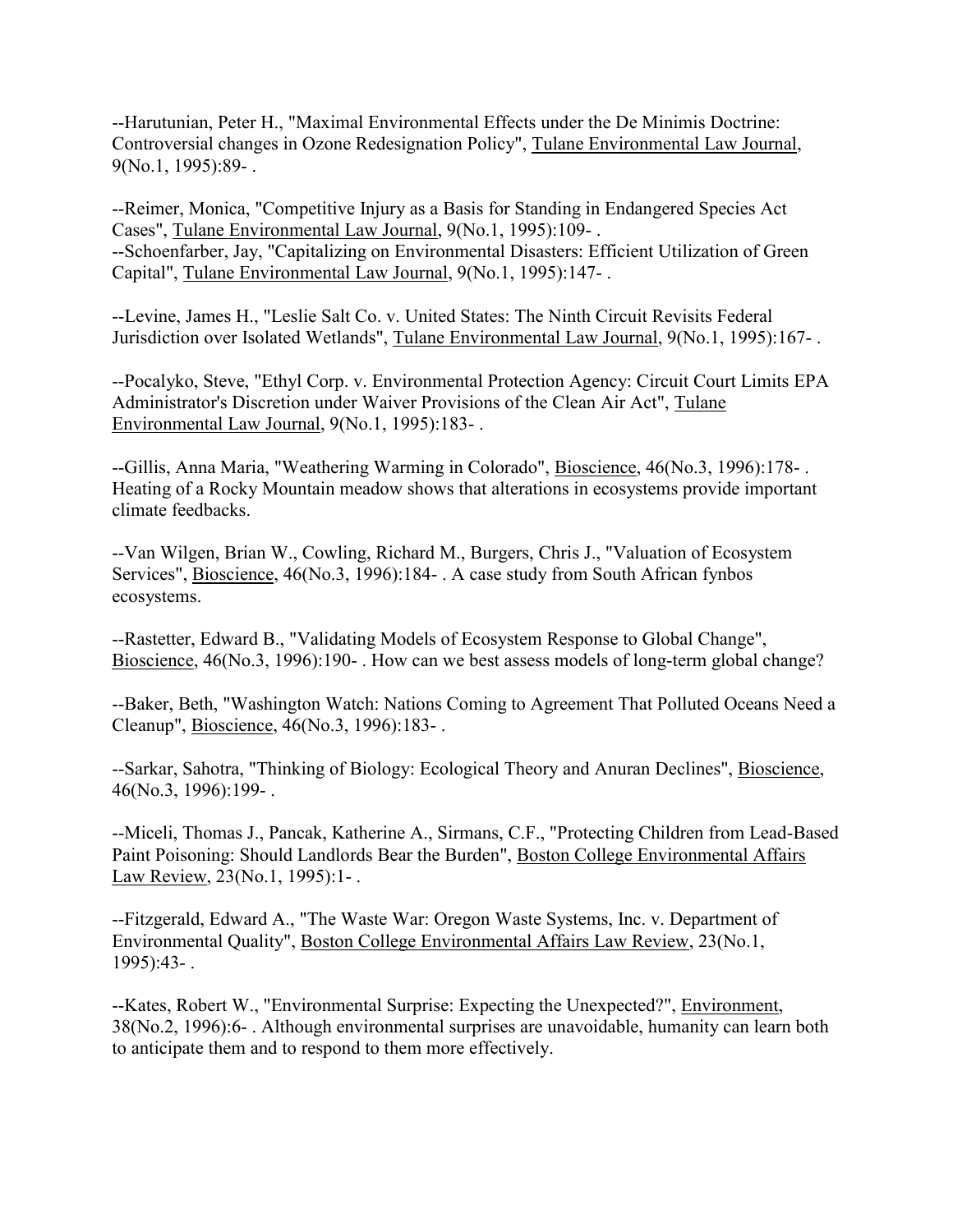--Harutunian, Peter H., "Maximal Environmental Effects under the De Minimis Doctrine: Controversial changes in Ozone Redesignation Policy", Tulane Environmental Law Journal, 9(No.1, 1995):89- .

--Reimer, Monica, "Competitive Injury as a Basis for Standing in Endangered Species Act Cases", Tulane Environmental Law Journal, 9(No.1, 1995):109- .
--Schoenfarber, Jay, "Capitalizing on Environmental Disasters: Efficient Utilization of Green Capital", Tulane Environmental Law Journal, 9(No.1, 1995):147- .

--Levine, James H., "Leslie Salt Co. v. United States: The Ninth Circuit Revisits Federal Jurisdiction over Isolated Wetlands", Tulane Environmental Law Journal, 9(No.1, 1995):167- .

--Pocalyko, Steve, "Ethyl Corp. v. Environmental Protection Agency: Circuit Court Limits EPA Administrator's Discretion under Waiver Provisions of the Clean Air Act", Tulane Environmental Law Journal, 9(No.1, 1995):183- .

--Gillis, Anna Maria, "Weathering Warming in Colorado", Bioscience, 46(No.3, 1996):178- . Heating of a Rocky Mountain meadow shows that alterations in ecosystems provide important climate feedbacks.

--Van Wilgen, Brian W., Cowling, Richard M., Burgers, Chris J., "Valuation of Ecosystem Services", Bioscience, 46(No.3, 1996):184- . A case study from South African fynbos ecosystems.

--Rastetter, Edward B., "Validating Models of Ecosystem Response to Global Change", Bioscience, 46(No.3, 1996):190- . How can we best assess models of long-term global change?

--Baker, Beth, "Washington Watch: Nations Coming to Agreement That Polluted Oceans Need a Cleanup", Bioscience, 46(No.3, 1996):183- .

--Sarkar, Sahotra, "Thinking of Biology: Ecological Theory and Anuran Declines", Bioscience, 46(No.3, 1996):199- .

--Miceli, Thomas J., Pancak, Katherine A., Sirmans, C.F., "Protecting Children from Lead-Based Paint Poisoning: Should Landlords Bear the Burden", Boston College Environmental Affairs Law Review, 23(No.1, 1995):1- .

--Fitzgerald, Edward A., "The Waste War: Oregon Waste Systems, Inc. v. Department of Environmental Quality", Boston College Environmental Affairs Law Review, 23(No.1, 1995):43- .

--Kates, Robert W., "Environmental Surprise: Expecting the Unexpected?", Environment, 38(No.2, 1996):6- . Although environmental surprises are unavoidable, humanity can learn both to anticipate them and to respond to them more effectively.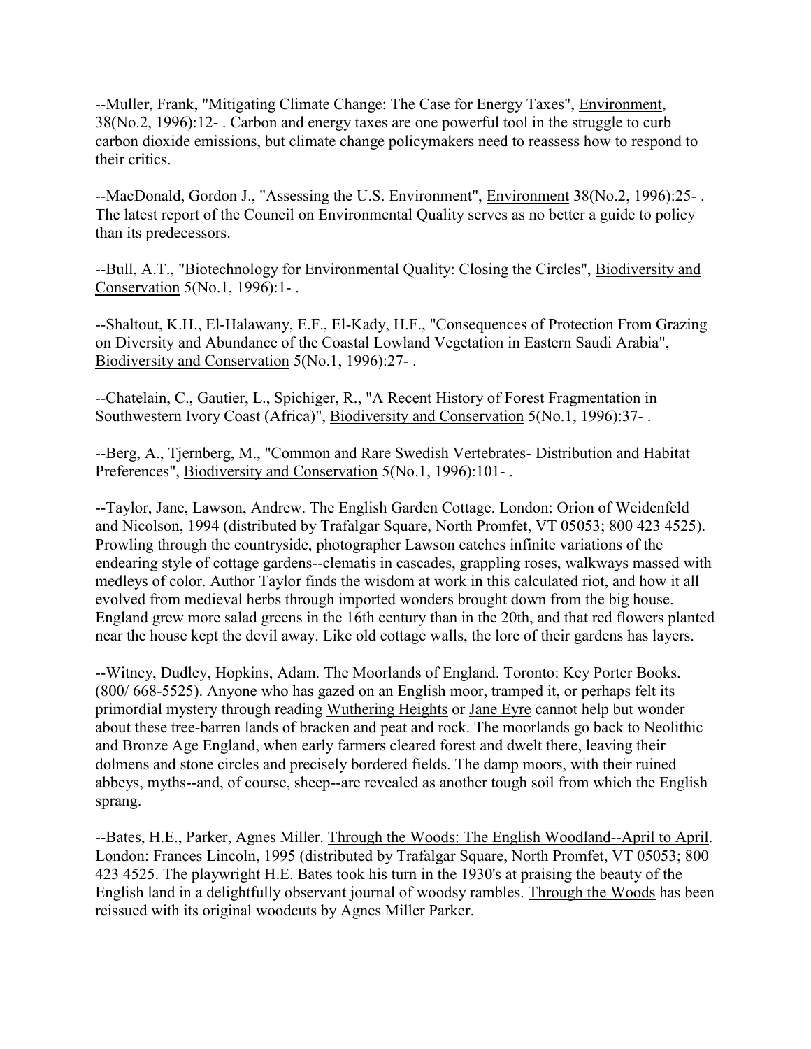--Muller, Frank, "Mitigating Climate Change: The Case for Energy Taxes", Environment, 38(No.2, 1996):12- . Carbon and energy taxes are one powerful tool in the struggle to curb carbon dioxide emissions, but climate change policymakers need to reassess how to respond to their critics.

--MacDonald, Gordon J., "Assessing the U.S. Environment", Environment 38(No.2, 1996):25- . The latest report of the Council on Environmental Quality serves as no better a guide to policy than its predecessors.

--Bull, A.T., "Biotechnology for Environmental Quality: Closing the Circles", Biodiversity and Conservation 5(No.1, 1996):1- .

--Shaltout, K.H., El-Halawany, E.F., El-Kady, H.F., "Consequences of Protection From Grazing on Diversity and Abundance of the Coastal Lowland Vegetation in Eastern Saudi Arabia", Biodiversity and Conservation 5(No.1, 1996):27- .

--Chatelain, C., Gautier, L., Spichiger, R., "A Recent History of Forest Fragmentation in Southwestern Ivory Coast (Africa)", Biodiversity and Conservation 5(No.1, 1996):37- .

--Berg, A., Tjernberg, M., "Common and Rare Swedish Vertebrates- Distribution and Habitat Preferences", Biodiversity and Conservation 5(No.1, 1996):101- .

--Taylor, Jane, Lawson, Andrew. The English Garden Cottage. London: Orion of Weidenfeld and Nicolson, 1994 (distributed by Trafalgar Square, North Promfet, VT 05053; 800 423 4525). Prowling through the countryside, photographer Lawson catches infinite variations of the endearing style of cottage gardens--clematis in cascades, grappling roses, walkways massed with medleys of color. Author Taylor finds the wisdom at work in this calculated riot, and how it all evolved from medieval herbs through imported wonders brought down from the big house. England grew more salad greens in the 16th century than in the 20th, and that red flowers planted near the house kept the devil away. Like old cottage walls, the lore of their gardens has layers.

--Witney, Dudley, Hopkins, Adam. The Moorlands of England. Toronto: Key Porter Books. (800/ 668-5525). Anyone who has gazed on an English moor, tramped it, or perhaps felt its primordial mystery through reading Wuthering Heights or Jane Eyre cannot help but wonder about these tree-barren lands of bracken and peat and rock. The moorlands go back to Neolithic and Bronze Age England, when early farmers cleared forest and dwelt there, leaving their dolmens and stone circles and precisely bordered fields. The damp moors, with their ruined abbeys, myths--and, of course, sheep--are revealed as another tough soil from which the English sprang.

--Bates, H.E., Parker, Agnes Miller. Through the Woods: The English Woodland--April to April. London: Frances Lincoln, 1995 (distributed by Trafalgar Square, North Promfet, VT 05053; 800 423 4525. The playwright H.E. Bates took his turn in the 1930's at praising the beauty of the English land in a delightfully observant journal of woodsy rambles. Through the Woods has been reissued with its original woodcuts by Agnes Miller Parker.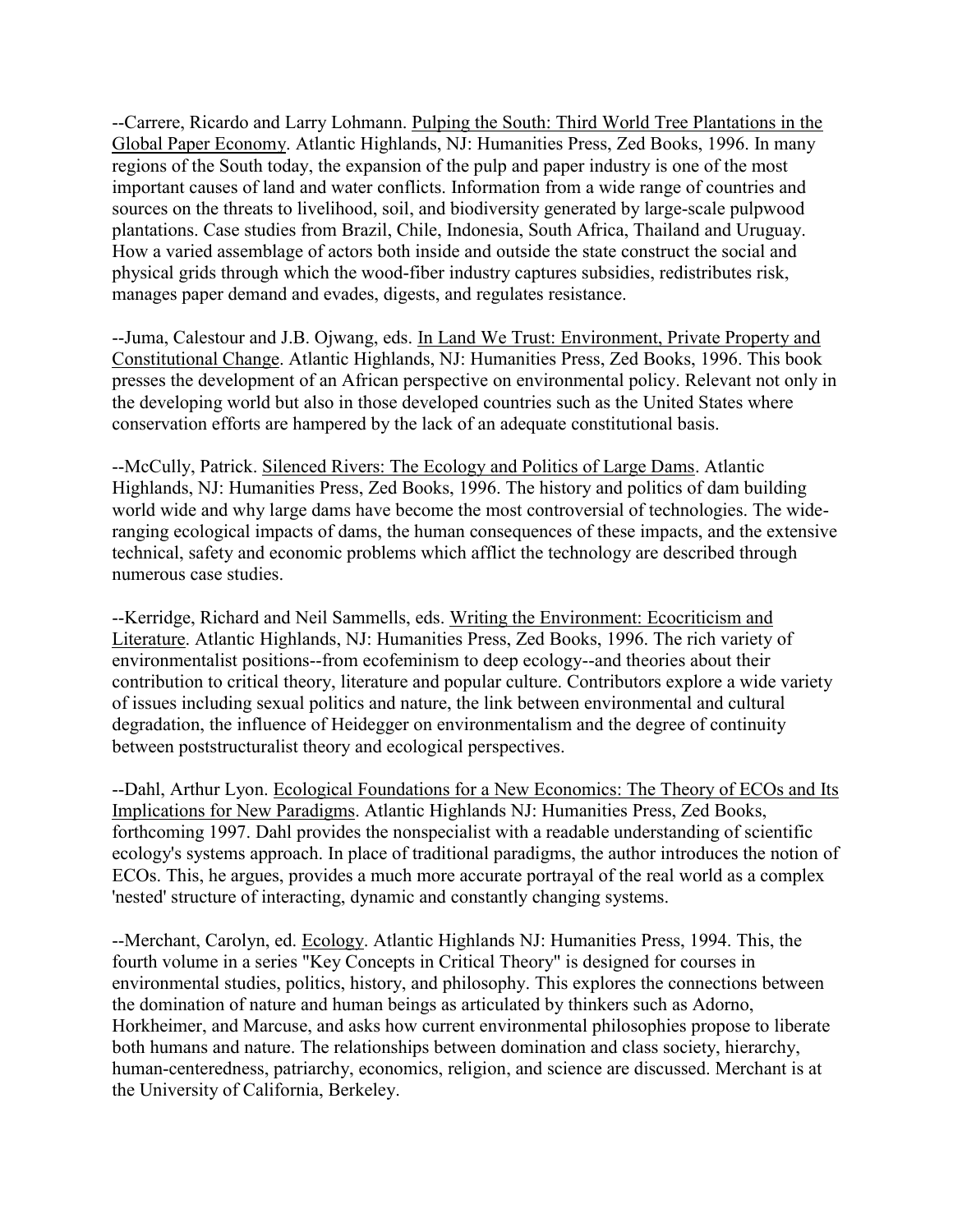--Carrere, Ricardo and Larry Lohmann. Pulping the South: Third World Tree Plantations in the Global Paper Economy. Atlantic Highlands, NJ: Humanities Press, Zed Books, 1996. In many regions of the South today, the expansion of the pulp and paper industry is one of the most important causes of land and water conflicts. Information from a wide range of countries and sources on the threats to livelihood, soil, and biodiversity generated by large-scale pulpwood plantations. Case studies from Brazil, Chile, Indonesia, South Africa, Thailand and Uruguay. How a varied assemblage of actors both inside and outside the state construct the social and physical grids through which the wood-fiber industry captures subsidies, redistributes risk, manages paper demand and evades, digests, and regulates resistance.

--Juma, Calestour and J.B. Ojwang, eds. In Land We Trust: Environment, Private Property and Constitutional Change. Atlantic Highlands, NJ: Humanities Press, Zed Books, 1996. This book presses the development of an African perspective on environmental policy. Relevant not only in the developing world but also in those developed countries such as the United States where conservation efforts are hampered by the lack of an adequate constitutional basis.

--McCully, Patrick. Silenced Rivers: The Ecology and Politics of Large Dams. Atlantic Highlands, NJ: Humanities Press, Zed Books, 1996. The history and politics of dam building world wide and why large dams have become the most controversial of technologies. The wide-ranging ecological impacts of dams, the human consequences of these impacts, and the extensive technical, safety and economic problems which afflict the technology are described through numerous case studies.

--Kerridge, Richard and Neil Sammells, eds. Writing the Environment: Ecocriticism and Literature. Atlantic Highlands, NJ: Humanities Press, Zed Books, 1996. The rich variety of environmentalist positions--from ecofeminism to deep ecology--and theories about their contribution to critical theory, literature and popular culture. Contributors explore a wide variety of issues including sexual politics and nature, the link between environmental and cultural degradation, the influence of Heidegger on environmentalism and the degree of continuity between poststructuralist theory and ecological perspectives.

--Dahl, Arthur Lyon. Ecological Foundations for a New Economics: The Theory of ECOs and Its Implications for New Paradigms. Atlantic Highlands NJ: Humanities Press, Zed Books, forthcoming 1997. Dahl provides the nonspecialist with a readable understanding of scientific ecology's systems approach. In place of traditional paradigms, the author introduces the notion of ECOs. This, he argues, provides a much more accurate portrayal of the real world as a complex 'nested' structure of interacting, dynamic and constantly changing systems.

--Merchant, Carolyn, ed. Ecology. Atlantic Highlands NJ: Humanities Press, 1994. This, the fourth volume in a series "Key Concepts in Critical Theory" is designed for courses in environmental studies, politics, history, and philosophy. This explores the connections between the domination of nature and human beings as articulated by thinkers such as Adorno, Horkheimer, and Marcuse, and asks how current environmental philosophies propose to liberate both humans and nature. The relationships between domination and class society, hierarchy, human-centeredness, patriarchy, economics, religion, and science are discussed. Merchant is at the University of California, Berkeley.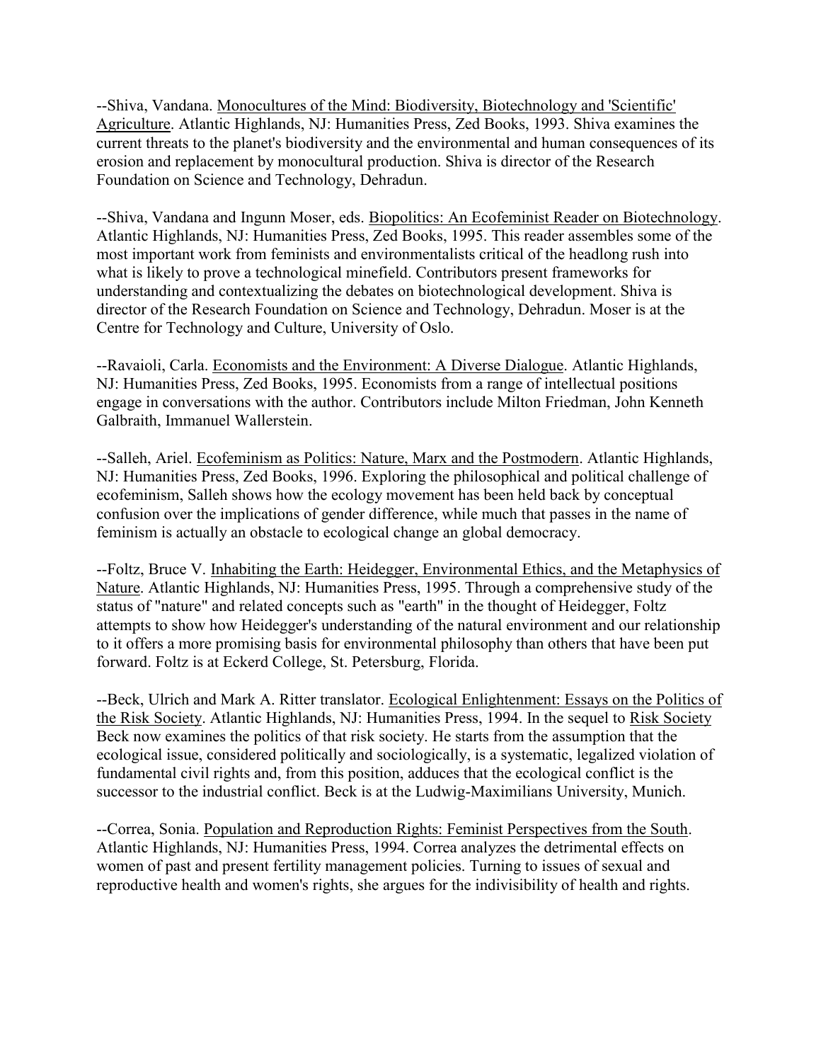--Shiva, Vandana. Monocultures of the Mind: Biodiversity, Biotechnology and 'Scientific' Agriculture. Atlantic Highlands, NJ: Humanities Press, Zed Books, 1993. Shiva examines the current threats to the planet's biodiversity and the environmental and human consequences of its erosion and replacement by monocultural production. Shiva is director of the Research Foundation on Science and Technology, Dehradun.

--Shiva, Vandana and Ingunn Moser, eds. Biopolitics: An Ecofeminist Reader on Biotechnology. Atlantic Highlands, NJ: Humanities Press, Zed Books, 1995. This reader assembles some of the most important work from feminists and environmentalists critical of the headlong rush into what is likely to prove a technological minefield. Contributors present frameworks for understanding and contextualizing the debates on biotechnological development. Shiva is director of the Research Foundation on Science and Technology, Dehradun. Moser is at the Centre for Technology and Culture, University of Oslo.

--Ravaioli, Carla. Economists and the Environment: A Diverse Dialogue. Atlantic Highlands, NJ: Humanities Press, Zed Books, 1995. Economists from a range of intellectual positions engage in conversations with the author. Contributors include Milton Friedman, John Kenneth Galbraith, Immanuel Wallerstein.

--Salleh, Ariel. Ecofeminism as Politics: Nature, Marx and the Postmodern. Atlantic Highlands, NJ: Humanities Press, Zed Books, 1996. Exploring the philosophical and political challenge of ecofeminism, Salleh shows how the ecology movement has been held back by conceptual confusion over the implications of gender difference, while much that passes in the name of feminism is actually an obstacle to ecological change an global democracy.

--Foltz, Bruce V. Inhabiting the Earth: Heidegger, Environmental Ethics, and the Metaphysics of Nature. Atlantic Highlands, NJ: Humanities Press, 1995. Through a comprehensive study of the status of "nature" and related concepts such as "earth" in the thought of Heidegger, Foltz attempts to show how Heidegger's understanding of the natural environment and our relationship to it offers a more promising basis for environmental philosophy than others that have been put forward. Foltz is at Eckerd College, St. Petersburg, Florida.

--Beck, Ulrich and Mark A. Ritter translator. Ecological Enlightenment: Essays on the Politics of the Risk Society. Atlantic Highlands, NJ: Humanities Press, 1994. In the sequel to Risk Society Beck now examines the politics of that risk society. He starts from the assumption that the ecological issue, considered politically and sociologically, is a systematic, legalized violation of fundamental civil rights and, from this position, adduces that the ecological conflict is the successor to the industrial conflict. Beck is at the Ludwig-Maximilians University, Munich.

--Correa, Sonia. Population and Reproduction Rights: Feminist Perspectives from the South. Atlantic Highlands, NJ: Humanities Press, 1994. Correa analyzes the detrimental effects on women of past and present fertility management policies. Turning to issues of sexual and reproductive health and women's rights, she argues for the indivisibility of health and rights.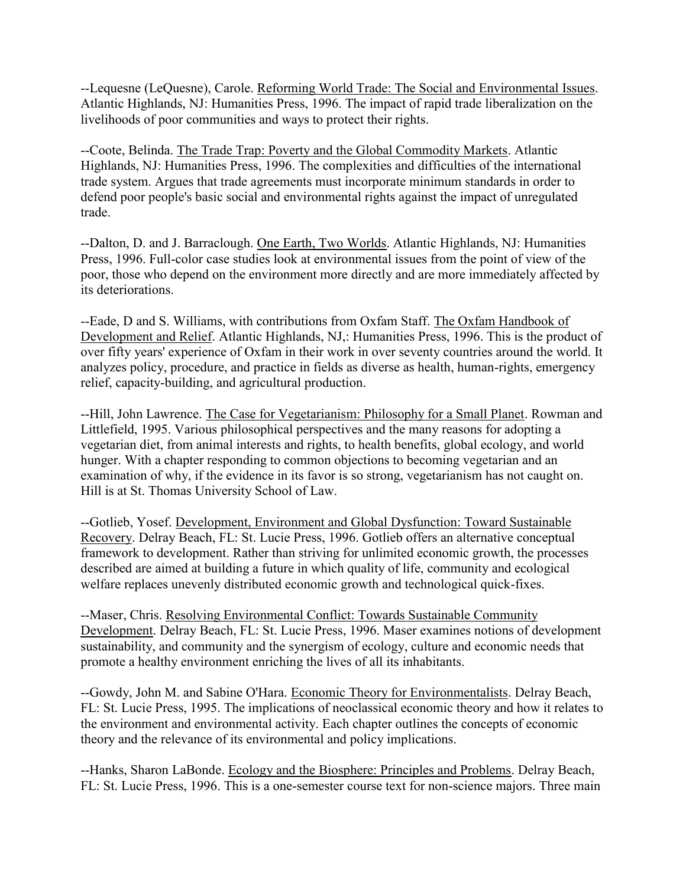--Lequesne (LeQuesne), Carole. Reforming World Trade: The Social and Environmental Issues. Atlantic Highlands, NJ: Humanities Press, 1996. The impact of rapid trade liberalization on the livelihoods of poor communities and ways to protect their rights.

--Coote, Belinda. The Trade Trap: Poverty and the Global Commodity Markets. Atlantic Highlands, NJ: Humanities Press, 1996. The complexities and difficulties of the international trade system. Argues that trade agreements must incorporate minimum standards in order to defend poor people's basic social and environmental rights against the impact of unregulated trade.

--Dalton, D. and J. Barraclough. One Earth, Two Worlds. Atlantic Highlands, NJ: Humanities Press, 1996. Full-color case studies look at environmental issues from the point of view of the poor, those who depend on the environment more directly and are more immediately affected by its deteriorations.

--Eade, D and S. Williams, with contributions from Oxfam Staff. The Oxfam Handbook of Development and Relief. Atlantic Highlands, NJ,: Humanities Press, 1996. This is the product of over fifty years' experience of Oxfam in their work in over seventy countries around the world. It analyzes policy, procedure, and practice in fields as diverse as health, human-rights, emergency relief, capacity-building, and agricultural production.

--Hill, John Lawrence. The Case for Vegetarianism: Philosophy for a Small Planet. Rowman and Littlefield, 1995. Various philosophical perspectives and the many reasons for adopting a vegetarian diet, from animal interests and rights, to health benefits, global ecology, and world hunger. With a chapter responding to common objections to becoming vegetarian and an examination of why, if the evidence in its favor is so strong, vegetarianism has not caught on. Hill is at St. Thomas University School of Law.

--Gotlieb, Yosef. Development, Environment and Global Dysfunction: Toward Sustainable Recovery. Delray Beach, FL: St. Lucie Press, 1996. Gotlieb offers an alternative conceptual framework to development. Rather than striving for unlimited economic growth, the processes described are aimed at building a future in which quality of life, community and ecological welfare replaces unevenly distributed economic growth and technological quick-fixes.

--Maser, Chris. Resolving Environmental Conflict: Towards Sustainable Community Development. Delray Beach, FL: St. Lucie Press, 1996. Maser examines notions of development sustainability, and community and the synergism of ecology, culture and economic needs that promote a healthy environment enriching the lives of all its inhabitants.

--Gowdy, John M. and Sabine O'Hara. Economic Theory for Environmentalists. Delray Beach, FL: St. Lucie Press, 1995. The implications of neoclassical economic theory and how it relates to the environment and environmental activity. Each chapter outlines the concepts of economic theory and the relevance of its environmental and policy implications.

--Hanks, Sharon LaBonde. Ecology and the Biosphere: Principles and Problems. Delray Beach, FL: St. Lucie Press, 1996. This is a one-semester course text for non-science majors. Three main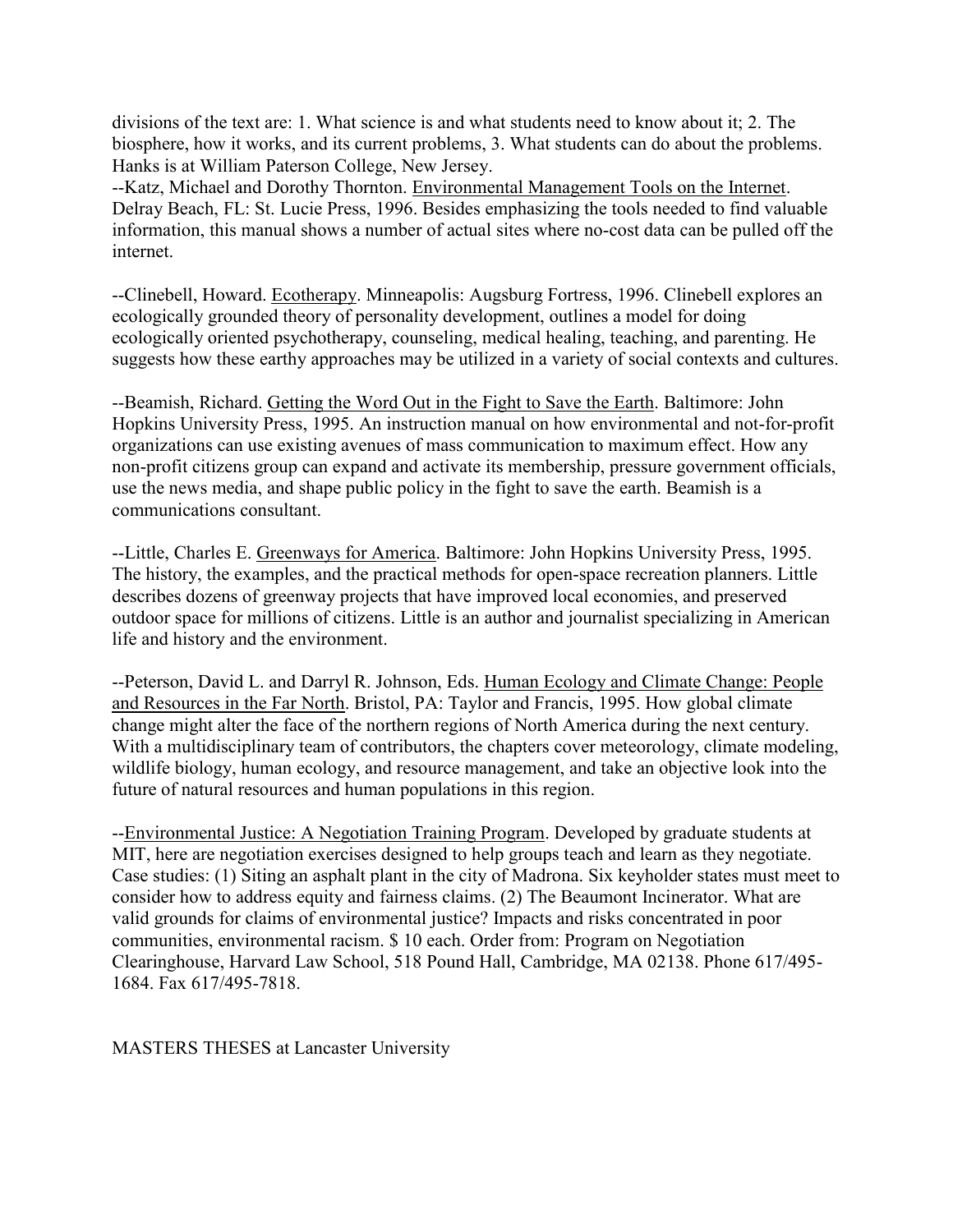divisions of the text are: 1. What science is and what students need to know about it; 2. The biosphere, how it works, and its current problems, 3. What students can do about the problems. Hanks is at William Paterson College, New Jersey.

--Katz, Michael and Dorothy Thornton. Environmental Management Tools on the Internet. Delray Beach, FL: St. Lucie Press, 1996. Besides emphasizing the tools needed to find valuable information, this manual shows a number of actual sites where no-cost data can be pulled off the internet.

--Clinebell, Howard. Ecotherapy. Minneapolis: Augsburg Fortress, 1996. Clinebell explores an ecologically grounded theory of personality development, outlines a model for doing ecologically oriented psychotherapy, counseling, medical healing, teaching, and parenting. He suggests how these earthy approaches may be utilized in a variety of social contexts and cultures.

--Beamish, Richard. Getting the Word Out in the Fight to Save the Earth. Baltimore: John Hopkins University Press, 1995. An instruction manual on how environmental and not-for-profit organizations can use existing avenues of mass communication to maximum effect. How any non-profit citizens group can expand and activate its membership, pressure government officials, use the news media, and shape public policy in the fight to save the earth. Beamish is a communications consultant.

--Little, Charles E. Greenways for America. Baltimore: John Hopkins University Press, 1995. The history, the examples, and the practical methods for open-space recreation planners. Little describes dozens of greenway projects that have improved local economies, and preserved outdoor space for millions of citizens. Little is an author and journalist specializing in American life and history and the environment.

--Peterson, David L. and Darryl R. Johnson, Eds. Human Ecology and Climate Change: People and Resources in the Far North. Bristol, PA: Taylor and Francis, 1995. How global climate change might alter the face of the northern regions of North America during the next century. With a multidisciplinary team of contributors, the chapters cover meteorology, climate modeling, wildlife biology, human ecology, and resource management, and take an objective look into the future of natural resources and human populations in this region.

--Environmental Justice: A Negotiation Training Program. Developed by graduate students at MIT, here are negotiation exercises designed to help groups teach and learn as they negotiate. Case studies: (1) Siting an asphalt plant in the city of Madrona. Six keyholder states must meet to consider how to address equity and fairness claims. (2) The Beaumont Incinerator. What are valid grounds for claims of environmental justice? Impacts and risks concentrated in poor communities, environmental racism. $ 10 each. Order from: Program on Negotiation Clearinghouse, Harvard Law School, 518 Pound Hall, Cambridge, MA 02138. Phone 617/495-1684. Fax 617/495-7818.

MASTERS THESES at Lancaster University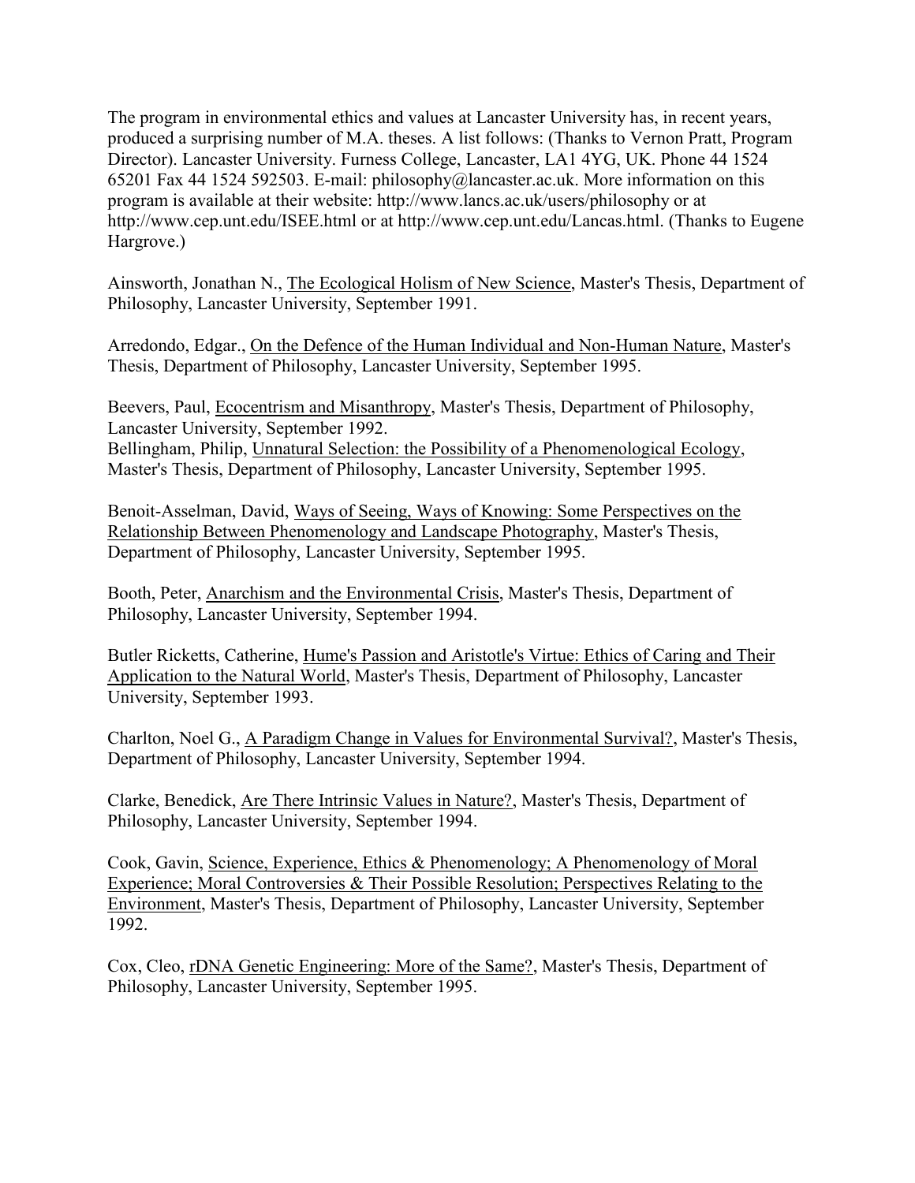The program in environmental ethics and values at Lancaster University has, in recent years, produced a surprising number of M.A. theses. A list follows: (Thanks to Vernon Pratt, Program Director). Lancaster University. Furness College, Lancaster, LA1 4YG, UK. Phone 44 1524 65201 Fax 44 1524 592503. E-mail: philosophy@lancaster.ac.uk. More information on this program is available at their website: http://www.lancs.ac.uk/users/philosophy or at http://www.cep.unt.edu/ISEE.html or at http://www.cep.unt.edu/Lancas.html. (Thanks to Eugene Hargrove.)

Ainsworth, Jonathan N., The Ecological Holism of New Science, Master's Thesis, Department of Philosophy, Lancaster University, September 1991.

Arredondo, Edgar., On the Defence of the Human Individual and Non-Human Nature, Master's Thesis, Department of Philosophy, Lancaster University, September 1995.

Beevers, Paul, Ecocentrism and Misanthropy, Master's Thesis, Department of Philosophy, Lancaster University, September 1992.
Bellingham, Philip, Unnatural Selection: the Possibility of a Phenomenological Ecology, Master's Thesis, Department of Philosophy, Lancaster University, September 1995.

Benoit-Asselman, David, Ways of Seeing, Ways of Knowing: Some Perspectives on the Relationship Between Phenomenology and Landscape Photography, Master's Thesis, Department of Philosophy, Lancaster University, September 1995.

Booth, Peter, Anarchism and the Environmental Crisis, Master's Thesis, Department of Philosophy, Lancaster University, September 1994.

Butler Ricketts, Catherine, Hume's Passion and Aristotle's Virtue: Ethics of Caring and Their Application to the Natural World, Master's Thesis, Department of Philosophy, Lancaster University, September 1993.

Charlton, Noel G., A Paradigm Change in Values for Environmental Survival?, Master's Thesis, Department of Philosophy, Lancaster University, September 1994.

Clarke, Benedick, Are There Intrinsic Values in Nature?, Master's Thesis, Department of Philosophy, Lancaster University, September 1994.

Cook, Gavin, Science, Experience, Ethics & Phenomenology; A Phenomenology of Moral Experience; Moral Controversies & Their Possible Resolution; Perspectives Relating to the Environment, Master's Thesis, Department of Philosophy, Lancaster University, September 1992.

Cox, Cleo, rDNA Genetic Engineering: More of the Same?, Master's Thesis, Department of Philosophy, Lancaster University, September 1995.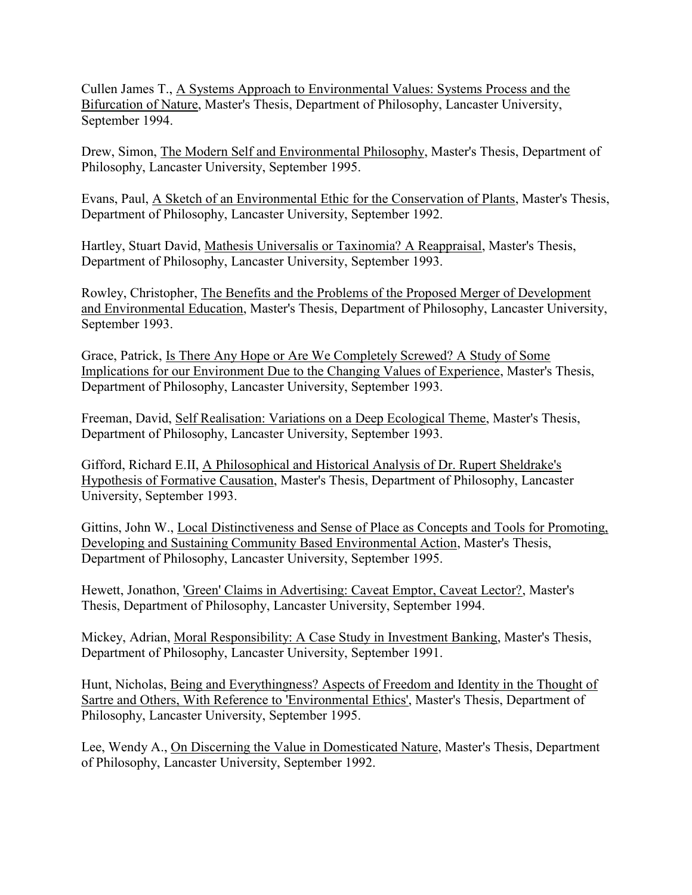Cullen James T., A Systems Approach to Environmental Values: Systems Process and the Bifurcation of Nature, Master's Thesis, Department of Philosophy, Lancaster University, September 1994.

Drew, Simon, The Modern Self and Environmental Philosophy, Master's Thesis, Department of Philosophy, Lancaster University, September 1995.

Evans, Paul, A Sketch of an Environmental Ethic for the Conservation of Plants, Master's Thesis, Department of Philosophy, Lancaster University, September 1992.

Hartley, Stuart David, Mathesis Universalis or Taxinomia? A Reappraisal, Master's Thesis, Department of Philosophy, Lancaster University, September 1993.

Rowley, Christopher, The Benefits and the Problems of the Proposed Merger of Development and Environmental Education, Master's Thesis, Department of Philosophy, Lancaster University, September 1993.

Grace, Patrick, Is There Any Hope or Are We Completely Screwed? A Study of Some Implications for our Environment Due to the Changing Values of Experience, Master's Thesis, Department of Philosophy, Lancaster University, September 1993.

Freeman, David, Self Realisation: Variations on a Deep Ecological Theme, Master's Thesis, Department of Philosophy, Lancaster University, September 1993.

Gifford, Richard E.II, A Philosophical and Historical Analysis of Dr. Rupert Sheldrake's Hypothesis of Formative Causation, Master's Thesis, Department of Philosophy, Lancaster University, September 1993.

Gittins, John W., Local Distinctiveness and Sense of Place as Concepts and Tools for Promoting, Developing and Sustaining Community Based Environmental Action, Master's Thesis, Department of Philosophy, Lancaster University, September 1995.

Hewett, Jonathon, 'Green' Claims in Advertising: Caveat Emptor, Caveat Lector?, Master's Thesis, Department of Philosophy, Lancaster University, September 1994.

Mickey, Adrian, Moral Responsibility: A Case Study in Investment Banking, Master's Thesis, Department of Philosophy, Lancaster University, September 1991.

Hunt, Nicholas, Being and Everythingness? Aspects of Freedom and Identity in the Thought of Sartre and Others, With Reference to 'Environmental Ethics', Master's Thesis, Department of Philosophy, Lancaster University, September 1995.

Lee, Wendy A., On Discerning the Value in Domesticated Nature, Master's Thesis, Department of Philosophy, Lancaster University, September 1992.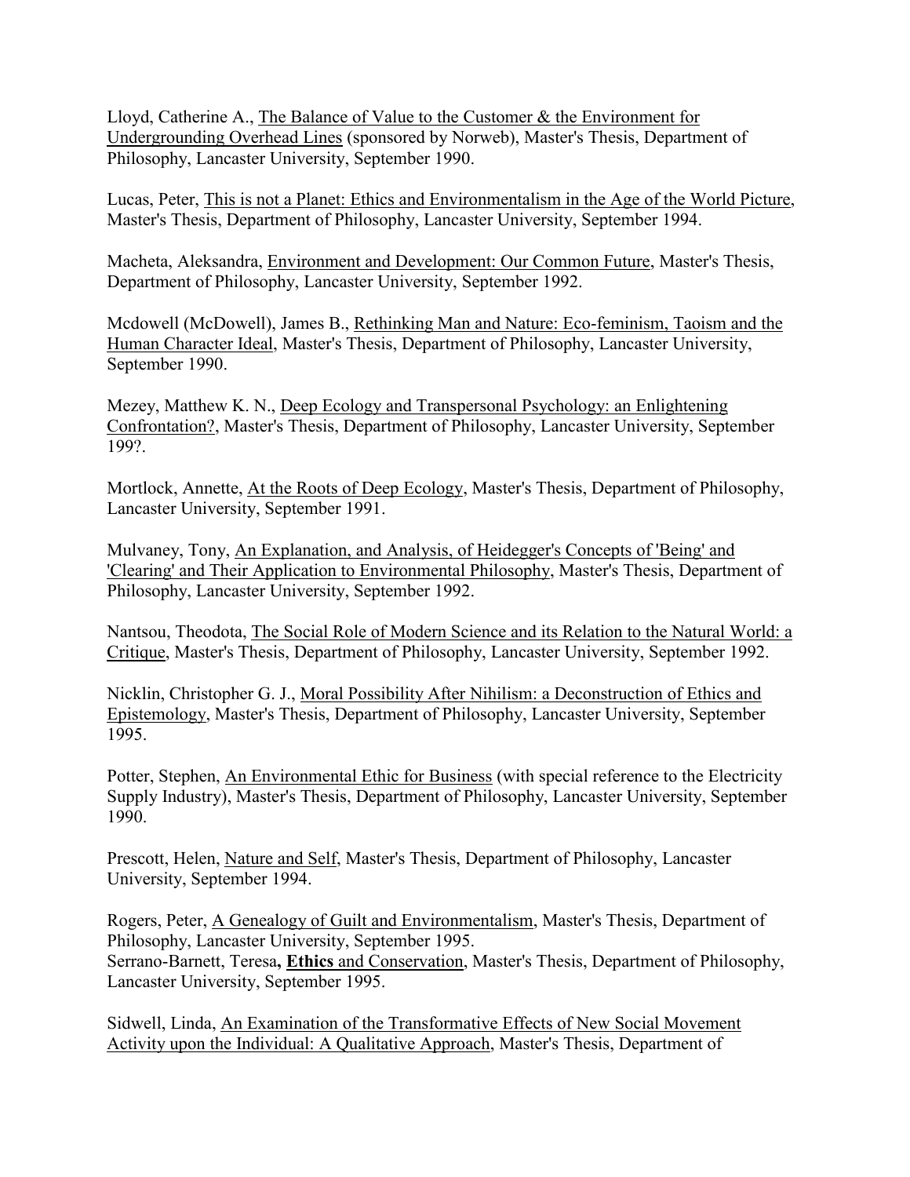Lloyd, Catherine A., The Balance of Value to the Customer & the Environment for Undergrounding Overhead Lines (sponsored by Norweb), Master's Thesis, Department of Philosophy, Lancaster University, September 1990.

Lucas, Peter, This is not a Planet: Ethics and Environmentalism in the Age of the World Picture, Master's Thesis, Department of Philosophy, Lancaster University, September 1994.

Macheta, Aleksandra, Environment and Development: Our Common Future, Master's Thesis, Department of Philosophy, Lancaster University, September 1992.

Mcdowell (McDowell), James B., Rethinking Man and Nature: Eco-feminism, Taoism and the Human Character Ideal, Master's Thesis, Department of Philosophy, Lancaster University, September 1990.

Mezey, Matthew K. N., Deep Ecology and Transpersonal Psychology: an Enlightening Confrontation?, Master's Thesis, Department of Philosophy, Lancaster University, September 199?.

Mortlock, Annette, At the Roots of Deep Ecology, Master's Thesis, Department of Philosophy, Lancaster University, September 1991.

Mulvaney, Tony, An Explanation, and Analysis, of Heidegger's Concepts of 'Being' and 'Clearing' and Their Application to Environmental Philosophy, Master's Thesis, Department of Philosophy, Lancaster University, September 1992.

Nantsou, Theodota, The Social Role of Modern Science and its Relation to the Natural World: a Critique, Master's Thesis, Department of Philosophy, Lancaster University, September 1992.

Nicklin, Christopher G. J., Moral Possibility After Nihilism: a Deconstruction of Ethics and Epistemology, Master's Thesis, Department of Philosophy, Lancaster University, September 1995.

Potter, Stephen, An Environmental Ethic for Business (with special reference to the Electricity Supply Industry), Master's Thesis, Department of Philosophy, Lancaster University, September 1990.

Prescott, Helen, Nature and Self, Master's Thesis, Department of Philosophy, Lancaster University, September 1994.

Rogers, Peter, A Genealogy of Guilt and Environmentalism, Master's Thesis, Department of Philosophy, Lancaster University, September 1995.
Serrano-Barnett, Teresa**, Ethics** and Conservation, Master's Thesis, Department of Philosophy, Lancaster University, September 1995.

Sidwell, Linda, An Examination of the Transformative Effects of New Social Movement Activity upon the Individual: A Qualitative Approach, Master's Thesis, Department of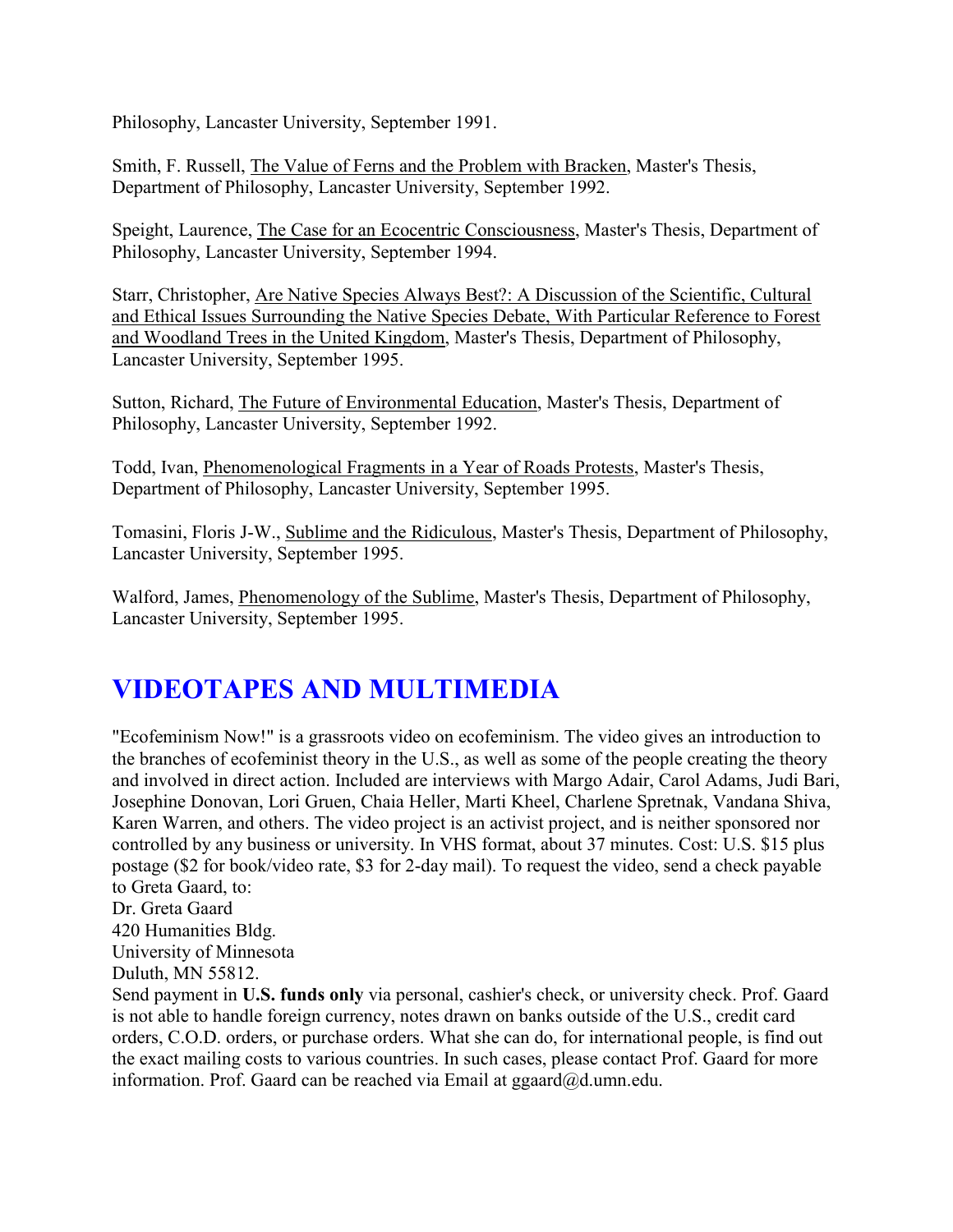Philosophy, Lancaster University, September 1991.

Smith, F. Russell, The Value of Ferns and the Problem with Bracken, Master's Thesis, Department of Philosophy, Lancaster University, September 1992.

Speight, Laurence, The Case for an Ecocentric Consciousness, Master's Thesis, Department of Philosophy, Lancaster University, September 1994.

Starr, Christopher, Are Native Species Always Best?: A Discussion of the Scientific, Cultural and Ethical Issues Surrounding the Native Species Debate, With Particular Reference to Forest and Woodland Trees in the United Kingdom, Master's Thesis, Department of Philosophy, Lancaster University, September 1995.

Sutton, Richard, The Future of Environmental Education, Master's Thesis, Department of Philosophy, Lancaster University, September 1992.

Todd, Ivan, Phenomenological Fragments in a Year of Roads Protests, Master's Thesis, Department of Philosophy, Lancaster University, September 1995.

Tomasini, Floris J-W., Sublime and the Ridiculous, Master's Thesis, Department of Philosophy, Lancaster University, September 1995.

Walford, James, Phenomenology of the Sublime, Master's Thesis, Department of Philosophy, Lancaster University, September 1995.

## VIDEOTAPES AND MULTIMEDIA

"Ecofeminism Now!" is a grassroots video on ecofeminism. The video gives an introduction to the branches of ecofeminist theory in the U.S., as well as some of the people creating the theory and involved in direct action. Included are interviews with Margo Adair, Carol Adams, Judi Bari, Josephine Donovan, Lori Gruen, Chaia Heller, Marti Kheel, Charlene Spretnak, Vandana Shiva, Karen Warren, and others. The video project is an activist project, and is neither sponsored nor controlled by any business or university. In VHS format, about 37 minutes. Cost: U.S. $15 plus postage ($2 for book/video rate, $3 for 2-day mail). To request the video, send a check payable to Greta Gaard, to:
Dr. Greta Gaard
420 Humanities Bldg.
University of Minnesota
Duluth, MN 55812.
Send payment in **U.S. funds only** via personal, cashier's check, or university check. Prof. Gaard is not able to handle foreign currency, notes drawn on banks outside of the U.S., credit card orders, C.O.D. orders, or purchase orders. What she can do, for international people, is find out the exact mailing costs to various countries. In such cases, please contact Prof. Gaard for more information. Prof. Gaard can be reached via Email at ggaard@d.umn.edu.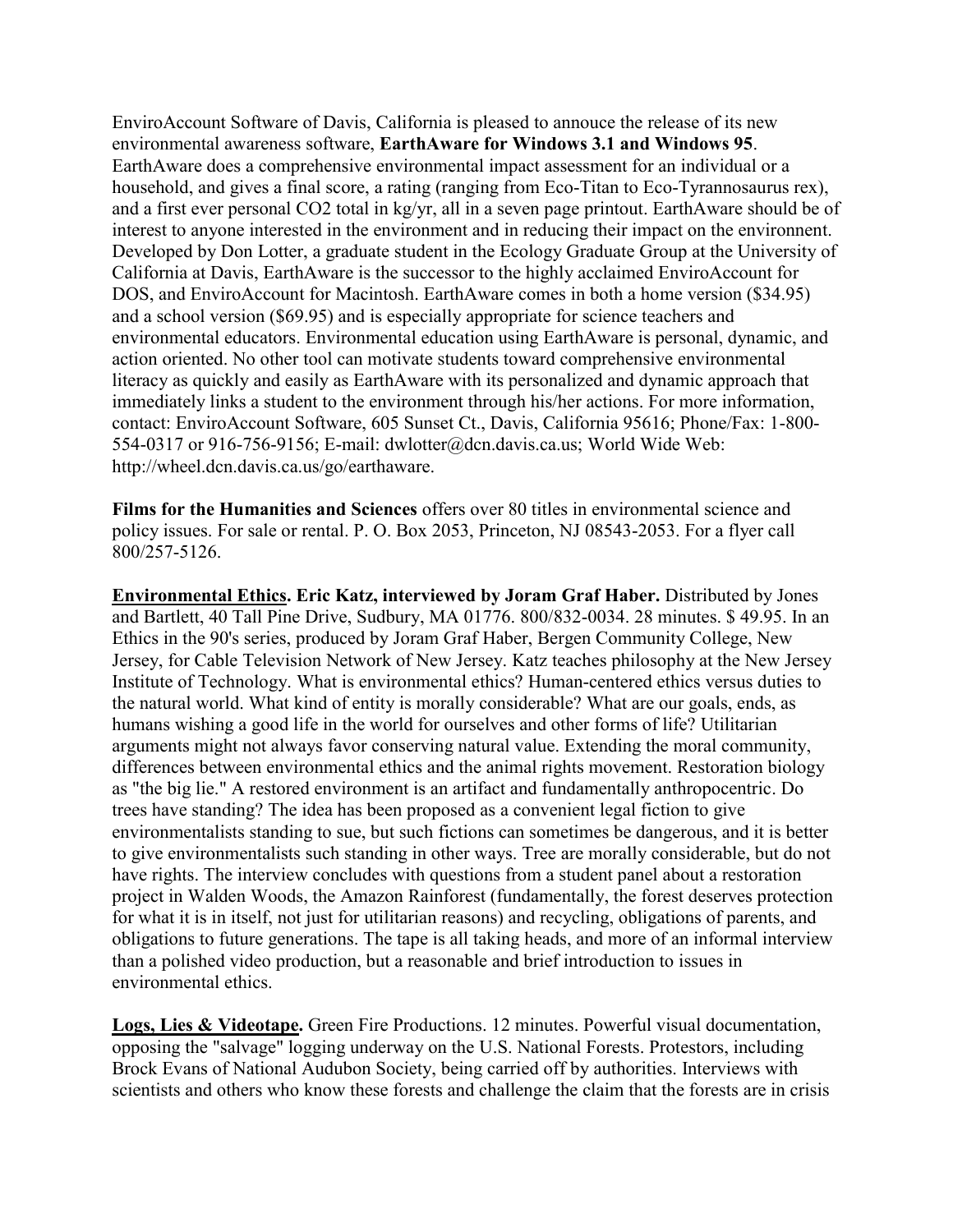EnviroAccount Software of Davis, California is pleased to annouce the release of its new environmental awareness software, **EarthAware for Windows 3.1 and Windows 95**. EarthAware does a comprehensive environmental impact assessment for an individual or a household, and gives a final score, a rating (ranging from Eco-Titan to Eco-Tyrannosaurus rex), and a first ever personal $CO_2$ total in kg/yr, all in a seven page printout. EarthAware should be of interest to anyone interested in the environment and in reducing their impact on the environnent. Developed by Don Lotter, a graduate student in the Ecology Graduate Group at the University of California at Davis, EarthAware is the successor to the highly acclaimed EnviroAccount for DOS, and EnviroAccount for Macintosh. EarthAware comes in both a home version ($34.95) and a school version ($69.95) and is especially appropriate for science teachers and environmental educators. Environmental education using EarthAware is personal, dynamic, and action oriented. No other tool can motivate students toward comprehensive environmental literacy as quickly and easily as EarthAware with its personalized and dynamic approach that immediately links a student to the environment through his/her actions. For more information, contact: EnviroAccount Software, 605 Sunset Ct., Davis, California 95616; Phone/Fax: 1-800-554-0317 or 916-756-9156; E-mail: dwlotter@dcn.davis.ca.us; World Wide Web: http://wheel.dcn.davis.ca.us/go/earthaware.

**Films for the Humanities and Sciences** offers over 80 titles in environmental science and policy issues. For sale or rental. P. O. Box 2053, Princeton, NJ 08543-2053. For a flyer call 800/257-5126.

**Environmental Ethics. Eric Katz, interviewed by Joram Graf Haber.** Distributed by Jones and Bartlett, 40 Tall Pine Drive, Sudbury, MA 01776. 800/832-0034. 28 minutes. $ 49.95. In an Ethics in the 90's series, produced by Joram Graf Haber, Bergen Community College, New Jersey, for Cable Television Network of New Jersey. Katz teaches philosophy at the New Jersey Institute of Technology. What is environmental ethics? Human-centered ethics versus duties to the natural world. What kind of entity is morally considerable? What are our goals, ends, as humans wishing a good life in the world for ourselves and other forms of life? Utilitarian arguments might not always favor conserving natural value. Extending the moral community, differences between environmental ethics and the animal rights movement. Restoration biology as "the big lie." A restored environment is an artifact and fundamentally anthropocentric. Do trees have standing? The idea has been proposed as a convenient legal fiction to give environmentalists standing to sue, but such fictions can sometimes be dangerous, and it is better to give environmentalists such standing in other ways. Tree are morally considerable, but do not have rights. The interview concludes with questions from a student panel about a restoration project in Walden Woods, the Amazon Rainforest (fundamentally, the forest deserves protection for what it is in itself, not just for utilitarian reasons) and recycling, obligations of parents, and obligations to future generations. The tape is all taking heads, and more of an informal interview than a polished video production, but a reasonable and brief introduction to issues in environmental ethics.

**Logs, Lies & Videotape.** Green Fire Productions. 12 minutes. Powerful visual documentation, opposing the "salvage" logging underway on the U.S. National Forests. Protestors, including Brock Evans of National Audubon Society, being carried off by authorities. Interviews with scientists and others who know these forests and challenge the claim that the forests are in crisis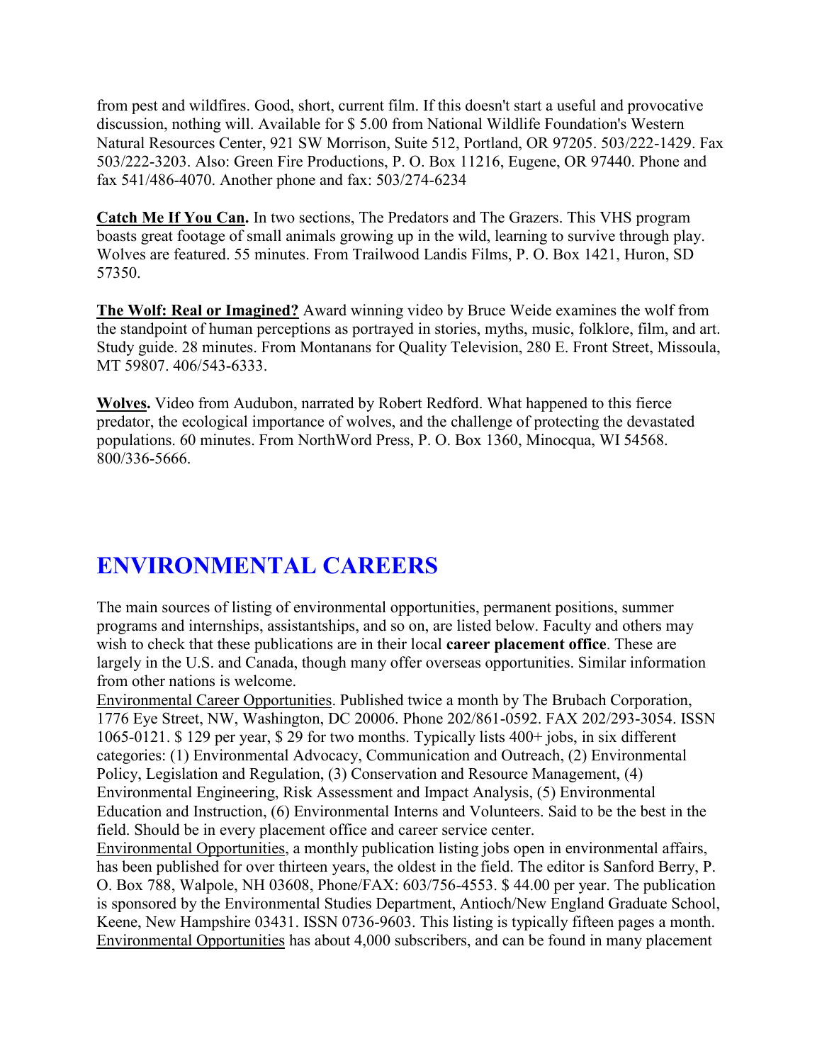from pest and wildfires. Good, short, current film. If this doesn't start a useful and provocative discussion, nothing will. Available for $ 5.00 from National Wildlife Foundation's Western Natural Resources Center, 921 SW Morrison, Suite 512, Portland, OR 97205. 503/222-1429. Fax 503/222-3203. Also: Green Fire Productions, P. O. Box 11216, Eugene, OR 97440. Phone and fax 541/486-4070. Another phone and fax: 503/274-6234

**Catch Me If You Can.** In two sections, The Predators and The Grazers. This VHS program boasts great footage of small animals growing up in the wild, learning to survive through play. Wolves are featured. 55 minutes. From Trailwood Landis Films, P. O. Box 1421, Huron, SD 57350.

**The Wolf: Real or Imagined?** Award winning video by Bruce Weide examines the wolf from the standpoint of human perceptions as portrayed in stories, myths, music, folklore, film, and art. Study guide. 28 minutes. From Montanans for Quality Television, 280 E. Front Street, Missoula, MT 59807. 406/543-6333.

**Wolves.** Video from Audubon, narrated by Robert Redford. What happened to this fierce predator, the ecological importance of wolves, and the challenge of protecting the devastated populations. 60 minutes. From NorthWord Press, P. O. Box 1360, Minocqua, WI 54568. 800/336-5666.

# ENVIRONMENTAL CAREERS

The main sources of listing of environmental opportunities, permanent positions, summer programs and internships, assistantships, and so on, are listed below. Faculty and others may wish to check that these publications are in their local **career placement office**. These are largely in the U.S. and Canada, though many offer overseas opportunities. Similar information from other nations is welcome.

Environmental Career Opportunities. Published twice a month by The Brubach Corporation, 1776 Eye Street, NW, Washington, DC 20006. Phone 202/861-0592. FAX 202/293-3054. ISSN 1065-0121. $ 129 per year, $ 29 for two months. Typically lists 400+ jobs, in six different categories: (1) Environmental Advocacy, Communication and Outreach, (2) Environmental Policy, Legislation and Regulation, (3) Conservation and Resource Management, (4) Environmental Engineering, Risk Assessment and Impact Analysis, (5) Environmental Education and Instruction, (6) Environmental Interns and Volunteers. Said to be the best in the field. Should be in every placement office and career service center.

Environmental Opportunities, a monthly publication listing jobs open in environmental affairs, has been published for over thirteen years, the oldest in the field. The editor is Sanford Berry, P. O. Box 788, Walpole, NH 03608, Phone/FAX: 603/756-4553. $ 44.00 per year. The publication is sponsored by the Environmental Studies Department, Antioch/New England Graduate School, Keene, New Hampshire 03431. ISSN 0736-9603. This listing is typically fifteen pages a month. Environmental Opportunities has about 4,000 subscribers, and can be found in many placement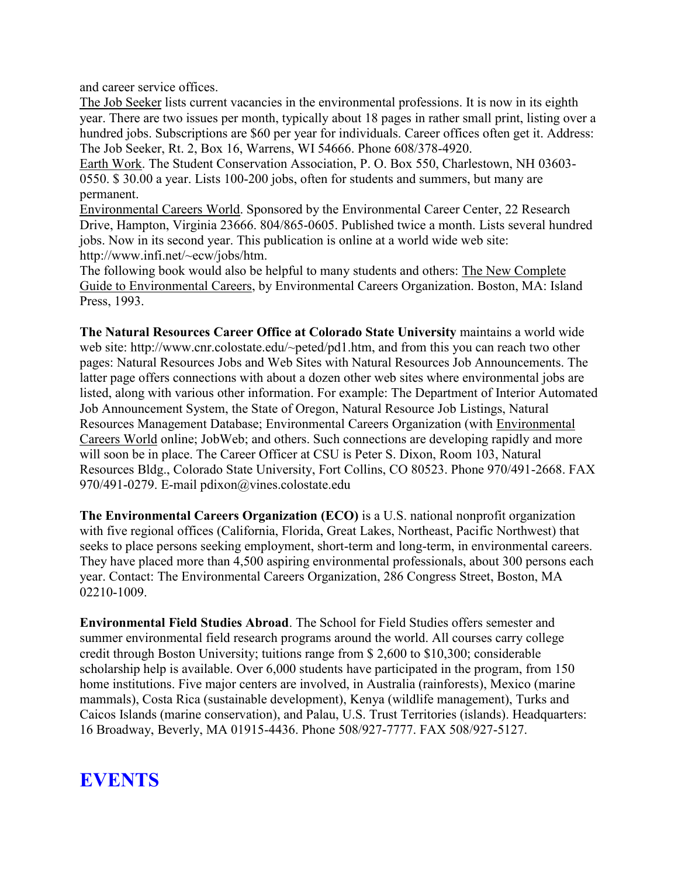and career service offices.

The Job Seeker lists current vacancies in the environmental professions. It is now in its eighth year. There are two issues per month, typically about 18 pages in rather small print, listing over a hundred jobs. Subscriptions are $60 per year for individuals. Career offices often get it. Address: The Job Seeker, Rt. 2, Box 16, Warrens, WI 54666. Phone 608/378-4920.

Earth Work. The Student Conservation Association, P. O. Box 550, Charlestown, NH 03603-0550. $ 30.00 a year. Lists 100-200 jobs, often for students and summers, but many are permanent.

Environmental Careers World. Sponsored by the Environmental Career Center, 22 Research Drive, Hampton, Virginia 23666. 804/865-0605. Published twice a month. Lists several hundred jobs. Now in its second year. This publication is online at a world wide web site: http://www.infi.net/~ecw/jobs/htm.

The following book would also be helpful to many students and others: The New Complete Guide to Environmental Careers, by Environmental Careers Organization. Boston, MA: Island Press, 1993.

**The Natural Resources Career Office at Colorado State University** maintains a world wide web site: http://www.cnr.colostate.edu/~peted/pd1.htm, and from this you can reach two other pages: Natural Resources Jobs and Web Sites with Natural Resources Job Announcements. The latter page offers connections with about a dozen other web sites where environmental jobs are listed, along with various other information. For example: The Department of Interior Automated Job Announcement System, the State of Oregon, Natural Resource Job Listings, Natural Resources Management Database; Environmental Careers Organization (with Environmental Careers World online; JobWeb; and others. Such connections are developing rapidly and more will soon be in place. The Career Officer at CSU is Peter S. Dixon, Room 103, Natural Resources Bldg., Colorado State University, Fort Collins, CO 80523. Phone 970/491-2668. FAX 970/491-0279. E-mail pdixon@vines.colostate.edu

**The Environmental Careers Organization (ECO)** is a U.S. national nonprofit organization with five regional offices (California, Florida, Great Lakes, Northeast, Pacific Northwest) that seeks to place persons seeking employment, short-term and long-term, in environmental careers. They have placed more than 4,500 aspiring environmental professionals, about 300 persons each year. Contact: The Environmental Careers Organization, 286 Congress Street, Boston, MA 02210-1009.

**Environmental Field Studies Abroad**. The School for Field Studies offers semester and summer environmental field research programs around the world. All courses carry college credit through Boston University; tuitions range from $ 2,600 to $10,300; considerable scholarship help is available. Over 6,000 students have participated in the program, from 150 home institutions. Five major centers are involved, in Australia (rainforests), Mexico (marine mammals), Costa Rica (sustainable development), Kenya (wildlife management), Turks and Caicos Islands (marine conservation), and Palau, U.S. Trust Territories (islands). Headquarters: 16 Broadway, Beverly, MA 01915-4436. Phone 508/927-7777. FAX 508/927-5127.

# EVENTS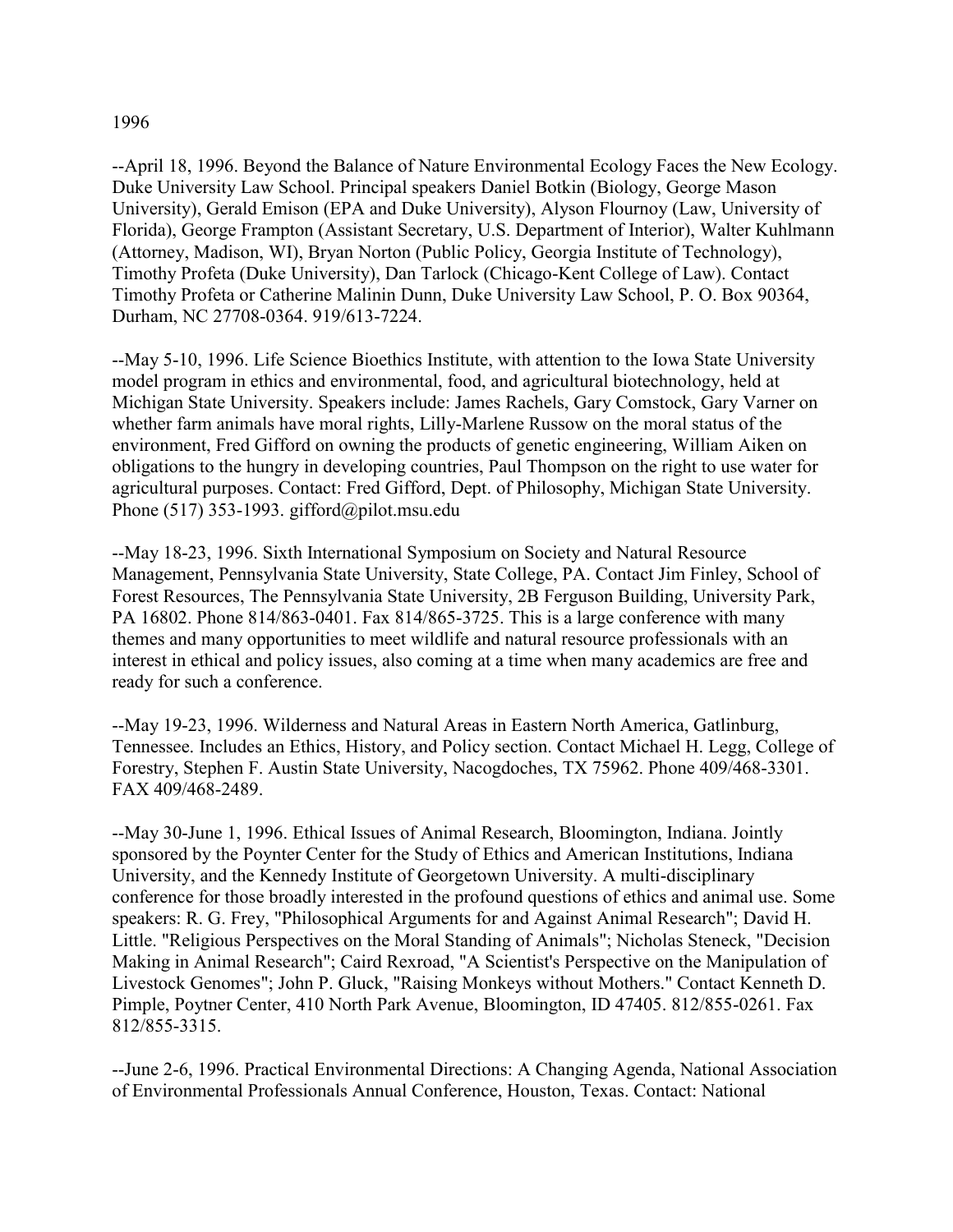1996

--April 18, 1996. Beyond the Balance of Nature Environmental Ecology Faces the New Ecology. Duke University Law School. Principal speakers Daniel Botkin (Biology, George Mason University), Gerald Emison (EPA and Duke University), Alyson Flournoy (Law, University of Florida), George Frampton (Assistant Secretary, U.S. Department of Interior), Walter Kuhlmann (Attorney, Madison, WI), Bryan Norton (Public Policy, Georgia Institute of Technology), Timothy Profeta (Duke University), Dan Tarlock (Chicago-Kent College of Law). Contact Timothy Profeta or Catherine Malinin Dunn, Duke University Law School, P. O. Box 90364, Durham, NC 27708-0364. 919/613-7224.

--May 5-10, 1996. Life Science Bioethics Institute, with attention to the Iowa State University model program in ethics and environmental, food, and agricultural biotechnology, held at Michigan State University. Speakers include: James Rachels, Gary Comstock, Gary Varner on whether farm animals have moral rights, Lilly-Marlene Russow on the moral status of the environment, Fred Gifford on owning the products of genetic engineering, William Aiken on obligations to the hungry in developing countries, Paul Thompson on the right to use water for agricultural purposes. Contact: Fred Gifford, Dept. of Philosophy, Michigan State University. Phone (517) 353-1993. gifford@pilot.msu.edu

--May 18-23, 1996. Sixth International Symposium on Society and Natural Resource Management, Pennsylvania State University, State College, PA. Contact Jim Finley, School of Forest Resources, The Pennsylvania State University, 2B Ferguson Building, University Park, PA 16802. Phone 814/863-0401. Fax 814/865-3725. This is a large conference with many themes and many opportunities to meet wildlife and natural resource professionals with an interest in ethical and policy issues, also coming at a time when many academics are free and ready for such a conference.

--May 19-23, 1996. Wilderness and Natural Areas in Eastern North America, Gatlinburg, Tennessee. Includes an Ethics, History, and Policy section. Contact Michael H. Legg, College of Forestry, Stephen F. Austin State University, Nacogdoches, TX 75962. Phone 409/468-3301. FAX 409/468-2489.

--May 30-June 1, 1996. Ethical Issues of Animal Research, Bloomington, Indiana. Jointly sponsored by the Poynter Center for the Study of Ethics and American Institutions, Indiana University, and the Kennedy Institute of Georgetown University. A multi-disciplinary conference for those broadly interested in the profound questions of ethics and animal use. Some speakers: R. G. Frey, "Philosophical Arguments for and Against Animal Research"; David H. Little. "Religious Perspectives on the Moral Standing of Animals"; Nicholas Steneck, "Decision Making in Animal Research"; Caird Rexroad, "A Scientist's Perspective on the Manipulation of Livestock Genomes"; John P. Gluck, "Raising Monkeys without Mothers." Contact Kenneth D. Pimple, Poytner Center, 410 North Park Avenue, Bloomington, ID 47405. 812/855-0261. Fax 812/855-3315.

--June 2-6, 1996. Practical Environmental Directions: A Changing Agenda, National Association of Environmental Professionals Annual Conference, Houston, Texas. Contact: National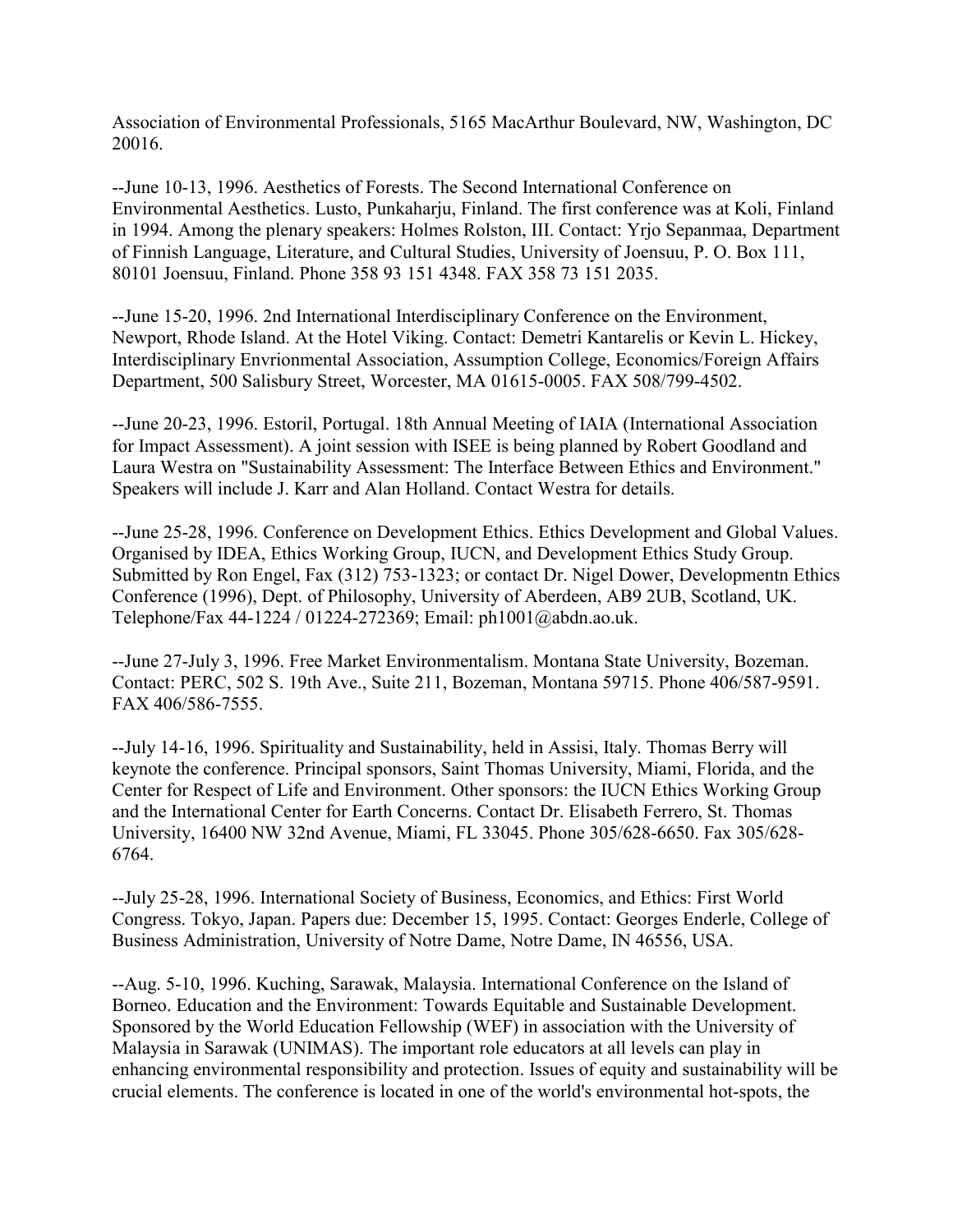Association of Environmental Professionals, 5165 MacArthur Boulevard, NW, Washington, DC 20016.

--June 10-13, 1996. Aesthetics of Forests. The Second International Conference on Environmental Aesthetics. Lusto, Punkaharju, Finland. The first conference was at Koli, Finland in 1994. Among the plenary speakers: Holmes Rolston, III. Contact: Yrjo Sepanmaa, Department of Finnish Language, Literature, and Cultural Studies, University of Joensuu, P. O. Box 111, 80101 Joensuu, Finland. Phone 358 93 151 4348. FAX 358 73 151 2035.

--June 15-20, 1996. 2nd International Interdisciplinary Conference on the Environment, Newport, Rhode Island. At the Hotel Viking. Contact: Demetri Kantarelis or Kevin L. Hickey, Interdisciplinary Envrionmental Association, Assumption College, Economics/Foreign Affairs Department, 500 Salisbury Street, Worcester, MA 01615-0005. FAX 508/799-4502.

--June 20-23, 1996. Estoril, Portugal. 18th Annual Meeting of IAIA (International Association for Impact Assessment). A joint session with ISEE is being planned by Robert Goodland and Laura Westra on "Sustainability Assessment: The Interface Between Ethics and Environment." Speakers will include J. Karr and Alan Holland. Contact Westra for details.

--June 25-28, 1996. Conference on Development Ethics. Ethics Development and Global Values. Organised by IDEA, Ethics Working Group, IUCN, and Development Ethics Study Group. Submitted by Ron Engel, Fax (312) 753-1323; or contact Dr. Nigel Dower, Developmentn Ethics Conference (1996), Dept. of Philosophy, University of Aberdeen, AB9 2UB, Scotland, UK. Telephone/Fax 44-1224 / 01224-272369; Email: ph1001@abdn.ao.uk.

--June 27-July 3, 1996. Free Market Environmentalism. Montana State University, Bozeman. Contact: PERC, 502 S. 19th Ave., Suite 211, Bozeman, Montana 59715. Phone 406/587-9591. FAX 406/586-7555.

--July 14-16, 1996. Spirituality and Sustainability, held in Assisi, Italy. Thomas Berry will keynote the conference. Principal sponsors, Saint Thomas University, Miami, Florida, and the Center for Respect of Life and Environment. Other sponsors: the IUCN Ethics Working Group and the International Center for Earth Concerns. Contact Dr. Elisabeth Ferrero, St. Thomas University, 16400 NW 32nd Avenue, Miami, FL 33045. Phone 305/628-6650. Fax 305/628-6764.

--July 25-28, 1996. International Society of Business, Economics, and Ethics: First World Congress. Tokyo, Japan. Papers due: December 15, 1995. Contact: Georges Enderle, College of Business Administration, University of Notre Dame, Notre Dame, IN 46556, USA.

--Aug. 5-10, 1996. Kuching, Sarawak, Malaysia. International Conference on the Island of Borneo. Education and the Environment: Towards Equitable and Sustainable Development. Sponsored by the World Education Fellowship (WEF) in association with the University of Malaysia in Sarawak (UNIMAS). The important role educators at all levels can play in enhancing environmental responsibility and protection. Issues of equity and sustainability will be crucial elements. The conference is located in one of the world's environmental hot-spots, the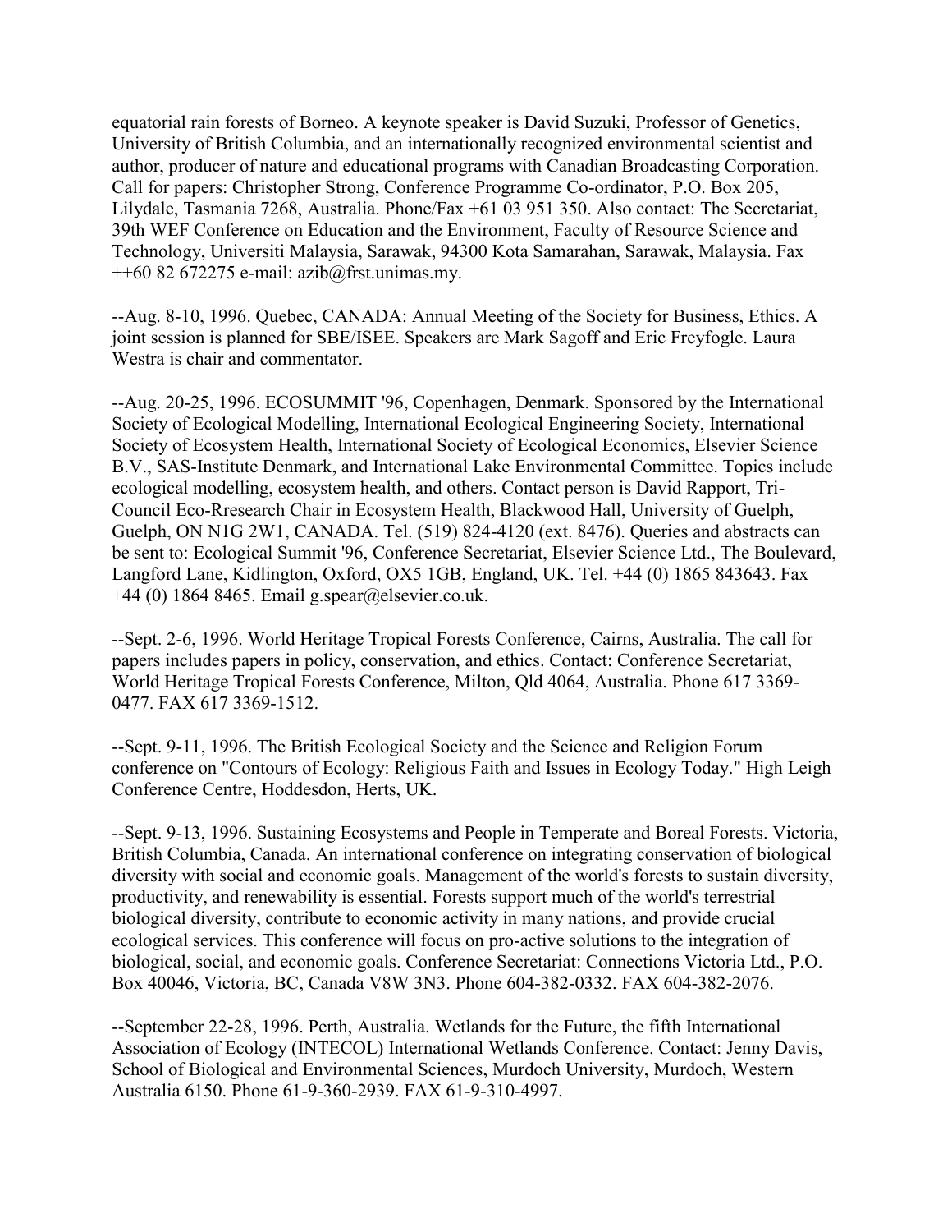equatorial rain forests of Borneo. A keynote speaker is David Suzuki, Professor of Genetics, University of British Columbia, and an internationally recognized environmental scientist and author, producer of nature and educational programs with Canadian Broadcasting Corporation. Call for papers: Christopher Strong, Conference Programme Co-ordinator, P.O. Box 205, Lilydale, Tasmania 7268, Australia. Phone/Fax +61 03 951 350. Also contact: The Secretariat, 39th WEF Conference on Education and the Environment, Faculty of Resource Science and Technology, Universiti Malaysia, Sarawak, 94300 Kota Samarahan, Sarawak, Malaysia. Fax ++60 82 672275 e-mail: azib@frst.unimas.my.

--Aug. 8-10, 1996. Quebec, CANADA: Annual Meeting of the Society for Business, Ethics. A joint session is planned for SBE/ISEE. Speakers are Mark Sagoff and Eric Freyfogle. Laura Westra is chair and commentator.

--Aug. 20-25, 1996. ECOSUMMIT '96, Copenhagen, Denmark. Sponsored by the International Society of Ecological Modelling, International Ecological Engineering Society, International Society of Ecosystem Health, International Society of Ecological Economics, Elsevier Science B.V., SAS-Institute Denmark, and International Lake Environmental Committee. Topics include ecological modelling, ecosystem health, and others. Contact person is David Rapport, Tri-Council Eco-Rresearch Chair in Ecosystem Health, Blackwood Hall, University of Guelph, Guelph, ON N1G 2W1, CANADA. Tel. (519) 824-4120 (ext. 8476). Queries and abstracts can be sent to: Ecological Summit '96, Conference Secretariat, Elsevier Science Ltd., The Boulevard, Langford Lane, Kidlington, Oxford, OX5 1GB, England, UK. Tel. +44 (0) 1865 843643. Fax +44 (0) 1864 8465. Email g.spear@elsevier.co.uk.

--Sept. 2-6, 1996. World Heritage Tropical Forests Conference, Cairns, Australia. The call for papers includes papers in policy, conservation, and ethics. Contact: Conference Secretariat, World Heritage Tropical Forests Conference, Milton, Qld 4064, Australia. Phone 617 3369-0477. FAX 617 3369-1512.

--Sept. 9-11, 1996. The British Ecological Society and the Science and Religion Forum conference on "Contours of Ecology: Religious Faith and Issues in Ecology Today." High Leigh Conference Centre, Hoddesdon, Herts, UK.

--Sept. 9-13, 1996. Sustaining Ecosystems and People in Temperate and Boreal Forests. Victoria, British Columbia, Canada. An international conference on integrating conservation of biological diversity with social and economic goals. Management of the world's forests to sustain diversity, productivity, and renewability is essential. Forests support much of the world's terrestrial biological diversity, contribute to economic activity in many nations, and provide crucial ecological services. This conference will focus on pro-active solutions to the integration of biological, social, and economic goals. Conference Secretariat: Connections Victoria Ltd., P.O. Box 40046, Victoria, BC, Canada V8W 3N3. Phone 604-382-0332. FAX 604-382-2076.

--September 22-28, 1996. Perth, Australia. Wetlands for the Future, the fifth International Association of Ecology (INTECOL) International Wetlands Conference. Contact: Jenny Davis, School of Biological and Environmental Sciences, Murdoch University, Murdoch, Western Australia 6150. Phone 61-9-360-2939. FAX 61-9-310-4997.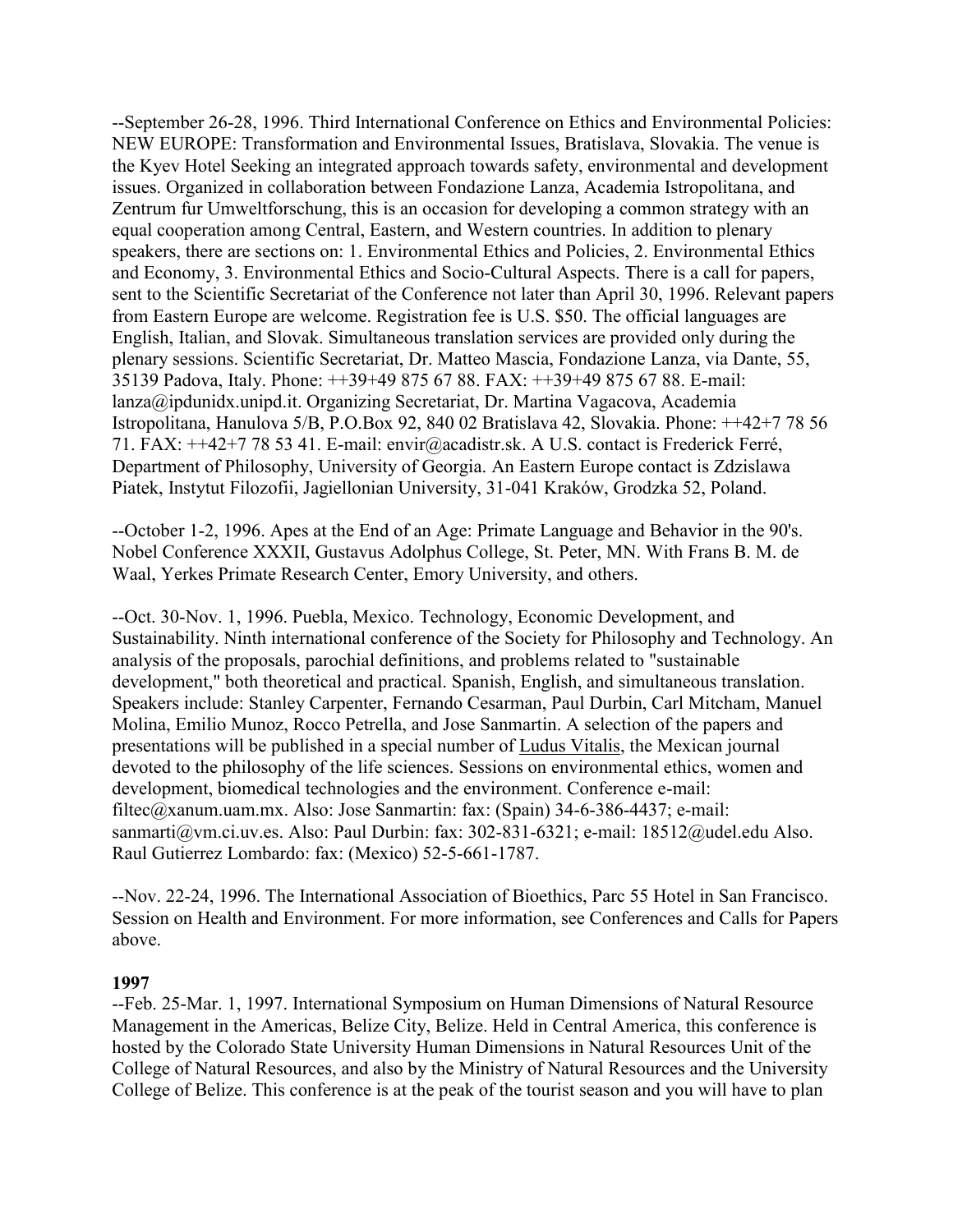--September 26-28, 1996. Third International Conference on Ethics and Environmental Policies: NEW EUROPE: Transformation and Environmental Issues, Bratislava, Slovakia. The venue is the Kyev Hotel Seeking an integrated approach towards safety, environmental and development issues. Organized in collaboration between Fondazione Lanza, Academia Istropolitana, and Zentrum fur Umweltforschung, this is an occasion for developing a common strategy with an equal cooperation among Central, Eastern, and Western countries. In addition to plenary speakers, there are sections on: 1. Environmental Ethics and Policies, 2. Environmental Ethics and Economy, 3. Environmental Ethics and Socio-Cultural Aspects. There is a call for papers, sent to the Scientific Secretariat of the Conference not later than April 30, 1996. Relevant papers from Eastern Europe are welcome. Registration fee is U.S. $50. The official languages are English, Italian, and Slovak. Simultaneous translation services are provided only during the plenary sessions. Scientific Secretariat, Dr. Matteo Mascia, Fondazione Lanza, via Dante, 55, 35139 Padova, Italy. Phone: ++39+49 875 67 88. FAX: ++39+49 875 67 88. E-mail: lanza@ipdunidx.unipd.it. Organizing Secretariat, Dr. Martina Vagacova, Academia Istropolitana, Hanulova 5/B, P.O.Box 92, 840 02 Bratislava 42, Slovakia. Phone: ++42+7 78 56 71. FAX: ++42+7 78 53 41. E-mail: envir@acadistr.sk. A U.S. contact is Frederick Ferré, Department of Philosophy, University of Georgia. An Eastern Europe contact is Zdzislawa Piatek, Instytut Filozofii, Jagiellonian University, 31-041 Kraków, Grodzka 52, Poland.

--October 1-2, 1996. Apes at the End of an Age: Primate Language and Behavior in the 90's. Nobel Conference XXXII, Gustavus Adolphus College, St. Peter, MN. With Frans B. M. de Waal, Yerkes Primate Research Center, Emory University, and others.

--Oct. 30-Nov. 1, 1996. Puebla, Mexico. Technology, Economic Development, and Sustainability. Ninth international conference of the Society for Philosophy and Technology. An analysis of the proposals, parochial definitions, and problems related to "sustainable development," both theoretical and practical. Spanish, English, and simultaneous translation. Speakers include: Stanley Carpenter, Fernando Cesarman, Paul Durbin, Carl Mitcham, Manuel Molina, Emilio Munoz, Rocco Petrella, and Jose Sanmartin. A selection of the papers and presentations will be published in a special number of Ludus Vitalis, the Mexican journal devoted to the philosophy of the life sciences. Sessions on environmental ethics, women and development, biomedical technologies and the environment. Conference e-mail: filtec@xanum.uam.mx. Also: Jose Sanmartin: fax: (Spain) 34-6-386-4437; e-mail: sanmarti@vm.ci.uv.es. Also: Paul Durbin: fax: 302-831-6321; e-mail: 18512@udel.edu Also. Raul Gutierrez Lombardo: fax: (Mexico) 52-5-661-1787.

--Nov. 22-24, 1996. The International Association of Bioethics, Parc 55 Hotel in San Francisco. Session on Health and Environment. For more information, see Conferences and Calls for Papers above.

**1997**

--Feb. 25-Mar. 1, 1997. International Symposium on Human Dimensions of Natural Resource Management in the Americas, Belize City, Belize. Held in Central America, this conference is hosted by the Colorado State University Human Dimensions in Natural Resources Unit of the College of Natural Resources, and also by the Ministry of Natural Resources and the University College of Belize. This conference is at the peak of the tourist season and you will have to plan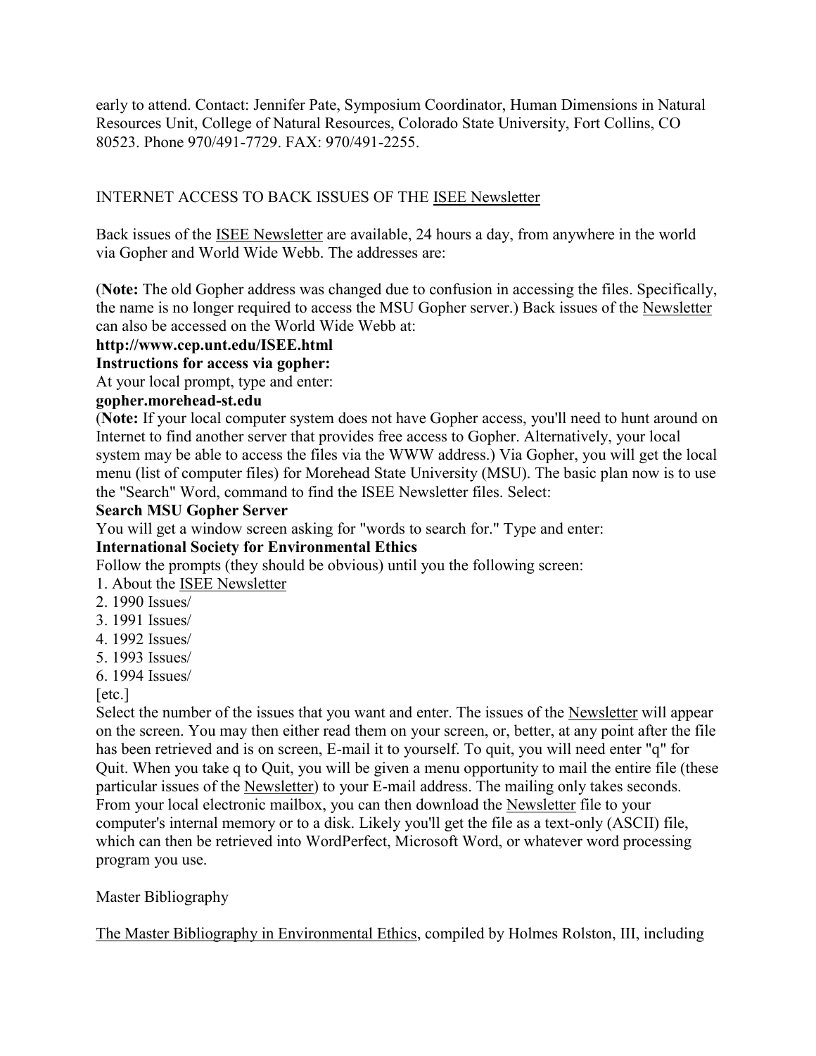early to attend. Contact: Jennifer Pate, Symposium Coordinator, Human Dimensions in Natural Resources Unit, College of Natural Resources, Colorado State University, Fort Collins, CO 80523. Phone 970/491-7729. FAX: 970/491-2255.

## INTERNET ACCESS TO BACK ISSUES OF THE ISEE Newsletter

Back issues of the ISEE Newsletter are available, 24 hours a day, from anywhere in the world via Gopher and World Wide Webb. The addresses are:

(**Note:** The old Gopher address was changed due to confusion in accessing the files. Specifically, the name is no longer required to access the MSU Gopher server.) Back issues of the Newsletter can also be accessed on the World Wide Webb at:

**http://www.cep.unt.edu/ISEE.html**

**Instructions for access via gopher:**

At your local prompt, type and enter:

**gopher.morehead-st.edu**

(**Note:** If your local computer system does not have Gopher access, you'll need to hunt around on Internet to find another server that provides free access to Gopher. Alternatively, your local system may be able to access the files via the WWW address.) Via Gopher, you will get the local menu (list of computer files) for Morehead State University (MSU). The basic plan now is to use the "Search" Word, command to find the ISEE Newsletter files. Select:

**Search MSU Gopher Server**

You will get a window screen asking for "words to search for." Type and enter:

**International Society for Environmental Ethics**

Follow the prompts (they should be obvious) until you the following screen:

1. About the ISEE Newsletter
2. 1990 Issues/
3. 1991 Issues/
4. 1992 Issues/
5. 1993 Issues/
6. 1994 Issues/

[etc.]

Select the number of the issues that you want and enter. The issues of the Newsletter will appear on the screen. You may then either read them on your screen, or, better, at any point after the file has been retrieved and is on screen, E-mail it to yourself. To quit, you will need enter "q" for Quit. When you take q to Quit, you will be given a menu opportunity to mail the entire file (these particular issues of the Newsletter) to your E-mail address. The mailing only takes seconds. From your local electronic mailbox, you can then download the Newsletter file to your computer's internal memory or to a disk. Likely you'll get the file as a text-only (ASCII) file, which can then be retrieved into WordPerfect, Microsoft Word, or whatever word processing program you use.

## Master Bibliography

The Master Bibliography in Environmental Ethics, compiled by Holmes Rolston, III, including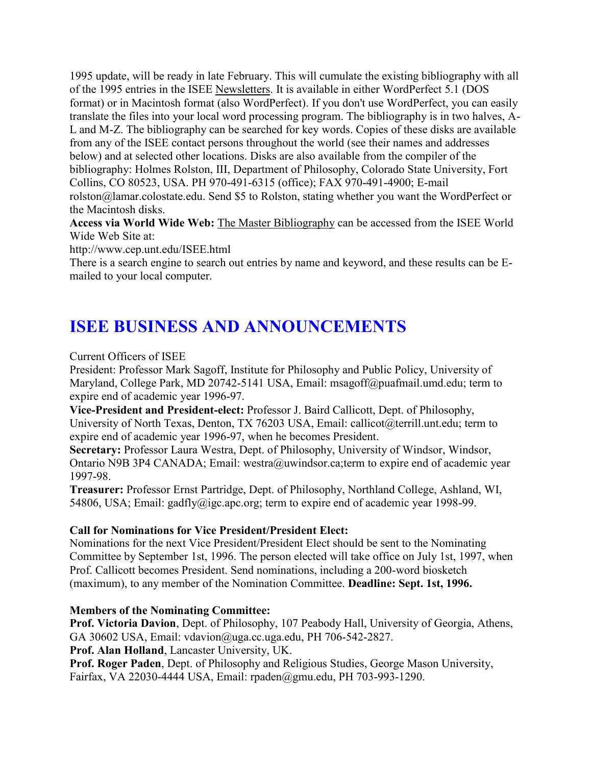1995 update, will be ready in late February. This will cumulate the existing bibliography with all of the 1995 entries in the ISEE Newsletters. It is available in either WordPerfect 5.1 (DOS format) or in Macintosh format (also WordPerfect). If you don't use WordPerfect, you can easily translate the files into your local word processing program. The bibliography is in two halves, A-L and M-Z. The bibliography can be searched for key words. Copies of these disks are available from any of the ISEE contact persons throughout the world (see their names and addresses below) and at selected other locations. Disks are also available from the compiler of the bibliography: Holmes Rolston, III, Department of Philosophy, Colorado State University, Fort Collins, CO 80523, USA. PH 970-491-6315 (office); FAX 970-491-4900; E-mail rolston@lamar.colostate.edu. Send $5 to Rolston, stating whether you want the WordPerfect or the Macintosh disks.

**Access via World Wide Web:** The Master Bibliography can be accessed from the ISEE World Wide Web Site at:

http://www.cep.unt.edu/ISEE.html

There is a search engine to search out entries by name and keyword, and these results can be E-mailed to your local computer.

# ISEE BUSINESS AND ANNOUNCEMENTS

Current Officers of ISEE

President: Professor Mark Sagoff, Institute for Philosophy and Public Policy, University of Maryland, College Park, MD 20742-5141 USA, Email: msagoff@puafmail.umd.edu; term to expire end of academic year 1996-97.

**Vice-President and President-elect:** Professor J. Baird Callicott, Dept. of Philosophy, University of North Texas, Denton, TX 76203 USA, Email: callicot@terrill.unt.edu; term to expire end of academic year 1996-97, when he becomes President.

**Secretary:** Professor Laura Westra, Dept. of Philosophy, University of Windsor, Windsor, Ontario N9B 3P4 CANADA; Email: westra@uwindsor.ca;term to expire end of academic year 1997-98.

**Treasurer:** Professor Ernst Partridge, Dept. of Philosophy, Northland College, Ashland, WI, 54806, USA; Email: gadfly@igc.apc.org; term to expire end of academic year 1998-99.

**Call for Nominations for Vice President/President Elect:**

Nominations for the next Vice President/President Elect should be sent to the Nominating Committee by September 1st, 1996. The person elected will take office on July 1st, 1997, when Prof. Callicott becomes President. Send nominations, including a 200-word biosketch (maximum), to any member of the Nomination Committee. **Deadline: Sept. 1st, 1996.**

**Members of the Nominating Committee:**

**Prof. Victoria Davion**, Dept. of Philosophy, 107 Peabody Hall, University of Georgia, Athens, GA 30602 USA, Email: vdavion@uga.cc.uga.edu, PH 706-542-2827.

**Prof. Alan Holland**, Lancaster University, UK.

**Prof. Roger Paden**, Dept. of Philosophy and Religious Studies, George Mason University, Fairfax, VA 22030-4444 USA, Email: rpaden@gmu.edu, PH 703-993-1290.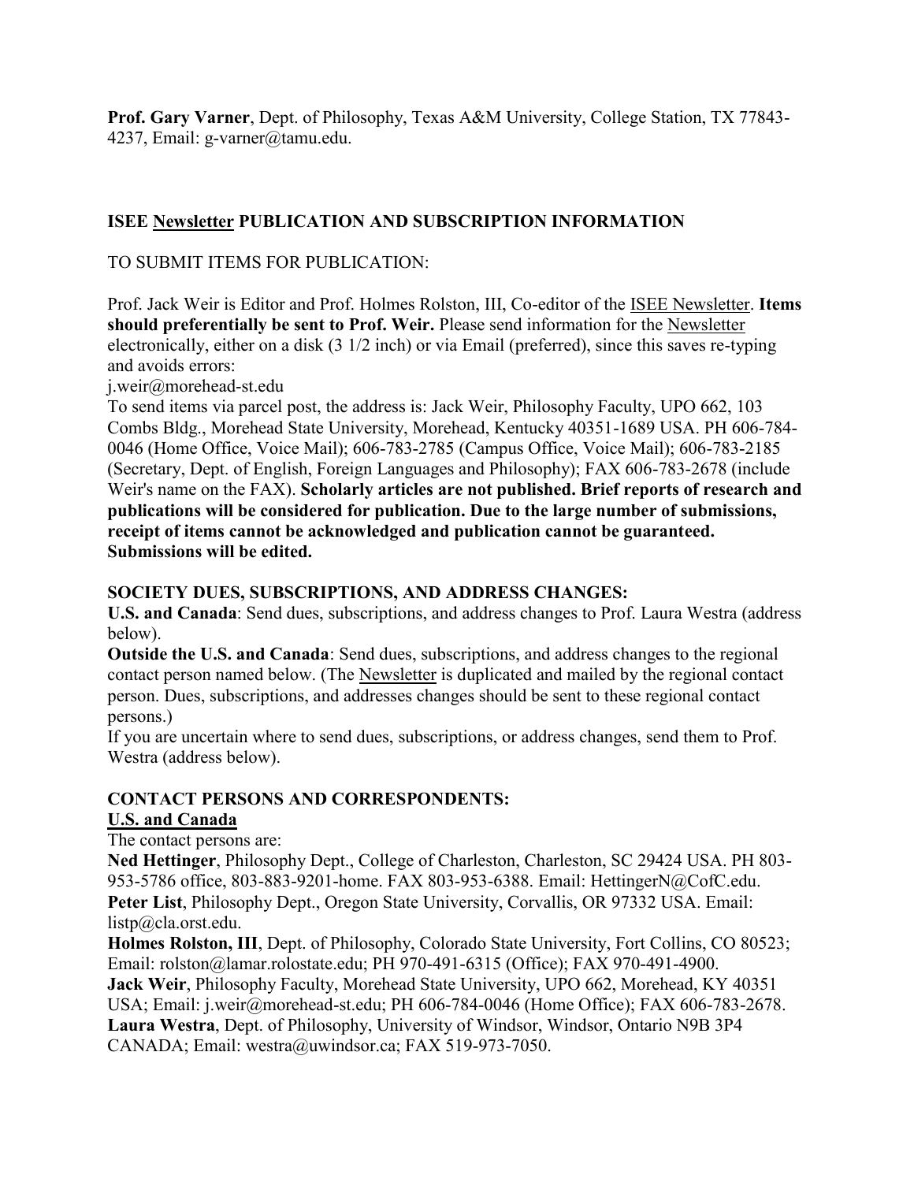**Prof. Gary Varner**, Dept. of Philosophy, Texas A&M University, College Station, TX 77843-4237, Email: g-varner@tamu.edu.

### ISEE Newsletter PUBLICATION AND SUBSCRIPTION INFORMATION

TO SUBMIT ITEMS FOR PUBLICATION:

Prof. Jack Weir is Editor and Prof. Holmes Rolston, III, Co-editor of the ISEE Newsletter. **Items should preferentially be sent to Prof. Weir.** Please send information for the Newsletter electronically, either on a disk (3 1/2 inch) or via Email (preferred), since this saves re-typing and avoids errors:

j.weir@morehead-st.edu

To send items via parcel post, the address is: Jack Weir, Philosophy Faculty, UPO 662, 103 Combs Bldg., Morehead State University, Morehead, Kentucky 40351-1689 USA. PH 606-784-0046 (Home Office, Voice Mail); 606-783-2785 (Campus Office, Voice Mail); 606-783-2185 (Secretary, Dept. of English, Foreign Languages and Philosophy); FAX 606-783-2678 (include Weir's name on the FAX). **Scholarly articles are not published. Brief reports of research and publications will be considered for publication. Due to the large number of submissions, receipt of items cannot be acknowledged and publication cannot be guaranteed. Submissions will be edited.**

**SOCIETY DUES, SUBSCRIPTIONS, AND ADDRESS CHANGES:**

**U.S. and Canada**: Send dues, subscriptions, and address changes to Prof. Laura Westra (address below).

**Outside the U.S. and Canada**: Send dues, subscriptions, and address changes to the regional contact person named below. (The Newsletter is duplicated and mailed by the regional contact person. Dues, subscriptions, and addresses changes should be sent to these regional contact persons.)

If you are uncertain where to send dues, subscriptions, or address changes, send them to Prof. Westra (address below).

**CONTACT PERSONS AND CORRESPONDENTS:**

**U.S. and Canada**

The contact persons are:

**Ned Hettinger**, Philosophy Dept., College of Charleston, Charleston, SC 29424 USA. PH 803-953-5786 office, 803-883-9201-home. FAX 803-953-6388. Email: HettingerN@CofC.edu.

**Peter List**, Philosophy Dept., Oregon State University, Corvallis, OR 97332 USA. Email: listp@cla.orst.edu.

**Holmes Rolston, III**, Dept. of Philosophy, Colorado State University, Fort Collins, CO 80523; Email: rolston@lamar.rolostate.edu; PH 970-491-6315 (Office); FAX 970-491-4900.

**Jack Weir**, Philosophy Faculty, Morehead State University, UPO 662, Morehead, KY 40351 USA; Email: j.weir@morehead-st.edu; PH 606-784-0046 (Home Office); FAX 606-783-2678.

**Laura Westra**, Dept. of Philosophy, University of Windsor, Windsor, Ontario N9B 3P4 CANADA; Email: westra@uwindsor.ca; FAX 519-973-7050.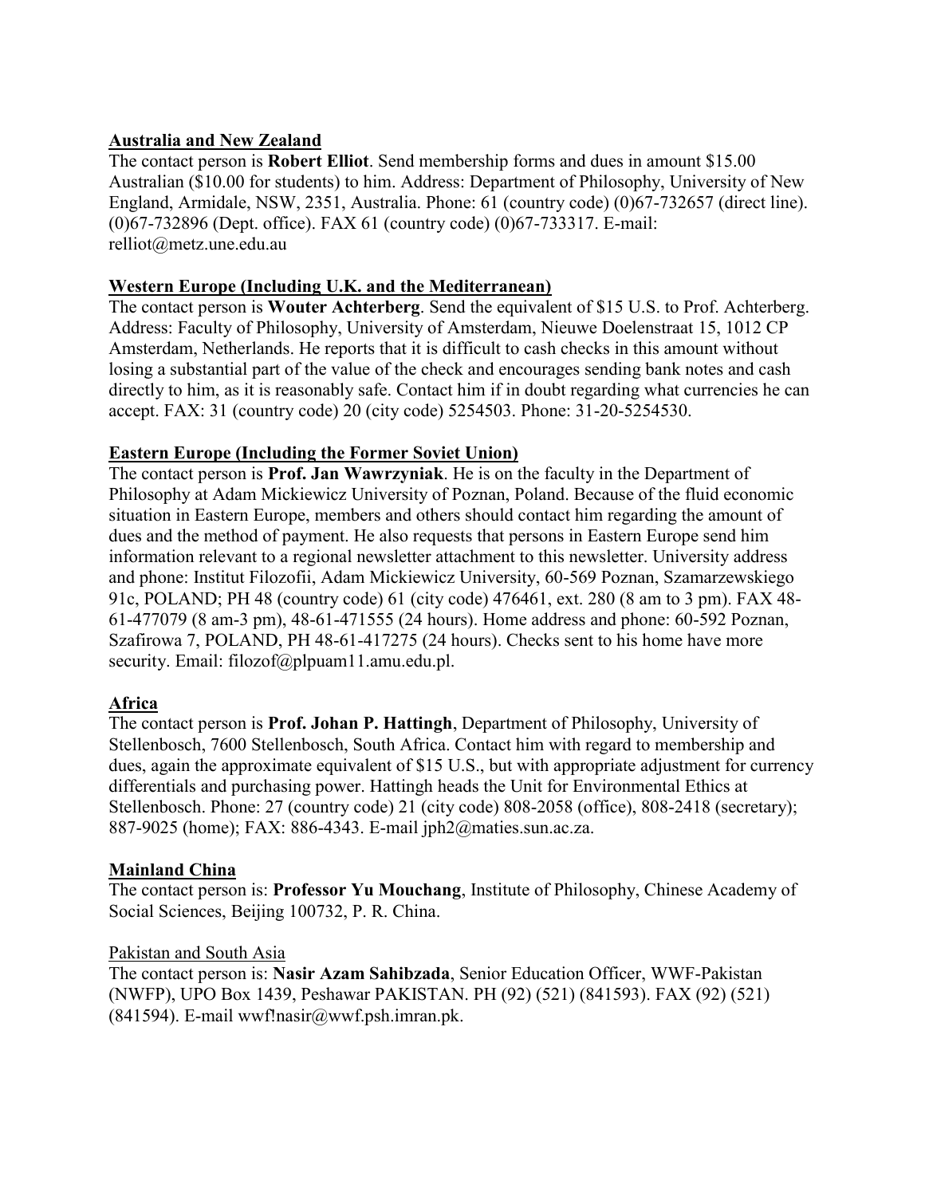**Australia and New Zealand**

The contact person is **Robert Elliot**. Send membership forms and dues in amount $15.00 Australian ($10.00 for students) to him. Address: Department of Philosophy, University of New England, Armidale, NSW, 2351, Australia. Phone: 61 (country code) (0)67-732657 (direct line). (0)67-732896 (Dept. office). FAX 61 (country code) (0)67-733317. E-mail: relliot@metz.une.edu.au

**Western Europe (Including U.K. and the Mediterranean)**

The contact person is **Wouter Achterberg**. Send the equivalent of $15 U.S. to Prof. Achterberg. Address: Faculty of Philosophy, University of Amsterdam, Nieuwe Doelenstraat 15, 1012 CP Amsterdam, Netherlands. He reports that it is difficult to cash checks in this amount without losing a substantial part of the value of the check and encourages sending bank notes and cash directly to him, as it is reasonably safe. Contact him if in doubt regarding what currencies he can accept. FAX: 31 (country code) 20 (city code) 5254503. Phone: 31-20-5254530.

**Eastern Europe (Including the Former Soviet Union)**

The contact person is **Prof. Jan Wawrzyniak**. He is on the faculty in the Department of Philosophy at Adam Mickiewicz University of Poznan, Poland. Because of the fluid economic situation in Eastern Europe, members and others should contact him regarding the amount of dues and the method of payment. He also requests that persons in Eastern Europe send him information relevant to a regional newsletter attachment to this newsletter. University address and phone: Institut Filozofii, Adam Mickiewicz University, 60-569 Poznan, Szamarzewskiego 91c, POLAND; PH 48 (country code) 61 (city code) 476461, ext. 280 (8 am to 3 pm). FAX 48-61-477079 (8 am-3 pm), 48-61-471555 (24 hours). Home address and phone: 60-592 Poznan, Szafirowa 7, POLAND, PH 48-61-417275 (24 hours). Checks sent to his home have more security. Email: filozof@plpuam11.amu.edu.pl.

**Africa**

The contact person is **Prof. Johan P. Hattingh**, Department of Philosophy, University of Stellenbosch, 7600 Stellenbosch, South Africa. Contact him with regard to membership and dues, again the approximate equivalent of $15 U.S., but with appropriate adjustment for currency differentials and purchasing power. Hattingh heads the Unit for Environmental Ethics at Stellenbosch. Phone: 27 (country code) 21 (city code) 808-2058 (office), 808-2418 (secretary); 887-9025 (home); FAX: 886-4343. E-mail jph2@maties.sun.ac.za.

**Mainland China**

The contact person is: **Professor Yu Mouchang**, Institute of Philosophy, Chinese Academy of Social Sciences, Beijing 100732, P. R. China.

Pakistan and South Asia

The contact person is: **Nasir Azam Sahibzada**, Senior Education Officer, WWF-Pakistan (NWFP), UPO Box 1439, Peshawar PAKISTAN. PH (92) (521) (841593). FAX (92) (521) (841594). E-mail wwf!nasir@wwf.psh.imran.pk.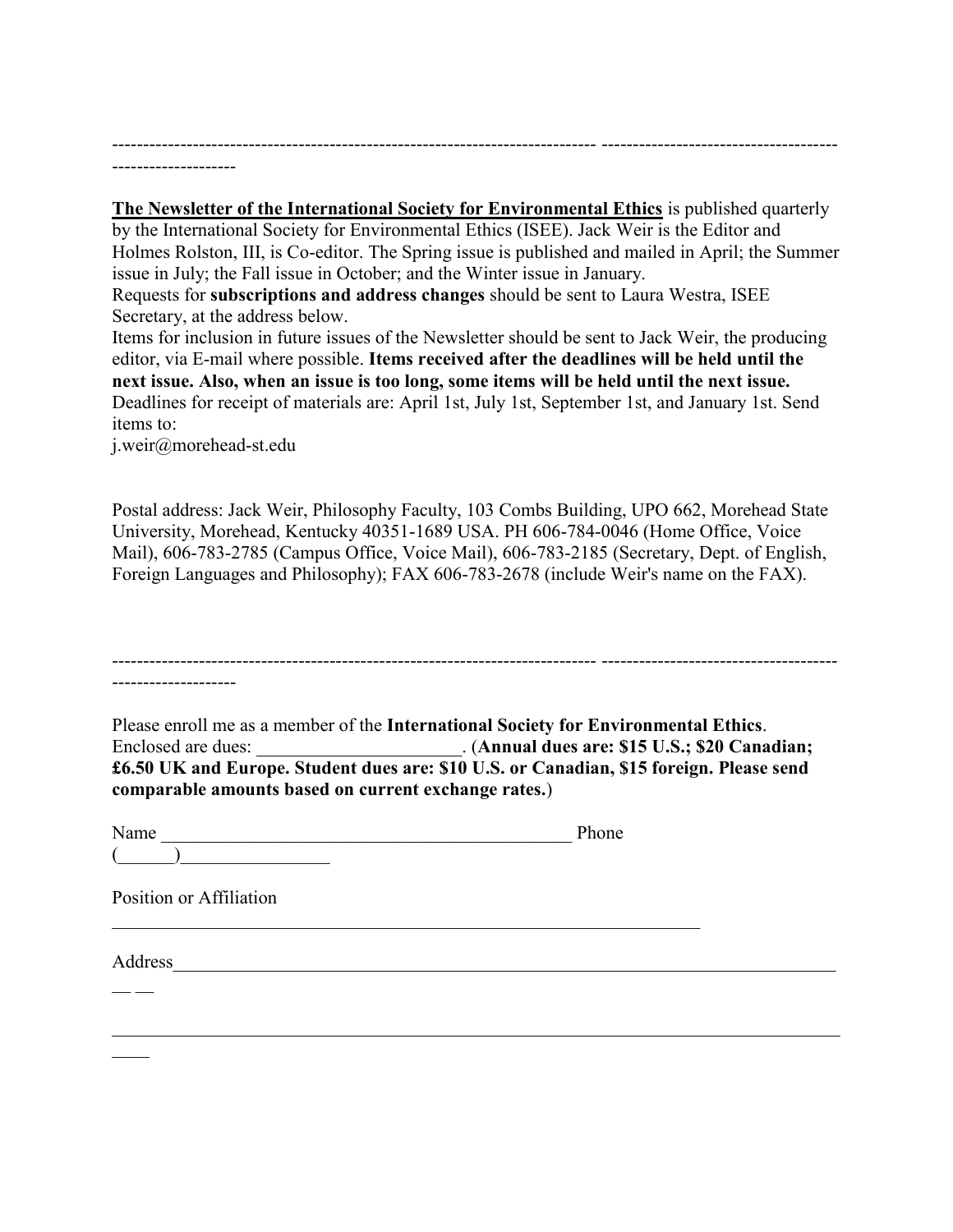---

**The Newsletter of the International Society for Environmental Ethics** is published quarterly by the International Society for Environmental Ethics (ISEE). Jack Weir is the Editor and Holmes Rolston, III, is Co-editor. The Spring issue is published and mailed in April; the Summer issue in July; the Fall issue in October; and the Winter issue in January.

Requests for **subscriptions and address changes** should be sent to Laura Westra, ISEE Secretary, at the address below.

Items for inclusion in future issues of the Newsletter should be sent to Jack Weir, the producing editor, via E-mail where possible. **Items received after the deadlines will be held until the next issue. Also, when an issue is too long, some items will be held until the next issue.** Deadlines for receipt of materials are: April 1st, July 1st, September 1st, and January 1st. Send items to:

j.weir@morehead-st.edu

Postal address: Jack Weir, Philosophy Faculty, 103 Combs Building, UPO 662, Morehead State University, Morehead, Kentucky 40351-1689 USA. PH 606-784-0046 (Home Office, Voice Mail), 606-783-2785 (Campus Office, Voice Mail), 606-783-2185 (Secretary, Dept. of English, Foreign Languages and Philosophy); FAX 606-783-2678 (include Weir's name on the FAX).

---

Please enroll me as a member of the **International Society for Environmental Ethics**. Enclosed are dues: ______________________. (**Annual dues are: $15 U.S.; $20 Canadian; £6.50 UK and Europe. Student dues are: $10 U.S. or Canadian, $15 foreign. Please send comparable amounts based on current exchange rates.**)

Name ______________________________________________ Phone (______)________________

Position or Affiliation ________________________________________________________________

Address________________________________________________________________________

________________________________________________________________________________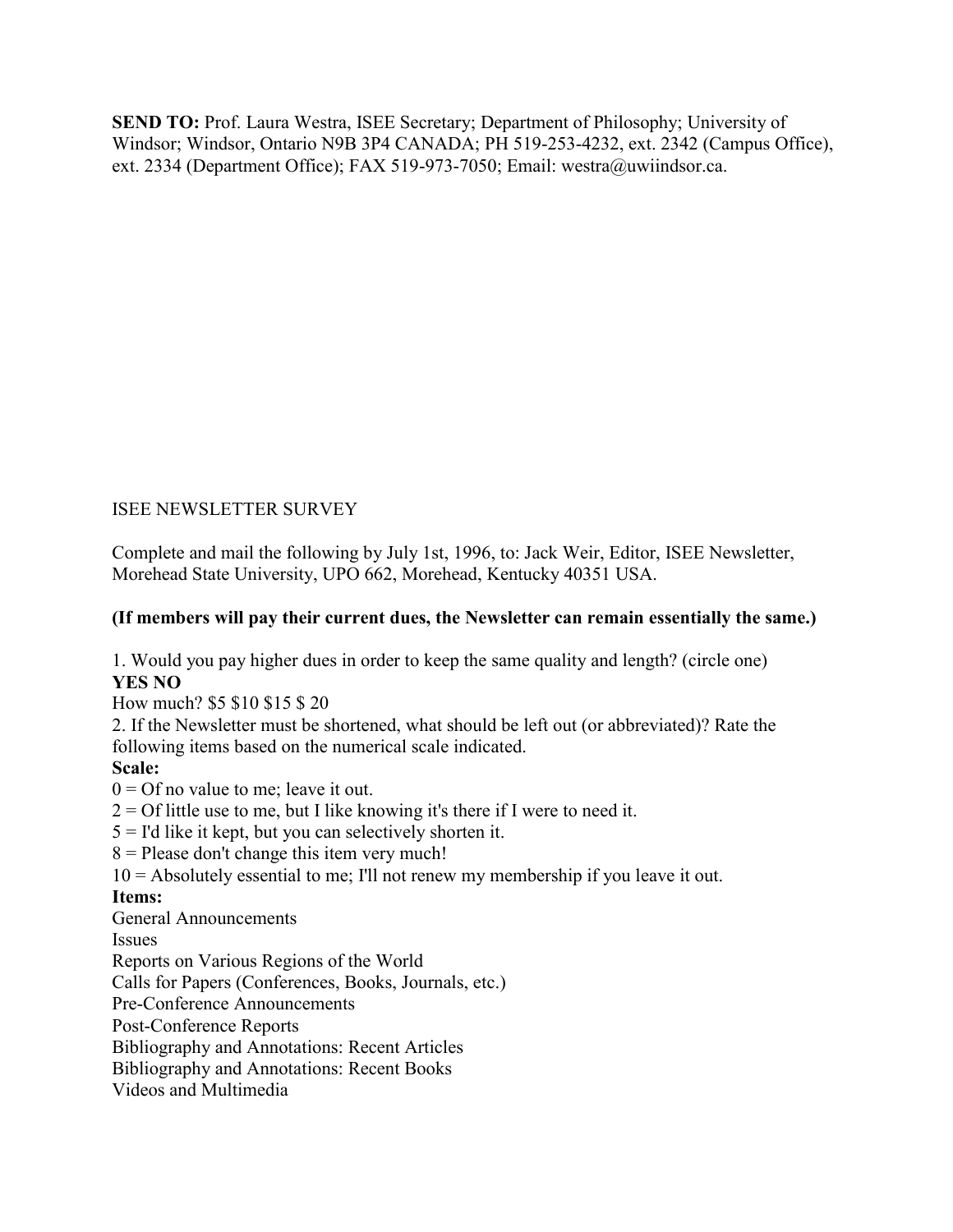**SEND TO:** Prof. Laura Westra, ISEE Secretary; Department of Philosophy; University of Windsor; Windsor, Ontario N9B 3P4 CANADA; PH 519-253-4232, ext. 2342 (Campus Office), ext. 2334 (Department Office); FAX 519-973-7050; Email: westra@uwiindsor.ca.

ISEE NEWSLETTER SURVEY

Complete and mail the following by July 1st, 1996, to: Jack Weir, Editor, ISEE Newsletter, Morehead State University, UPO 662, Morehead, Kentucky 40351 USA.

**(If members will pay their current dues, the Newsletter can remain essentially the same.)**

1. Would you pay higher dues in order to keep the same quality and length? (circle one)
**YES NO**
How much? $5 $10 $15 $ 20
2. If the Newsletter must be shortened, what should be left out (or abbreviated)? Rate the following items based on the numerical scale indicated.

**Scale:**

0 = Of no value to me; leave it out.
2 = Of little use to me, but I like knowing it's there if I were to need it.
5 = I'd like it kept, but you can selectively shorten it.
8 = Please don't change this item very much!
10 = Absolutely essential to me; I'll not renew my membership if you leave it out.

**Items:**

General Announcements
Issues
Reports on Various Regions of the World
Calls for Papers (Conferences, Books, Journals, etc.)
Pre-Conference Announcements
Post-Conference Reports
Bibliography and Annotations: Recent Articles
Bibliography and Annotations: Recent Books
Videos and Multimedia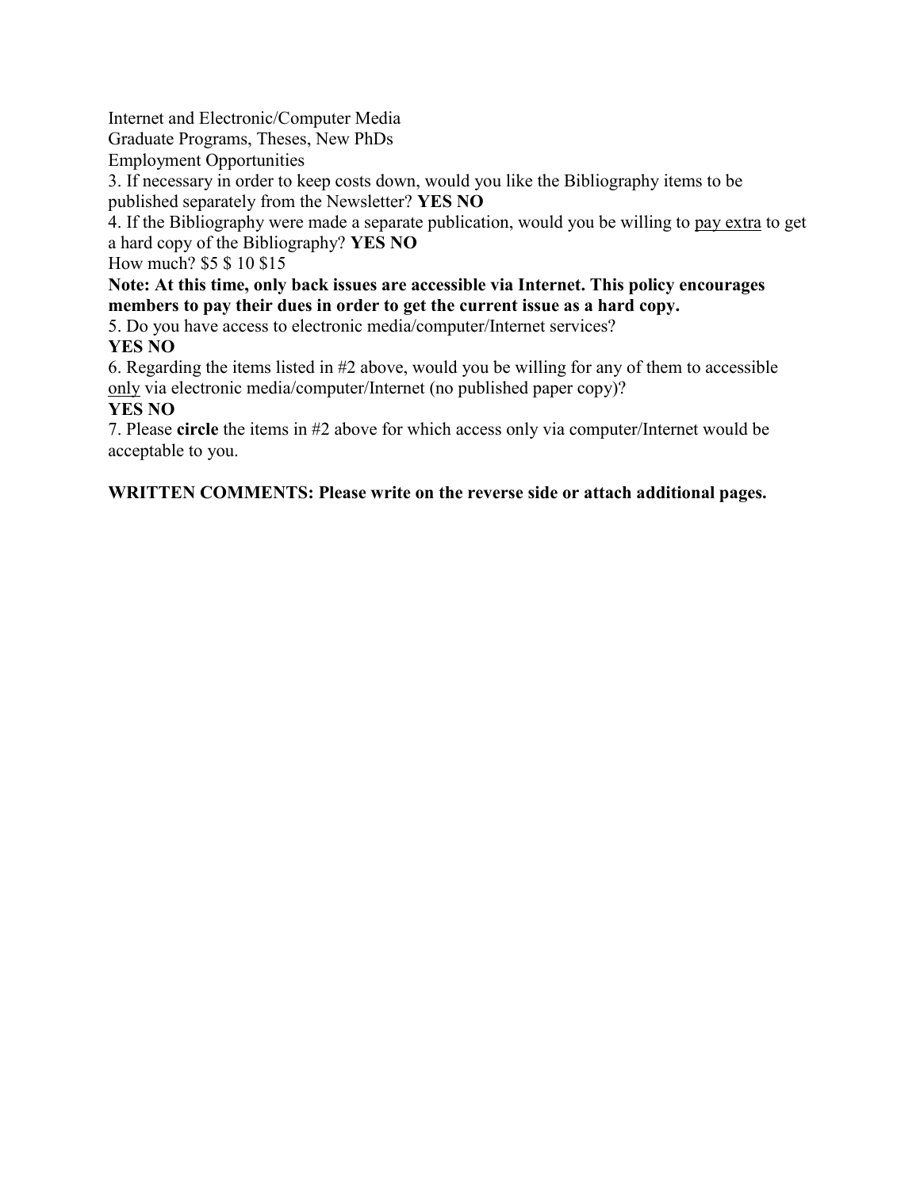Internet and Electronic/Computer Media
Graduate Programs, Theses, New PhDs
Employment Opportunities

3. If necessary in order to keep costs down, would you like the Bibliography items to be published separately from the Newsletter? **YES NO**

4. If the Bibliography were made a separate publication, would you be willing to <u>pay extra</u> to get a hard copy of the Bibliography? **YES NO**
How much? $5 $ 10 $15

**Note: At this time, only back issues are accessible via Internet. This policy encourages members to pay their dues in order to get the current issue as a hard copy.**

5. Do you have access to electronic media/computer/Internet services?
**YES NO**

6. Regarding the items listed in #2 above, would you be willing for any of them to accessible <u>only</u> via electronic media/computer/Internet (no published paper copy)?
**YES NO**

7. Please **circle** the items in #2 above for which access only via computer/Internet would be acceptable to you.

**WRITTEN COMMENTS: Please write on the reverse side or attach additional pages.**